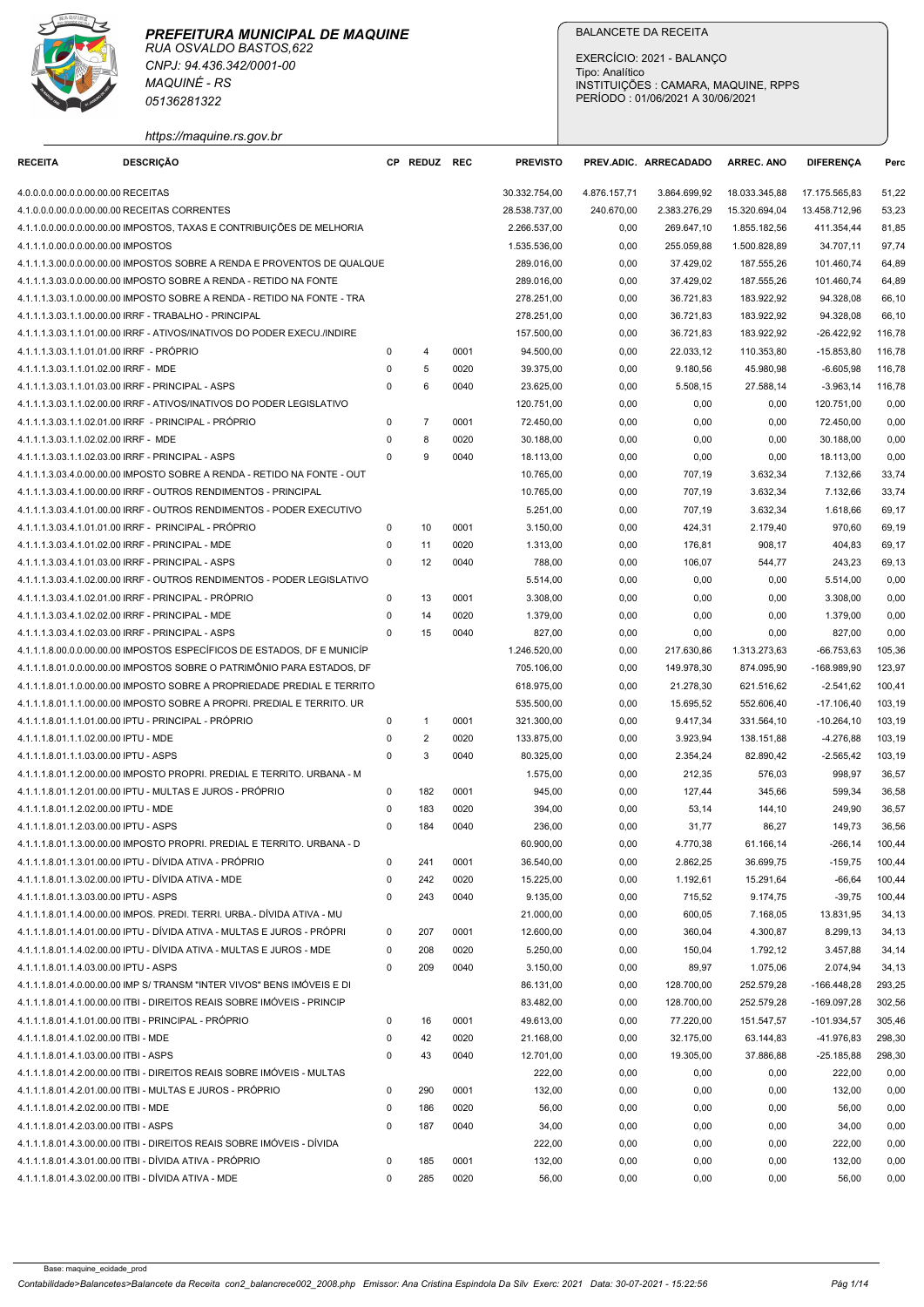**PREFEITURA MUNICIPAL DE MAQUINE**
*RUA OSVALDO BASTOS,622*
*CNPJ: 94.436.342/0001-00*
*MAQUINÉ - RS*
*05136281322*
*https://maquine.rs.gov.br*

BALANCETE DA RECEITA

EXERCÍCIO: 2021 - BALANÇO
Tipo: Analítico
INSTITUIÇÕES : CAMARA, MAQUINE, RPPS
PERÍODO : 01/06/2021 A 30/06/2021

| RECEITA | DESCRIÇÃO | CP | REDUZ | REC | PREVISTO | PREV.ADIC. | ARRECADADO | ARREC. ANO | DIFERENÇA | Perc |
|---|---|---|---|---|---|---|---|---|---|---|
| 4.0.0.0.0.00.0.0.00.00.00 | RECEITAS | | | | 30.332.754,00 | 4.876.157,71 | 3.864.699,92 | 18.033.345,88 | 17.175.565,83 | 51,22 |
| 4.1.0.0.0.00.0.0.00.00.00 | RECEITAS CORRENTES | | | | 28.538.737,00 | 240.670,00 | 2.383.276,29 | 15.320.694,04 | 13.458.712,96 | 53,23 |
| 4.1.1.0.0.00.0.0.00.00.00 | IMPOSTOS, TAXAS E CONTRIBUIÇÕES DE MELHORIA | | | | 2.266.537,00 | 0,00 | 269.647,10 | 1.855.182,56 | 411.354,44 | 81,85 |
| 4.1.1.1.0.00.0.0.00.00.00 | IMPOSTOS | | | | 1.535.536,00 | 0,00 | 255.059,88 | 1.500.828,89 | 34.707,11 | 97,74 |
| 4.1.1.1.3.00.0.0.00.00.00 | IMPOSTOS SOBRE A RENDA E PROVENTOS DE QUALQUE | | | | 289.016,00 | 0,00 | 37.429,02 | 187.555,26 | 101.460,74 | 64,89 |
| 4.1.1.1.3.03.0.0.00.00.00 | IMPOSTO SOBRE A RENDA - RETIDO NA FONTE | | | | 289.016,00 | 0,00 | 37.429,02 | 187.555,26 | 101.460,74 | 64,89 |
| 4.1.1.1.3.03.1.0.00.00.00 | IMPOSTO SOBRE A RENDA - RETIDO NA FONTE - TRA | | | | 278.251,00 | 0,00 | 36.721,83 | 183.922,92 | 94.328,08 | 66,10 |
| 4.1.1.1.3.03.1.1.00.00.00 | IRRF - TRABALHO - PRINCIPAL | | | | 278.251,00 | 0,00 | 36.721,83 | 183.922,92 | 94.328,08 | 66,10 |
| 4.1.1.1.3.03.1.1.01.00.00 | IRRF - ATIVOS/INATIVOS DO PODER EXECU./INDIRE | | | | 157.500,00 | 0,00 | 36.721,83 | 183.922,92 | -26.422,92 | 116,78 |
| 4.1.1.1.3.03.1.1.01.01.00 | IRRF - PRÓPRIO | 0 | 4 | 0001 | 94.500,00 | 0,00 | 22.033,12 | 110.353,80 | -15.853,80 | 116,78 |
| 4.1.1.1.3.03.1.1.01.02.00 | IRRF - MDE | 0 | 5 | 0020 | 39.375,00 | 0,00 | 9.180,56 | 45.980,98 | -6.605,98 | 116,78 |
| 4.1.1.1.3.03.1.1.01.03.00 | IRRF - PRINCIPAL - ASPS | 0 | 6 | 0040 | 23.625,00 | 0,00 | 5.508,15 | 27.588,14 | -3.963,14 | 116,78 |
| 4.1.1.1.3.03.1.1.02.00.00 | IRRF - ATIVOS/INATIVOS DO PODER LEGISLATIVO | | | | 120.751,00 | 0,00 | 0,00 | 0,00 | 120.751,00 | 0,00 |
| 4.1.1.1.3.03.1.1.02.01.00 | IRRF - PRINCIPAL - PRÓPRIO | 0 | 7 | 0001 | 72.450,00 | 0,00 | 0,00 | 0,00 | 72.450,00 | 0,00 |
| 4.1.1.1.3.03.1.1.02.02.00 | IRRF - MDE | 0 | 8 | 0020 | 30.188,00 | 0,00 | 0,00 | 0,00 | 30.188,00 | 0,00 |
| 4.1.1.1.3.03.1.1.02.03.00 | IRRF - PRINCIPAL - ASPS | 0 | 9 | 0040 | 18.113,00 | 0,00 | 0,00 | 0,00 | 18.113,00 | 0,00 |
| 4.1.1.1.3.03.4.0.00.00.00 | IMPOSTO SOBRE A RENDA - RETIDO NA FONTE - OUT | | | | 10.765,00 | 0,00 | 707,19 | 3.632,34 | 7.132,66 | 33,74 |
| 4.1.1.1.3.03.4.1.00.00.00 | IRRF - OUTROS RENDIMENTOS - PRINCIPAL | | | | 10.765,00 | 0,00 | 707,19 | 3.632,34 | 7.132,66 | 33,74 |
| 4.1.1.1.3.03.4.1.01.00.00 | IRRF - OUTROS RENDIMENTOS - PODER EXECUTIVO | | | | 5.251,00 | 0,00 | 707,19 | 3.632,34 | 1.618,66 | 69,17 |
| 4.1.1.1.3.03.4.1.01.01.00 | IRRF - PRINCIPAL - PRÓPRIO | 0 | 10 | 0001 | 3.150,00 | 0,00 | 424,31 | 2.179,40 | 970,60 | 69,19 |
| 4.1.1.1.3.03.4.1.01.02.00 | IRRF - PRINCIPAL - MDE | 0 | 11 | 0020 | 1.313,00 | 0,00 | 176,81 | 908,17 | 404,83 | 69,17 |
| 4.1.1.1.3.03.4.1.01.03.00 | IRRF - PRINCIPAL - ASPS | 0 | 12 | 0040 | 788,00 | 0,00 | 106,07 | 544,77 | 243,23 | 69,13 |
| 4.1.1.1.3.03.4.1.02.00.00 | IRRF - OUTROS RENDIMENTOS - PODER LEGISLATIVO | | | | 5.514,00 | 0,00 | 0,00 | 0,00 | 5.514,00 | 0,00 |
| 4.1.1.1.3.03.4.1.02.01.00 | IRRF - PRINCIPAL - PRÓPRIO | 0 | 13 | 0001 | 3.308,00 | 0,00 | 0,00 | 0,00 | 3.308,00 | 0,00 |
| 4.1.1.1.3.03.4.1.02.02.00 | IRRF - PRINCIPAL - MDE | 0 | 14 | 0020 | 1.379,00 | 0,00 | 0,00 | 0,00 | 1.379,00 | 0,00 |
| 4.1.1.1.3.03.4.1.02.03.00 | IRRF - PRINCIPAL - ASPS | 0 | 15 | 0040 | 827,00 | 0,00 | 0,00 | 0,00 | 827,00 | 0,00 |
| 4.1.1.1.8.00.0.0.00.00.00 | IMPOSTOS ESPECÍFICOS DE ESTADOS, DF E MUNICÍP | | | | 1.246.520,00 | 0,00 | 217.630,86 | 1.313.273,63 | -66.753,63 | 105,36 |
| 4.1.1.1.8.01.0.0.00.00.00 | IMPOSTOS SOBRE O PATRIMÔNIO PARA ESTADOS, DF | | | | 705.106,00 | 0,00 | 149.978,30 | 874.095,90 | -168.989,90 | 123,97 |
| 4.1.1.1.8.01.1.0.00.00.00 | IMPOSTO SOBRE A PROPRIEDADE PREDIAL E TERRITO | | | | 618.975,00 | 0,00 | 21.278,30 | 621.516,62 | -2.541,62 | 100,41 |
| 4.1.1.1.8.01.1.1.00.00.00 | IMPOSTO SOBRE A PROPRI. PREDIAL E TERRITO. UR | | | | 535.500,00 | 0,00 | 15.695,52 | 552.606,40 | -17.106,40 | 103,19 |
| 4.1.1.1.8.01.1.1.01.00.00 | IPTU - PRINCIPAL - PRÓPRIO | 0 | 1 | 0001 | 321.300,00 | 0,00 | 9.417,34 | 331.564,10 | -10.264,10 | 103,19 |
| 4.1.1.1.8.01.1.1.02.00.00 | IPTU - MDE | 0 | 2 | 0020 | 133.875,00 | 0,00 | 3.923,94 | 138.151,88 | -4.276,88 | 103,19 |
| 4.1.1.1.8.01.1.1.03.00.00 | IPTU - ASPS | 0 | 3 | 0040 | 80.325,00 | 0,00 | 2.354,24 | 82.890,42 | -2.565,42 | 103,19 |
| 4.1.1.1.8.01.1.2.00.00.00 | IMPOSTO PROPRI. PREDIAL E TERRITO. URBANA - M | | | | 1.575,00 | 0,00 | 212,35 | 576,03 | 998,97 | 36,57 |
| 4.1.1.1.8.01.1.2.01.00.00 | IPTU - MULTAS E JUROS - PRÓPRIO | 0 | 182 | 0001 | 945,00 | 0,00 | 127,44 | 345,66 | 599,34 | 36,58 |
| 4.1.1.1.8.01.1.2.02.00.00 | IPTU - MDE | 0 | 183 | 0020 | 394,00 | 0,00 | 53,14 | 144,10 | 249,90 | 36,57 |
| 4.1.1.1.8.01.1.2.03.00.00 | IPTU - ASPS | 0 | 184 | 0040 | 236,00 | 0,00 | 31,77 | 86,27 | 149,73 | 36,56 |
| 4.1.1.1.8.01.1.3.00.00.00 | IMPOSTO PROPRI. PREDIAL E TERRITO. URBANA - D | | | | 60.900,00 | 0,00 | 4.770,38 | 61.166,14 | -266,14 | 100,44 |
| 4.1.1.1.8.01.1.3.01.00.00 | IPTU - DÍVIDA ATIVA - PRÓPRIO | 0 | 241 | 0001 | 36.540,00 | 0,00 | 2.862,25 | 36.699,75 | -159,75 | 100,44 |
| 4.1.1.1.8.01.1.3.02.00.00 | IPTU - DÍVIDA ATIVA - MDE | 0 | 242 | 0020 | 15.225,00 | 0,00 | 1.192,61 | 15.291,64 | -66,64 | 100,44 |
| 4.1.1.1.8.01.1.3.03.00.00 | IPTU - ASPS | 0 | 243 | 0040 | 9.135,00 | 0,00 | 715,52 | 9.174,75 | -39,75 | 100,44 |
| 4.1.1.1.8.01.1.4.00.00.00 | IMPOS. PREDI. TERRI. URBA.- DÍVIDA ATIVA - MU | | | | 21.000,00 | 0,00 | 600,05 | 7.168,05 | 13.831,95 | 34,13 |
| 4.1.1.1.8.01.1.4.01.00.00 | IPTU - DÍVIDA ATIVA - MULTAS E JUROS - PRÓPRI | 0 | 207 | 0001 | 12.600,00 | 0,00 | 360,04 | 4.300,87 | 8.299,13 | 34,13 |
| 4.1.1.1.8.01.1.4.02.00.00 | IPTU - DÍVIDA ATIVA - MULTAS E JUROS - MDE | 0 | 208 | 0020 | 5.250,00 | 0,00 | 150,04 | 1.792,12 | 3.457,88 | 34,14 |
| 4.1.1.1.8.01.1.4.03.00.00 | IPTU - ASPS | 0 | 209 | 0040 | 3.150,00 | 0,00 | 89,97 | 1.075,06 | 2.074,94 | 34,13 |
| 4.1.1.1.8.01.4.0.00.00.00 | IMP S/ TRANSM "INTER VIVOS" BENS IMÓVEIS E DI | | | | 86.131,00 | 0,00 | 128.700,00 | 252.579,28 | -166.448,28 | 293,25 |
| 4.1.1.1.8.01.4.1.00.00.00 | ITBI - DIREITOS REAIS SOBRE IMÓVEIS - PRINCIP | | | | 83.482,00 | 0,00 | 128.700,00 | 252.579,28 | -169.097,28 | 302,56 |
| 4.1.1.1.8.01.4.1.01.00.00 | ITBI - PRINCIPAL - PRÓPRIO | 0 | 16 | 0001 | 49.613,00 | 0,00 | 77.220,00 | 151.547,57 | -101.934,57 | 305,46 |
| 4.1.1.1.8.01.4.1.02.00.00 | ITBI - MDE | 0 | 42 | 0020 | 21.168,00 | 0,00 | 32.175,00 | 63.144,83 | -41.976,83 | 298,30 |
| 4.1.1.1.8.01.4.1.03.00.00 | ITBI - ASPS | 0 | 43 | 0040 | 12.701,00 | 0,00 | 19.305,00 | 37.886,88 | -25.185,88 | 298,30 |
| 4.1.1.1.8.01.4.2.00.00.00 | ITBI - DIREITOS REAIS SOBRE IMÓVEIS - MULTAS | | | | 222,00 | 0,00 | 0,00 | 0,00 | 222,00 | 0,00 |
| 4.1.1.1.8.01.4.2.01.00.00 | ITBI - MULTAS E JUROS - PRÓPRIO | 0 | 290 | 0001 | 132,00 | 0,00 | 0,00 | 0,00 | 132,00 | 0,00 |
| 4.1.1.1.8.01.4.2.02.00.00 | ITBI - MDE | 0 | 186 | 0020 | 56,00 | 0,00 | 0,00 | 0,00 | 56,00 | 0,00 |
| 4.1.1.1.8.01.4.2.03.00.00 | ITBI - ASPS | 0 | 187 | 0040 | 34,00 | 0,00 | 0,00 | 0,00 | 34,00 | 0,00 |
| 4.1.1.1.8.01.4.3.00.00.00 | ITBI - DIREITOS REAIS SOBRE IMÓVEIS - DÍVIDA | | | | 222,00 | 0,00 | 0,00 | 0,00 | 222,00 | 0,00 |
| 4.1.1.1.8.01.4.3.01.00.00 | ITBI - DÍVIDA ATIVA - PRÓPRIO | 0 | 185 | 0001 | 132,00 | 0,00 | 0,00 | 0,00 | 132,00 | 0,00 |
| 4.1.1.1.8.01.4.3.02.00.00 | ITBI - DÍVIDA ATIVA - MDE | 0 | 285 | 0020 | 56,00 | 0,00 | 0,00 | 0,00 | 56,00 | 0,00 |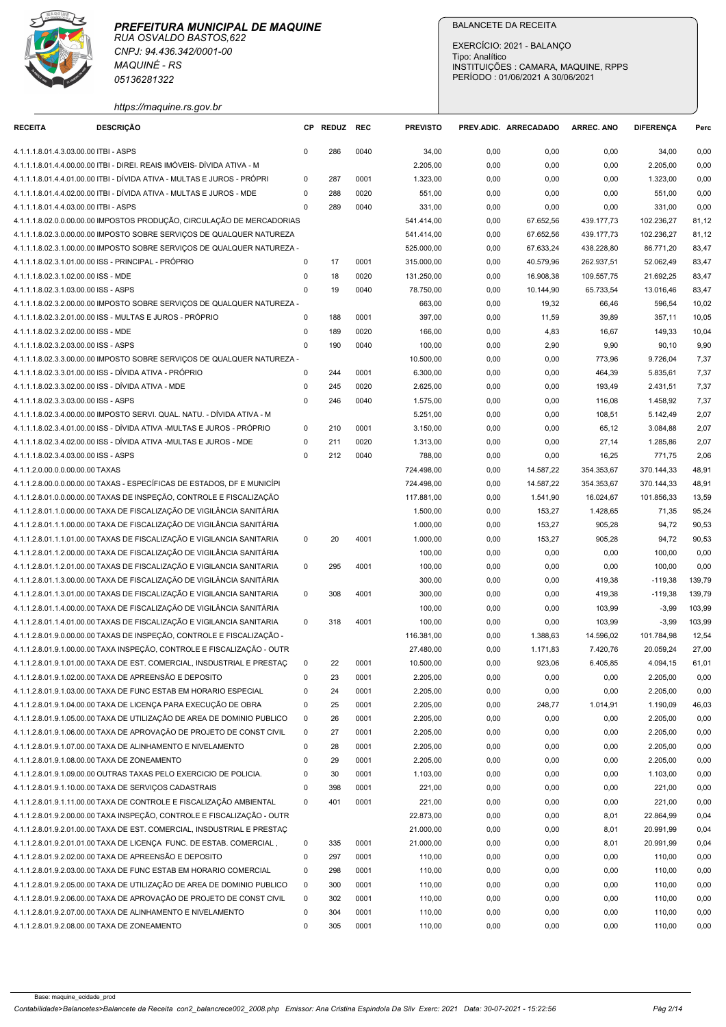**PREFEITURA MUNICIPAL DE MAQUINE**
RUA OSVALDO BASTOS,622
CNPJ: 94.436.342/0001-00
MAQUINÉ - RS
05136281322
https://maquine.rs.gov.br

BALANCETE DA RECEITA
EXERCÍCIO: 2021 - BALANÇO
Tipo: Analítico
INSTITUIÇÕES : CAMARA, MAQUINE, RPPS
PERÍODO : 01/06/2021 A 30/06/2021

| RECEITA | DESCRIÇÃO | CP | REDUZ | REC | PREVISTO | PREV.ADIC. | ARRECADADO | ARREC. ANO | DIFERENÇA | Perc |
|---|---|---|---|---|---|---|---|---|---|---|
| 4.1.1.1.8.01.4.3.03.00.00 | ITBI - ASPS | 0 | 286 | 0040 | 34,00 | 0,00 | 0,00 | 0,00 | 34,00 | 0,00 |
| 4.1.1.1.8.01.4.4.00.00.00 | ITBI - DIREI. REAIS IMÓVEIS- DÍVIDA ATIVA - M | | | | 2.205,00 | 0,00 | 0,00 | 0,00 | 2.205,00 | 0,00 |
| 4.1.1.1.8.01.4.4.01.00.00 | ITBI - DÍVIDA ATIVA - MULTAS E JUROS - PRÓPRI | 0 | 287 | 0001 | 1.323,00 | 0,00 | 0,00 | 0,00 | 1.323,00 | 0,00 |
| 4.1.1.1.8.01.4.4.02.00.00 | ITBI - DÍVIDA ATIVA - MULTAS E JUROS - MDE | 0 | 288 | 0020 | 551,00 | 0,00 | 0,00 | 0,00 | 551,00 | 0,00 |
| 4.1.1.1.8.01.4.4.03.00.00 | ITBI - ASPS | 0 | 289 | 0040 | 331,00 | 0,00 | 0,00 | 0,00 | 331,00 | 0,00 |
| 4.1.1.1.8.02.0.0.00.00.00 | IMPOSTOS PRODUÇÃO, CIRCULAÇÃO DE MERCADORIAS | | | | 541.414,00 | 0,00 | 67.652,56 | 439.177,73 | 102.236,27 | 81,12 |
| 4.1.1.1.8.02.3.0.00.00.00 | IMPOSTO SOBRE SERVIÇOS DE QUALQUER NATUREZA | | | | 541.414,00 | 0,00 | 67.652,56 | 439.177,73 | 102.236,27 | 81,12 |
| 4.1.1.1.8.02.3.1.00.00.00 | IMPOSTO SOBRE SERVIÇOS DE QUALQUER NATUREZA - | | | | 525.000,00 | 0,00 | 67.633,24 | 438.228,80 | 86.771,20 | 83,47 |
| 4.1.1.1.8.02.3.1.01.00.00 | ISS - PRINCIPAL - PRÓPRIO | 0 | 17 | 0001 | 315.000,00 | 0,00 | 40.579,96 | 262.937,51 | 52.062,49 | 83,47 |
| 4.1.1.1.8.02.3.1.02.00.00 | ISS - MDE | 0 | 18 | 0020 | 131.250,00 | 0,00 | 16.908,38 | 109.557,75 | 21.692,25 | 83,47 |
| 4.1.1.1.8.02.3.1.03.00.00 | ISS - ASPS | 0 | 19 | 0040 | 78.750,00 | 0,00 | 10.144,90 | 65.733,54 | 13.016,46 | 83,47 |
| 4.1.1.1.8.02.3.2.00.00.00 | IMPOSTO SOBRE SERVIÇOS DE QUALQUER NATUREZA - | | | | 663,00 | 0,00 | 19,32 | 66,46 | 596,54 | 10,02 |
| 4.1.1.1.8.02.3.2.01.00.00 | ISS - MULTAS E JUROS - PRÓPRIO | 0 | 188 | 0001 | 397,00 | 0,00 | 11,59 | 39,89 | 357,11 | 10,05 |
| 4.1.1.1.8.02.3.2.02.00.00 | ISS - MDE | 0 | 189 | 0020 | 166,00 | 0,00 | 4,83 | 16,67 | 149,33 | 10,04 |
| 4.1.1.1.8.02.3.2.03.00.00 | ISS - ASPS | 0 | 190 | 0040 | 100,00 | 0,00 | 2,90 | 9,90 | 90,10 | 9,90 |
| 4.1.1.1.8.02.3.3.00.00.00 | IMPOSTO SOBRE SERVIÇOS DE QUALQUER NATUREZA - | | | | 10.500,00 | 0,00 | 0,00 | 773,96 | 9.726,04 | 7,37 |
| 4.1.1.1.8.02.3.3.01.00.00 | ISS - DÍVIDA ATIVA - PRÓPRIO | 0 | 244 | 0001 | 6.300,00 | 0,00 | 0,00 | 464,39 | 5.835,61 | 7,37 |
| 4.1.1.1.8.02.3.3.02.00.00 | ISS - DÍVIDA ATIVA - MDE | 0 | 245 | 0020 | 2.625,00 | 0,00 | 0,00 | 193,49 | 2.431,51 | 7,37 |
| 4.1.1.1.8.02.3.3.03.00.00 | ISS - ASPS | 0 | 246 | 0040 | 1.575,00 | 0,00 | 0,00 | 116,08 | 1.458,92 | 7,37 |
| 4.1.1.1.8.02.3.4.00.00.00 | IMPOSTO SERVI. QUAL. NATU. - DÍVIDA ATIVA - M | | | | 5.251,00 | 0,00 | 0,00 | 108,51 | 5.142,49 | 2,07 |
| 4.1.1.1.8.02.3.4.01.00.00 | ISS - DÍVIDA ATIVA -MULTAS E JUROS - PRÓPRIO | 0 | 210 | 0001 | 3.150,00 | 0,00 | 0,00 | 65,12 | 3.084,88 | 2,07 |
| 4.1.1.1.8.02.3.4.02.00.00 | ISS - DÍVIDA ATIVA -MULTAS E JUROS - MDE | 0 | 211 | 0020 | 1.313,00 | 0,00 | 0,00 | 27,14 | 1.285,86 | 2,07 |
| 4.1.1.1.8.02.3.4.03.00.00 | ISS - ASPS | 0 | 212 | 0040 | 788,00 | 0,00 | 0,00 | 16,25 | 771,75 | 2,06 |
| 4.1.1.2.0.00.0.0.00.00.00 | TAXAS | | | | 724.498,00 | 0,00 | 14.587,22 | 354.353,67 | 370.144,33 | 48,91 |
| 4.1.1.2.8.00.0.0.00.00.00 | TAXAS - ESPECÍFICAS DE ESTADOS, DF E MUNICÍPI | | | | 724.498,00 | 0,00 | 14.587,22 | 354.353,67 | 370.144,33 | 48,91 |
| 4.1.1.2.8.01.0.0.00.00.00 | TAXAS DE INSPEÇÃO, CONTROLE E FISCALIZAÇÃO | | | | 117.881,00 | 0,00 | 1.541,90 | 16.024,67 | 101.856,33 | 13,59 |
| 4.1.1.2.8.01.1.0.00.00.00 | TAXA DE FISCALIZAÇÃO DE VIGILÂNCIA SANITÁRIA | | | | 1.500,00 | 0,00 | 153,27 | 1.428,65 | 71,35 | 95,24 |
| 4.1.1.2.8.01.1.1.00.00.00 | TAXA DE FISCALIZAÇÃO DE VIGILÂNCIA SANITÁRIA | | | | 1.000,00 | 0,00 | 153,27 | 905,28 | 94,72 | 90,53 |
| 4.1.1.2.8.01.1.1.01.00.00 | TAXAS DE FISCALIZAÇÃO E VIGILANCIA SANITARIA | 0 | 20 | 4001 | 1.000,00 | 0,00 | 153,27 | 905,28 | 94,72 | 90,53 |
| 4.1.1.2.8.01.1.2.00.00.00 | TAXA DE FISCALIZAÇÃO DE VIGILÂNCIA SANITÁRIA | | | | 100,00 | 0,00 | 0,00 | 0,00 | 100,00 | 0,00 |
| 4.1.1.2.8.01.1.2.01.00.00 | TAXAS DE FISCALIZAÇÃO E VIGILANCIA SANITARIA | 0 | 295 | 4001 | 100,00 | 0,00 | 0,00 | 0,00 | 100,00 | 0,00 |
| 4.1.1.2.8.01.1.3.00.00.00 | TAXA DE FISCALIZAÇÃO DE VIGILÂNCIA SANITÁRIA | | | | 300,00 | 0,00 | 0,00 | 419,38 | -119,38 | 139,79 |
| 4.1.1.2.8.01.1.3.01.00.00 | TAXAS DE FISCALIZAÇÃO E VIGILANCIA SANITARIA | 0 | 308 | 4001 | 300,00 | 0,00 | 0,00 | 419,38 | -119,38 | 139,79 |
| 4.1.1.2.8.01.1.4.00.00.00 | TAXA DE FISCALIZAÇÃO DE VIGILÂNCIA SANITÁRIA | | | | 100,00 | 0,00 | 0,00 | 103,99 | -3,99 | 103,99 |
| 4.1.1.2.8.01.1.4.01.00.00 | TAXAS DE FISCALIZAÇÃO E VIGILANCIA SANITARIA | 0 | 318 | 4001 | 100,00 | 0,00 | 0,00 | 103,99 | -3,99 | 103,99 |
| 4.1.1.2.8.01.9.0.00.00.00 | TAXAS DE INSPEÇÃO, CONTROLE E FISCALIZAÇÃO - | | | | 116.381,00 | 0,00 | 1.388,63 | 14.596,02 | 101.784,98 | 12,54 |
| 4.1.1.2.8.01.9.1.00.00.00 | TAXA INSPEÇÃO, CONTROLE E FISCALIZAÇÃO - OUTR | | | | 27.480,00 | 0,00 | 1.171,83 | 7.420,76 | 20.059,24 | 27,00 |
| 4.1.1.2.8.01.9.1.01.00.00 | TAXA DE EST. COMERCIAL, INSDUSTRIAL E PRESTAÇ | 0 | 22 | 0001 | 10.500,00 | 0,00 | 923,06 | 6.405,85 | 4.094,15 | 61,01 |
| 4.1.1.2.8.01.9.1.02.00.00 | TAXA DE APREENSÃO E DEPOSITO | 0 | 23 | 0001 | 2.205,00 | 0,00 | 0,00 | 0,00 | 2.205,00 | 0,00 |
| 4.1.1.2.8.01.9.1.03.00.00 | TAXA DE FUNC ESTAB EM HORARIO ESPECIAL | 0 | 24 | 0001 | 2.205,00 | 0,00 | 0,00 | 0,00 | 2.205,00 | 0,00 |
| 4.1.1.2.8.01.9.1.04.00.00 | TAXA DE LICENÇA PARA EXECUÇÃO DE OBRA | 0 | 25 | 0001 | 2.205,00 | 0,00 | 248,77 | 1.014,91 | 1.190,09 | 46,03 |
| 4.1.1.2.8.01.9.1.05.00.00 | TAXA DE UTILIZAÇÃO DE AREA DE DOMINIO PUBLICO | 0 | 26 | 0001 | 2.205,00 | 0,00 | 0,00 | 0,00 | 2.205,00 | 0,00 |
| 4.1.1.2.8.01.9.1.06.00.00 | TAXA DE APROVAÇÃO DE PROJETO DE CONST CIVIL | 0 | 27 | 0001 | 2.205,00 | 0,00 | 0,00 | 0,00 | 2.205,00 | 0,00 |
| 4.1.1.2.8.01.9.1.07.00.00 | TAXA DE ALINHAMENTO E NIVELAMENTO | 0 | 28 | 0001 | 2.205,00 | 0,00 | 0,00 | 0,00 | 2.205,00 | 0,00 |
| 4.1.1.2.8.01.9.1.08.00.00 | TAXA DE ZONEAMENTO | 0 | 29 | 0001 | 2.205,00 | 0,00 | 0,00 | 0,00 | 2.205,00 | 0,00 |
| 4.1.1.2.8.01.9.1.09.00.00 | OUTRAS TAXAS PELO EXERCICIO DE POLICIA. | 0 | 30 | 0001 | 1.103,00 | 0,00 | 0,00 | 0,00 | 1.103,00 | 0,00 |
| 4.1.1.2.8.01.9.1.10.00.00 | TAXA DE SERVIÇOS CADASTRAIS | 0 | 398 | 0001 | 221,00 | 0,00 | 0,00 | 0,00 | 221,00 | 0,00 |
| 4.1.1.2.8.01.9.1.11.00.00 | TAXA DE CONTROLE E FISCALIZAÇÃO AMBIENTAL | 0 | 401 | 0001 | 221,00 | 0,00 | 0,00 | 0,00 | 221,00 | 0,00 |
| 4.1.1.2.8.01.9.2.00.00.00 | TAXA INSPEÇÃO, CONTROLE E FISCALIZAÇÃO - OUTR | | | | 22.873,00 | 0,00 | 0,00 | 8,01 | 22.864,99 | 0,04 |
| 4.1.1.2.8.01.9.2.01.00.00 | TAXA DE EST. COMERCIAL, INSDUSTRIAL E PRESTAÇ | | | | 21.000,00 | 0,00 | 0,00 | 8,01 | 20.991,99 | 0,04 |
| 4.1.1.2.8.01.9.2.01.01.00 | TAXA DE LICENÇA FUNC. DE ESTAB. COMERCIAL , | 0 | 335 | 0001 | 21.000,00 | 0,00 | 0,00 | 8,01 | 20.991,99 | 0,04 |
| 4.1.1.2.8.01.9.2.02.00.00 | TAXA DE APREENSÃO E DEPOSITO | 0 | 297 | 0001 | 110,00 | 0,00 | 0,00 | 0,00 | 110,00 | 0,00 |
| 4.1.1.2.8.01.9.2.03.00.00 | TAXA DE FUNC ESTAB EM HORARIO COMERCIAL | 0 | 298 | 0001 | 110,00 | 0,00 | 0,00 | 0,00 | 110,00 | 0,00 |
| 4.1.1.2.8.01.9.2.05.00.00 | TAXA DE UTILIZAÇÃO DE AREA DE DOMINIO PUBLICO | 0 | 300 | 0001 | 110,00 | 0,00 | 0,00 | 0,00 | 110,00 | 0,00 |
| 4.1.1.2.8.01.9.2.06.00.00 | TAXA DE APROVAÇÃO DE PROJETO DE CONST CIVIL | 0 | 302 | 0001 | 110,00 | 0,00 | 0,00 | 0,00 | 110,00 | 0,00 |
| 4.1.1.2.8.01.9.2.07.00.00 | TAXA DE ALINHAMENTO E NIVELAMENTO | 0 | 304 | 0001 | 110,00 | 0,00 | 0,00 | 0,00 | 110,00 | 0,00 |
| 4.1.1.2.8.01.9.2.08.00.00 | TAXA DE ZONEAMENTO | 0 | 305 | 0001 | 110,00 | 0,00 | 0,00 | 0,00 | 110,00 | 0,00 |

Base: maquine_ecidade_prod
Contabilidade>Balancetes>Balancete da Receita con2_balancrece002_2008.php Emissor: Ana Cristina Espindola Da Silv Exerc: 2021 Data: 30-07-2021 - 15:22:56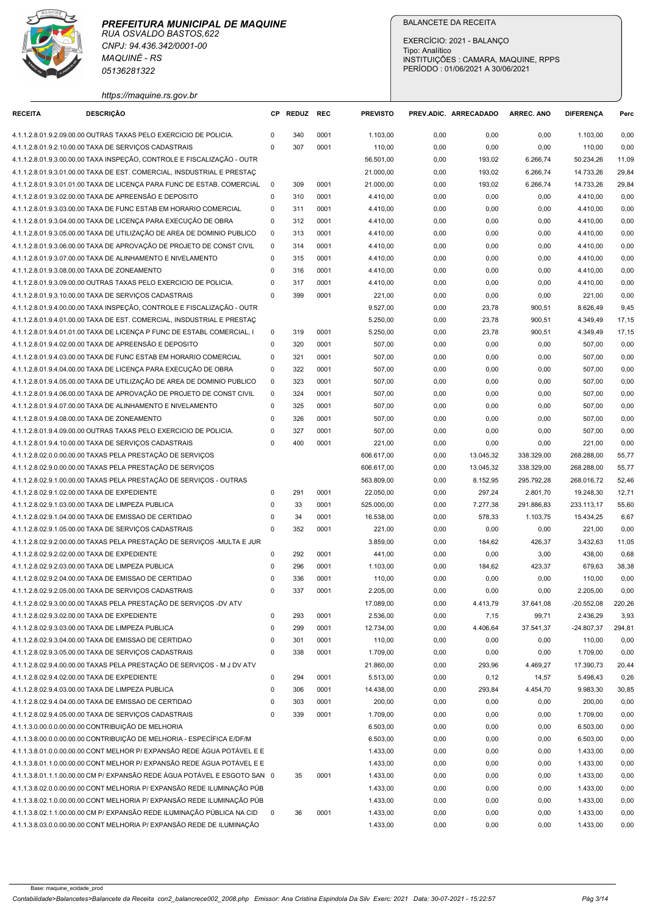**PREFEITURA MUNICIPAL DE MAQUINE**
RUA OSVALDO BASTOS,622
CNPJ: 94.436.342/0001-00
MAQUINÉ - RS
05136281322
https://maquine.rs.gov.br

BALANCETE DA RECEITA
EXERCÍCIO: 2021 - BALANÇO
Tipo: Analítico
INSTITUIÇÕES : CAMARA, MAQUINE, RPPS
PERÍODO : 01/06/2021 A 30/06/2021

| RECEITA | DESCRIÇÃO | CP | REDUZ | REC | PREVISTO | PREV.ADIC. | ARRECADADO | ARREC. ANO | DIFERENÇA | Perc |
|---|---|---|---|---|---|---|---|---|---|---|
| 4.1.1.2.8.01.9.2.09.00.00 | OUTRAS TAXAS PELO EXERCICIO DE POLICIA. | 0 | 340 | 0001 | 1.103,00 | 0,00 | 0,00 | 0,00 | 1.103,00 | 0,00 |
| 4.1.1.2.8.01.9.2.10.00.00 | TAXA DE SERVIÇOS CADASTRAIS | 0 | 307 | 0001 | 110,00 | 0,00 | 0,00 | 0,00 | 110,00 | 0,00 |
| 4.1.1.2.8.01.9.3.00.00.00 | TAXA INSPEÇÃO, CONTROLE E FISCALIZAÇÃO - OUTR | | | | 56.501,00 | 0,00 | 193,02 | 6.266,74 | 50.234,26 | 11,09 |
| 4.1.1.2.8.01.9.3.01.00.00 | TAXA DE EST. COMERCIAL, INSDUSTRIAL E PRESTAÇ | | | | 21.000,00 | 0,00 | 193,02 | 6.266,74 | 14.733,26 | 29,84 |
| 4.1.1.2.8.01.9.3.01.01.00 | TAXA DE LICENÇA PARA FUNC DE ESTAB. COMERCIAL | 0 | 309 | 0001 | 21.000,00 | 0,00 | 193,02 | 6.266,74 | 14.733,26 | 29,84 |
| 4.1.1.2.8.01.9.3.02.00.00 | TAXA DE APREENSÃO E DEPOSITO | 0 | 310 | 0001 | 4.410,00 | 0,00 | 0,00 | 0,00 | 4.410,00 | 0,00 |
| 4.1.1.2.8.01.9.3.03.00.00 | TAXA DE FUNC ESTAB EM HORARIO COMERCIAL | 0 | 311 | 0001 | 4.410,00 | 0,00 | 0,00 | 0,00 | 4.410,00 | 0,00 |
| 4.1.1.2.8.01.9.3.04.00.00 | TAXA DE LICENÇA PARA EXECUÇÃO DE OBRA | 0 | 312 | 0001 | 4.410,00 | 0,00 | 0,00 | 0,00 | 4.410,00 | 0,00 |
| 4.1.1.2.8.01.9.3.05.00.00 | TAXA DE UTILIZAÇÃO DE AREA DE DOMINIO PUBLICO | 0 | 313 | 0001 | 4.410,00 | 0,00 | 0,00 | 0,00 | 4.410,00 | 0,00 |
| 4.1.1.2.8.01.9.3.06.00.00 | TAXA DE APROVAÇÃO DE PROJETO DE CONST CIVIL | 0 | 314 | 0001 | 4.410,00 | 0,00 | 0,00 | 0,00 | 4.410,00 | 0,00 |
| 4.1.1.2.8.01.9.3.07.00.00 | TAXA DE ALINHAMENTO E NIVELAMENTO | 0 | 315 | 0001 | 4.410,00 | 0,00 | 0,00 | 0,00 | 4.410,00 | 0,00 |
| 4.1.1.2.8.01.9.3.08.00.00 | TAXA DE ZONEAMENTO | 0 | 316 | 0001 | 4.410,00 | 0,00 | 0,00 | 0,00 | 4.410,00 | 0,00 |
| 4.1.1.2.8.01.9.3.09.00.00 | OUTRAS TAXAS PELO EXERCICIO DE POLICIA. | 0 | 317 | 0001 | 4.410,00 | 0,00 | 0,00 | 0,00 | 4.410,00 | 0,00 |
| 4.1.1.2.8.01.9.3.10.00.00 | TAXA DE SERVIÇOS CADASTRAIS | 0 | 399 | 0001 | 221,00 | 0,00 | 0,00 | 0,00 | 221,00 | 0,00 |
| 4.1.1.2.8.01.9.4.00.00.00 | TAXA INSPEÇÃO, CONTROLE E FISCALIZAÇÃO - OUTR | | | | 9.527,00 | 0,00 | 23,78 | 900,51 | 8.626,49 | 9,45 |
| 4.1.1.2.8.01.9.4.01.00.00 | TAXA DE EST. COMERCIAL, INSDUSTRIAL E PRESTAÇ | | | | 5.250,00 | 0,00 | 23,78 | 900,51 | 4.349,49 | 17,15 |
| 4.1.1.2.8.01.9.4.01.01.00 | TAXA DE LICENÇA P FUNC DE ESTABL COMERCIAL, I | 0 | 319 | 0001 | 5.250,00 | 0,00 | 23,78 | 900,51 | 4.349,49 | 17,15 |
| 4.1.1.2.8.01.9.4.02.00.00 | TAXA DE APREENSÃO E DEPOSITO | 0 | 320 | 0001 | 507,00 | 0,00 | 0,00 | 0,00 | 507,00 | 0,00 |
| 4.1.1.2.8.01.9.4.03.00.00 | TAXA DE FUNC ESTAB EM HORARIO COMERCIAL | 0 | 321 | 0001 | 507,00 | 0,00 | 0,00 | 0,00 | 507,00 | 0,00 |
| 4.1.1.2.8.01.9.4.04.00.00 | TAXA DE LICENÇA PARA EXECUÇÃO DE OBRA | 0 | 322 | 0001 | 507,00 | 0,00 | 0,00 | 0,00 | 507,00 | 0,00 |
| 4.1.1.2.8.01.9.4.05.00.00 | TAXA DE UTILIZAÇÃO DE AREA DE DOMINIO PUBLICO | 0 | 323 | 0001 | 507,00 | 0,00 | 0,00 | 0,00 | 507,00 | 0,00 |
| 4.1.1.2.8.01.9.4.06.00.00 | TAXA DE APROVAÇÃO DE PROJETO DE CONST CIVIL | 0 | 324 | 0001 | 507,00 | 0,00 | 0,00 | 0,00 | 507,00 | 0,00 |
| 4.1.1.2.8.01.9.4.07.00.00 | TAXA DE ALINHAMENTO E NIVELAMENTO | 0 | 325 | 0001 | 507,00 | 0,00 | 0,00 | 0,00 | 507,00 | 0,00 |
| 4.1.1.2.8.01.9.4.08.00.00 | TAXA DE ZONEAMENTO | 0 | 326 | 0001 | 507,00 | 0,00 | 0,00 | 0,00 | 507,00 | 0,00 |
| 4.1.1.2.8.01.9.4.09.00.00 | OUTRAS TAXAS PELO EXERCICIO DE POLICIA. | 0 | 327 | 0001 | 507,00 | 0,00 | 0,00 | 0,00 | 507,00 | 0,00 |
| 4.1.1.2.8.01.9.4.10.00.00 | TAXA DE SERVIÇOS CADASTRAIS | 0 | 400 | 0001 | 221,00 | 0,00 | 0,00 | 0,00 | 221,00 | 0,00 |
| 4.1.1.2.8.02.0.0.00.00.00 | TAXAS PELA PRESTAÇÃO DE SERVIÇOS | | | | 606.617,00 | 0,00 | 13.045,32 | 338.329,00 | 268.288,00 | 55,77 |
| 4.1.1.2.8.02.9.0.00.00.00 | TAXAS PELA PRESTAÇÃO DE SERVIÇOS | | | | 606.617,00 | 0,00 | 13.045,32 | 338.329,00 | 268.288,00 | 55,77 |
| 4.1.1.2.8.02.9.1.00.00.00 | TAXAS PELA PRESTAÇÃO DE SERVIÇOS - OUTRAS | | | | 563.809,00 | 0,00 | 8.152,95 | 295.792,28 | 268.016,72 | 52,46 |
| 4.1.1.2.8.02.9.1.02.00.00 | TAXA DE EXPEDIENTE | 0 | 291 | 0001 | 22.050,00 | 0,00 | 297,24 | 2.801,70 | 19.248,30 | 12,71 |
| 4.1.1.2.8.02.9.1.03.00.00 | TAXA DE LIMPEZA PUBLICA | 0 | 33 | 0001 | 525.000,00 | 0,00 | 7.277,38 | 291.886,83 | 233.113,17 | 55,60 |
| 4.1.1.2.8.02.9.1.04.00.00 | TAXA DE EMISSAO DE CERTIDAO | 0 | 34 | 0001 | 16.538,00 | 0,00 | 578,33 | 1.103,75 | 15.434,25 | 6,67 |
| 4.1.1.2.8.02.9.1.05.00.00 | TAXA DE SERVIÇOS CADASTRAIS | 0 | 352 | 0001 | 221,00 | 0,00 | 0,00 | 0,00 | 221,00 | 0,00 |
| 4.1.1.2.8.02.9.2.00.00.00 | TAXAS PELA PRESTAÇÃO DE SERVIÇOS -MULTA E JUR | | | | 3.859,00 | 0,00 | 184,62 | 426,37 | 3.432,63 | 11,05 |
| 4.1.1.2.8.02.9.2.02.00.00 | TAXA DE EXPEDIENTE | 0 | 292 | 0001 | 441,00 | 0,00 | 0,00 | 3,00 | 438,00 | 0,68 |
| 4.1.1.2.8.02.9.2.03.00.00 | TAXA DE LIMPEZA PUBLICA | 0 | 296 | 0001 | 1.103,00 | 0,00 | 184,62 | 423,37 | 679,63 | 38,38 |
| 4.1.1.2.8.02.9.2.04.00.00 | TAXA DE EMISSAO DE CERTIDAO | 0 | 336 | 0001 | 110,00 | 0,00 | 0,00 | 0,00 | 110,00 | 0,00 |
| 4.1.1.2.8.02.9.2.05.00.00 | TAXA DE SERVIÇOS CADASTRAIS | 0 | 337 | 0001 | 2.205,00 | 0,00 | 0,00 | 0,00 | 2.205,00 | 0,00 |
| 4.1.1.2.8.02.9.3.00.00.00 | TAXAS PELA PRESTAÇÃO DE SERVIÇOS -DV ATV | | | | 17.089,00 | 0,00 | 4.413,79 | 37.641,08 | -20.552,08 | 220,26 |
| 4.1.1.2.8.02.9.3.02.00.00 | TAXA DE EXPEDIENTE | 0 | 293 | 0001 | 2.536,00 | 0,00 | 7,15 | 99,71 | 2.436,29 | 3,93 |
| 4.1.1.2.8.02.9.3.03.00.00 | TAXA DE LIMPEZA PUBLICA | 0 | 299 | 0001 | 12.734,00 | 0,00 | 4.406,64 | 37.541,37 | -24.807,37 | 294,81 |
| 4.1.1.2.8.02.9.3.04.00.00 | TAXA DE EMISSAO DE CERTIDAO | 0 | 301 | 0001 | 110,00 | 0,00 | 0,00 | 0,00 | 110,00 | 0,00 |
| 4.1.1.2.8.02.9.3.05.00.00 | TAXA DE SERVIÇOS CADASTRAIS | 0 | 338 | 0001 | 1.709,00 | 0,00 | 0,00 | 0,00 | 1.709,00 | 0,00 |
| 4.1.1.2.8.02.9.4.00.00.00 | TAXAS PELA PRESTAÇÃO DE SERVIÇOS - M J DV ATV | | | | 21.860,00 | 0,00 | 293,96 | 4.469,27 | 17.390,73 | 20,44 |
| 4.1.1.2.8.02.9.4.02.00.00 | TAXA DE EXPEDIENTE | 0 | 294 | 0001 | 5.513,00 | 0,00 | 0,12 | 14,57 | 5.498,43 | 0,26 |
| 4.1.1.2.8.02.9.4.03.00.00 | TAXA DE LIMPEZA PUBLICA | 0 | 306 | 0001 | 14.438,00 | 0,00 | 293,84 | 4.454,70 | 9.983,30 | 30,85 |
| 4.1.1.2.8.02.9.4.04.00.00 | TAXA DE EMISSAO DE CERTIDAO | 0 | 303 | 0001 | 200,00 | 0,00 | 0,00 | 0,00 | 200,00 | 0,00 |
| 4.1.1.2.8.02.9.4.05.00.00 | TAXA DE SERVIÇOS CADASTRAIS | 0 | 339 | 0001 | 1.709,00 | 0,00 | 0,00 | 0,00 | 1.709,00 | 0,00 |
| 4.1.1.3.0.00.0.0.00.00.00 | CONTRIBUIÇÃO DE MELHORIA | | | | 6.503,00 | 0,00 | 0,00 | 0,00 | 6.503,00 | 0,00 |
| 4.1.1.3.8.00.0.0.00.00.00 | CONTRIBUIÇÃO DE MELHORIA - ESPECÍFICA E/DF/M | | | | 6.503,00 | 0,00 | 0,00 | 0,00 | 6.503,00 | 0,00 |
| 4.1.1.3.8.01.0.0.00.00.00 | CONT MELHOR P/ EXPANSÃO REDE ÁGUA POTÁVEL E E | | | | 1.433,00 | 0,00 | 0,00 | 0,00 | 1.433,00 | 0,00 |
| 4.1.1.3.8.01.1.0.00.00.00 | CONT MELHOR P/ EXPANSÃO REDE ÁGUA POTÁVEL E E | | | | 1.433,00 | 0,00 | 0,00 | 0,00 | 1.433,00 | 0,00 |
| 4.1.1.3.8.01.1.1.00.00.00 | CM P/ EXPANSÃO REDE ÁGUA POTÁVEL E ESGOTO SAN | 0 | 35 | 0001 | 1.433,00 | 0,00 | 0,00 | 0,00 | 1.433,00 | 0,00 |
| 4.1.1.3.8.02.0.0.00.00.00 | CONT MELHORIA P/ EXPANSÃO REDE ILUMINAÇÃO PÚB | | | | 1.433,00 | 0,00 | 0,00 | 0,00 | 1.433,00 | 0,00 |
| 4.1.1.3.8.02.1.0.00.00.00 | CONT MELHORIA P/ EXPANSÃO REDE ILUMINAÇÃO PÚB | | | | 1.433,00 | 0,00 | 0,00 | 0,00 | 1.433,00 | 0,00 |
| 4.1.1.3.8.02.1.1.00.00.00 | CM P/ EXPANSÃO REDE ILUMINAÇÃO PÚBLICA NA CID | 0 | 36 | 0001 | 1.433,00 | 0,00 | 0,00 | 0,00 | 1.433,00 | 0,00 |
| 4.1.1.3.8.03.0.0.00.00.00 | CONT MELHORIA P/ EXPANSÃO REDE DE ILUMINAÇÃO | | | | 1.433,00 | 0,00 | 0,00 | 0,00 | 1.433,00 | 0,00 |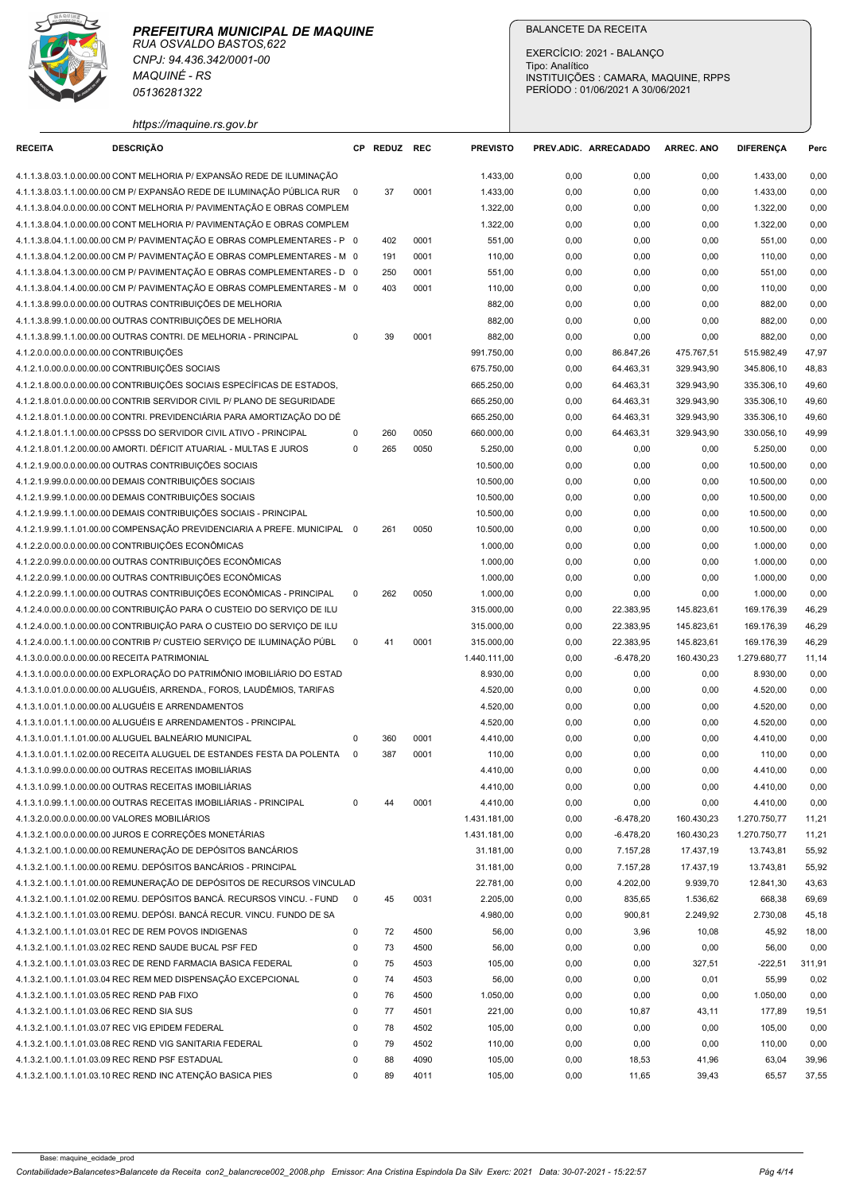**PREFEITURA MUNICIPAL DE MAQUINE**
RUA OSVALDO BASTOS,622
CNPJ: 94.436.342/0001-00
MAQUINÉ - RS
05136281322
https://maquine.rs.gov.br

BALANCETE DA RECEITA
EXERCÍCIO: 2021 - BALANÇO
Tipo: Analítico
INSTITUIÇÕES : CAMARA, MAQUINE, RPPS
PERÍODO : 01/06/2021 A 30/06/2021

| RECEITA | DESCRIÇÃO | CP | REDUZ | REC | PREVISTO | PREV.ADIC. | ARRECADADO | ARREC. ANO | DIFERENÇA | Perc |
|---|---|---|---|---|---|---|---|---|---|---|
| 4.1.1.3.8.03.1.0.00.00.00 | CONT MELHORIA P/ EXPANSÃO REDE DE ILUMINAÇÃO | | | | 1.433,00 | 0,00 | 0,00 | 0,00 | 1.433,00 | 0,00 |
| 4.1.1.3.8.03.1.1.00.00.00 | CM P/ EXPANSÃO REDE DE ILUMINAÇÃO PÚBLICA RUR | 0 | 37 | 0001 | 1.433,00 | 0,00 | 0,00 | 0,00 | 1.433,00 | 0,00 |
| 4.1.1.3.8.04.0.0.00.00.00 | CONT MELHORIA P/ PAVIMENTAÇÃO E OBRAS COMPLEM | | | | 1.322,00 | 0,00 | 0,00 | 0,00 | 1.322,00 | 0,00 |
| 4.1.1.3.8.04.1.0.00.00.00 | CONT MELHORIA P/ PAVIMENTAÇÃO E OBRAS COMPLEM | | | | 1.322,00 | 0,00 | 0,00 | 0,00 | 1.322,00 | 0,00 |
| 4.1.1.3.8.04.1.1.00.00.00 | CM P/ PAVIMENTAÇÃO E OBRAS COMPLEMENTARES - P | 0 | 402 | 0001 | 551,00 | 0,00 | 0,00 | 0,00 | 551,00 | 0,00 |
| 4.1.1.3.8.04.1.2.00.00.00 | CM P/ PAVIMENTAÇÃO E OBRAS COMPLEMENTARES - M | 0 | 191 | 0001 | 110,00 | 0,00 | 0,00 | 0,00 | 110,00 | 0,00 |
| 4.1.1.3.8.04.1.3.00.00.00 | CM P/ PAVIMENTAÇÃO E OBRAS COMPLEMENTARES - D | 0 | 250 | 0001 | 551,00 | 0,00 | 0,00 | 0,00 | 551,00 | 0,00 |
| 4.1.1.3.8.04.1.4.00.00.00 | CM P/ PAVIMENTAÇÃO E OBRAS COMPLEMENTARES - M | 0 | 403 | 0001 | 110,00 | 0,00 | 0,00 | 0,00 | 110,00 | 0,00 |
| 4.1.1.3.8.99.0.0.00.00.00 | OUTRAS CONTRIBUIÇÕES DE MELHORIA | | | | 882,00 | 0,00 | 0,00 | 0,00 | 882,00 | 0,00 |
| 4.1.1.3.8.99.1.0.00.00.00 | OUTRAS CONTRIBUIÇÕES DE MELHORIA | | | | 882,00 | 0,00 | 0,00 | 0,00 | 882,00 | 0,00 |
| 4.1.1.3.8.99.1.1.00.00.00 | OUTRAS CONTRI. DE MELHORIA - PRINCIPAL | 0 | 39 | 0001 | 882,00 | 0,00 | 0,00 | 0,00 | 882,00 | 0,00 |
| 4.1.2.0.0.00.0.0.00.00.00 | CONTRIBUIÇÕES | | | | 991.750,00 | 0,00 | 86.847,26 | 475.767,51 | 515.982,49 | 47,97 |
| 4.1.2.1.0.00.0.0.00.00.00 | CONTRIBUIÇÕES SOCIAIS | | | | 675.750,00 | 0,00 | 64.463,31 | 329.943,90 | 345.806,10 | 48,83 |
| 4.1.2.1.8.00.0.0.00.00.00 | CONTRIBUIÇÕES SOCIAIS ESPECÍFICAS DE ESTADOS, | | | | 665.250,00 | 0,00 | 64.463,31 | 329.943,90 | 335.306,10 | 49,60 |
| 4.1.2.1.8.01.0.0.00.00.00 | CONTRIB SERVIDOR CIVIL P/ PLANO DE SEGURIDADE | | | | 665.250,00 | 0,00 | 64.463,31 | 329.943,90 | 335.306,10 | 49,60 |
| 4.1.2.1.8.01.1.0.00.00.00 | CONTRI. PREVIDENCIÁRIA PARA AMORTIZAÇÃO DO DÉ | | | | 665.250,00 | 0,00 | 64.463,31 | 329.943,90 | 335.306,10 | 49,60 |
| 4.1.2.1.8.01.1.1.00.00.00 | CPSSS DO SERVIDOR CIVIL ATIVO - PRINCIPAL | 0 | 260 | 0050 | 660.000,00 | 0,00 | 64.463,31 | 329.943,90 | 330.056,10 | 49,99 |
| 4.1.2.1.8.01.1.2.00.00.00 | AMORTI. DÉFICIT ATUARIAL - MULTAS E JUROS | 0 | 265 | 0050 | 5.250,00 | 0,00 | 0,00 | 0,00 | 5.250,00 | 0,00 |
| 4.1.2.1.9.00.0.0.00.00.00 | OUTRAS CONTRIBUIÇÕES SOCIAIS | | | | 10.500,00 | 0,00 | 0,00 | 0,00 | 10.500,00 | 0,00 |
| 4.1.2.1.9.99.0.0.00.00.00 | DEMAIS CONTRIBUIÇÕES SOCIAIS | | | | 10.500,00 | 0,00 | 0,00 | 0,00 | 10.500,00 | 0,00 |
| 4.1.2.1.9.99.1.0.00.00.00 | DEMAIS CONTRIBUIÇÕES SOCIAIS | | | | 10.500,00 | 0,00 | 0,00 | 0,00 | 10.500,00 | 0,00 |
| 4.1.2.1.9.99.1.1.00.00.00 | DEMAIS CONTRIBUIÇÕES SOCIAIS - PRINCIPAL | | | | 10.500,00 | 0,00 | 0,00 | 0,00 | 10.500,00 | 0,00 |
| 4.1.2.1.9.99.1.1.01.00.00 | COMPENSAÇÃO PREVIDENCIARIA A PREFE. MUNICIPAL | 0 | 261 | 0050 | 10.500,00 | 0,00 | 0,00 | 0,00 | 10.500,00 | 0,00 |
| 4.1.2.2.0.00.0.0.00.00.00 | CONTRIBUIÇÕES ECONÔMICAS | | | | 1.000,00 | 0,00 | 0,00 | 0,00 | 1.000,00 | 0,00 |
| 4.1.2.2.0.99.0.0.00.00.00 | OUTRAS CONTRIBUIÇÕES ECONÔMICAS | | | | 1.000,00 | 0,00 | 0,00 | 0,00 | 1.000,00 | 0,00 |
| 4.1.2.2.0.99.1.0.00.00.00 | OUTRAS CONTRIBUIÇÕES ECONÔMICAS | | | | 1.000,00 | 0,00 | 0,00 | 0,00 | 1.000,00 | 0,00 |
| 4.1.2.2.0.99.1.1.00.00.00 | OUTRAS CONTRIBUIÇÕES ECONÔMICAS - PRINCIPAL | 0 | 262 | 0050 | 1.000,00 | 0,00 | 0,00 | 0,00 | 1.000,00 | 0,00 |
| 4.1.2.4.0.00.0.0.00.00.00 | CONTRIBUIÇÃO PARA O CUSTEIO DO SERVIÇO DE ILU | | | | 315.000,00 | 0,00 | 22.383,95 | 145.823,61 | 169.176,39 | 46,29 |
| 4.1.2.4.0.00.1.0.00.00.00 | CONTRIBUIÇÃO PARA O CUSTEIO DO SERVIÇO DE ILU | | | | 315.000,00 | 0,00 | 22.383,95 | 145.823,61 | 169.176,39 | 46,29 |
| 4.1.2.4.0.00.1.1.00.00.00 | CONTRIB P/ CUSTEIO SERVIÇO DE ILUMINAÇÃO PÚBL | 0 | 41 | 0001 | 315.000,00 | 0,00 | 22.383,95 | 145.823,61 | 169.176,39 | 46,29 |
| 4.1.3.0.0.00.0.0.00.00.00 | RECEITA PATRIMONIAL | | | | 1.440.111,00 | 0,00 | -6.478,20 | 160.430,23 | 1.279.680,77 | 11,14 |
| 4.1.3.1.0.00.0.0.00.00.00 | EXPLORAÇÃO DO PATRIMÔNIO IMOBILIÁRIO DO ESTAD | | | | 8.930,00 | 0,00 | 0,00 | 0,00 | 8.930,00 | 0,00 |
| 4.1.3.1.01.0.0.00.00.00 | ALUGUÉIS, ARRENDA., FOROS, LAUDÊMIOS, TARIFAS | | | | 4.520,00 | 0,00 | 0,00 | 0,00 | 4.520,00 | 0,00 |
| 4.1.3.1.01.1.0.00.00.00 | ALUGUÉIS E ARRENDAMENTOS | | | | 4.520,00 | 0,00 | 0,00 | 0,00 | 4.520,00 | 0,00 |
| 4.1.3.1.01.1.1.00.00.00 | ALUGUÉIS E ARRENDAMENTOS - PRINCIPAL | | | | 4.520,00 | 0,00 | 0,00 | 0,00 | 4.520,00 | 0,00 |
| 4.1.3.1.01.1.1.01.00.00 | ALUGUEL BALNEÁRIO MUNICIPAL | 0 | 360 | 0001 | 4.410,00 | 0,00 | 0,00 | 0,00 | 4.410,00 | 0,00 |
| 4.1.3.1.01.1.1.02.00.00 | RECEITA ALUGUEL DE ESTANDES FESTA DA POLENTA | 0 | 387 | 0001 | 110,00 | 0,00 | 0,00 | 0,00 | 110,00 | 0,00 |
| 4.1.3.1.0.99.0.0.00.00.00 | OUTRAS RECEITAS IMOBILIÁRIAS | | | | 4.410,00 | 0,00 | 0,00 | 0,00 | 4.410,00 | 0,00 |
| 4.1.3.1.0.99.1.0.00.00.00 | OUTRAS RECEITAS IMOBILIÁRIAS | | | | 4.410,00 | 0,00 | 0,00 | 0,00 | 4.410,00 | 0,00 |
| 4.1.3.1.0.99.1.1.00.00.00 | OUTRAS RECEITAS IMOBILIÁRIAS - PRINCIPAL | 0 | 44 | 0001 | 4.410,00 | 0,00 | 0,00 | 0,00 | 4.410,00 | 0,00 |
| 4.1.3.2.0.00.0.0.00.00.00 | VALORES MOBILIÁRIOS | | | | 1.431.181,00 | 0,00 | -6.478,20 | 160.430,23 | 1.270.750,77 | 11,21 |
| 4.1.3.2.1.00.0.0.00.00.00 | JUROS E CORREÇÕES MONETÁRIAS | | | | 1.431.181,00 | 0,00 | -6.478,20 | 160.430,23 | 1.270.750,77 | 11,21 |
| 4.1.3.2.1.00.1.0.00.00.00 | REMUNERAÇÃO DE DEPÓSITOS BANCÁRIOS | | | | 31.181,00 | 0,00 | 7.157,28 | 17.437,19 | 13.743,81 | 55,92 |
| 4.1.3.2.1.00.1.1.00.00.00 | REMU. DEPÓSITOS BANCÁRIOS - PRINCIPAL | | | | 31.181,00 | 0,00 | 7.157,28 | 17.437,19 | 13.743,81 | 55,92 |
| 4.1.3.2.1.00.1.1.01.00.00 | REMUNERAÇÃO DE DEPÓSITOS DE RECURSOS VINCULAD | | | | 22.781,00 | 0,00 | 4.202,00 | 9.939,70 | 12.841,30 | 43,63 |
| 4.1.3.2.1.00.1.1.01.02.00 | REMU. DEPÓSITOS BANCÁ. RECURSOS VINCU. - FUND | 0 | 45 | 0031 | 2.205,00 | 0,00 | 835,65 | 1.536,62 | 668,38 | 69,69 |
| 4.1.3.2.1.00.1.1.01.03.00 | REMU. DEPÓSI. BANCÁ RECUR. VINCU. FUNDO DE SA | | | | 4.980,00 | 0,00 | 900,81 | 2.249,92 | 2.730,08 | 45,18 |
| 4.1.3.2.1.00.1.1.01.03.01 | REC DE REM POVOS INDIGENAS | 0 | 72 | 4500 | 56,00 | 0,00 | 3,96 | 10,08 | 45,92 | 18,00 |
| 4.1.3.2.1.00.1.1.01.03.02 | REC REND SAUDE BUCAL PSF FED | 0 | 73 | 4500 | 56,00 | 0,00 | 0,00 | 0,00 | 56,00 | 0,00 |
| 4.1.3.2.1.00.1.1.01.03.03 | REC DE REND FARMACIA BASICA FEDERAL | 0 | 75 | 4503 | 105,00 | 0,00 | 0,00 | 327,51 | -222,51 | 311,91 |
| 4.1.3.2.1.00.1.1.01.03.04 | REC REM MED DISPENSAÇÃO EXCEPCIONAL | 0 | 74 | 4503 | 56,00 | 0,00 | 0,00 | 0,01 | 55,99 | 0,02 |
| 4.1.3.2.1.00.1.1.01.03.05 | REC REND PAB FIXO | 0 | 76 | 4500 | 1.050,00 | 0,00 | 0,00 | 0,00 | 1.050,00 | 0,00 |
| 4.1.3.2.1.00.1.1.01.03.06 | REC REND SIA SUS | 0 | 77 | 4501 | 221,00 | 0,00 | 10,87 | 43,11 | 177,89 | 19,51 |
| 4.1.3.2.1.00.1.1.01.03.07 | REC VIG EPIDEM FEDERAL | 0 | 78 | 4502 | 105,00 | 0,00 | 0,00 | 0,00 | 105,00 | 0,00 |
| 4.1.3.2.1.00.1.1.01.03.08 | REC REND VIG SANITARIA FEDERAL | 0 | 79 | 4502 | 110,00 | 0,00 | 0,00 | 0,00 | 110,00 | 0,00 |
| 4.1.3.2.1.00.1.1.01.03.09 | REC REND PSF ESTADUAL | 0 | 88 | 4090 | 105,00 | 0,00 | 18,53 | 41,96 | 63,04 | 39,96 |
| 4.1.3.2.1.00.1.1.01.03.10 | REC REND INC ATENÇÃO BASICA PIES | 0 | 89 | 4011 | 105,00 | 0,00 | 11,65 | 39,43 | 65,57 | 37,55 |

Base: maquine_ecidade_prod
Contabilidade>Balancetes>Balancete da Receita con2_balancrece002_2008.php Emissor: Ana Cristina Espindola Da Silv Exerc: 2021 Data: 30-07-2021 - 15:22:57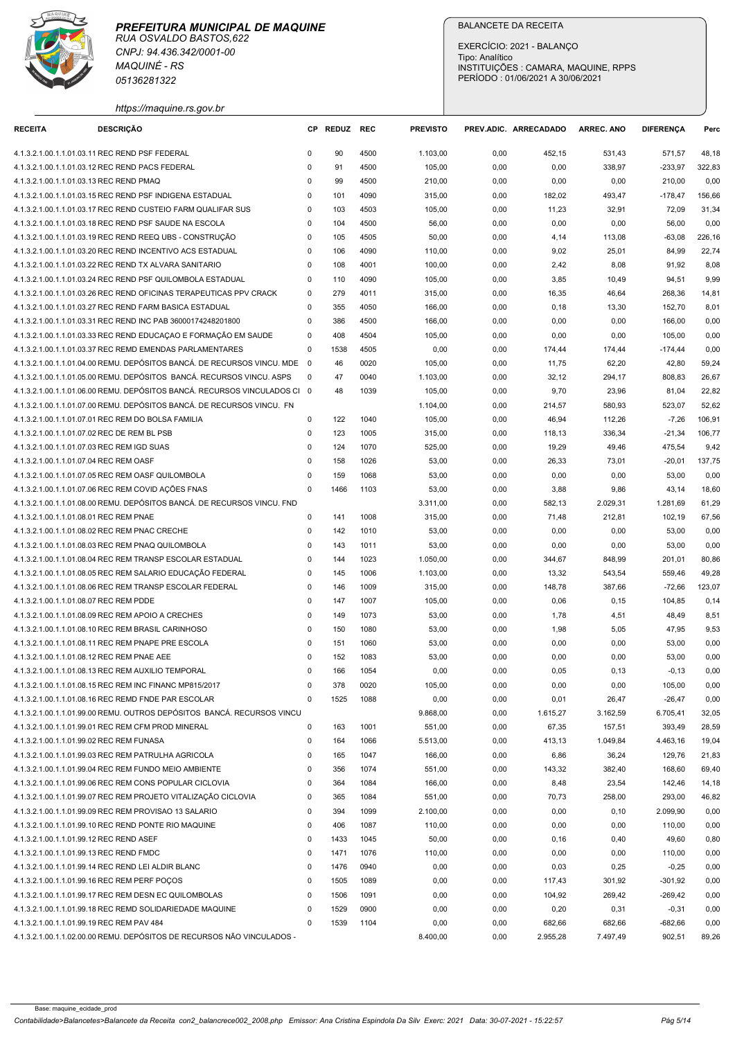**PREFEITURA MUNICIPAL DE MAQUINE**
RUA OSVALDO BASTOS,622
CNPJ: 94.436.342/0001-00
MAQUINÉ - RS
05136281322
https://maquine.rs.gov.br

BALANCETE DA RECEITA
EXERCÍCIO: 2021 - BALANÇO
Tipo: Analítico
INSTITUIÇÕES : CAMARA, MAQUINE, RPPS
PERÍODO : 01/06/2021 A 30/06/2021

| RECEITA | DESCRIÇÃO | CP | REDUZ | REC | PREVISTO | PREV.ADIC. | ARRECADADO | ARREC. ANO | DIFERENÇA | Perc |
|---|---|---|---|---|---|---|---|---|---|---|
| 4.1.3.2.1.00.1.1.01.03.11 | REC REND PSF FEDERAL | 0 | 90 | 4500 | 1.103,00 | 0,00 | 452,15 | 531,43 | 571,57 | 48,18 |
| 4.1.3.2.1.00.1.1.01.03.12 | REC REND PACS FEDERAL | 0 | 91 | 4500 | 105,00 | 0,00 | 0,00 | 338,97 | -233,97 | 322,83 |
| 4.1.3.2.1.00.1.1.01.03.13 | REC REND PMAQ | 0 | 99 | 4500 | 210,00 | 0,00 | 0,00 | 0,00 | 210,00 | 0,00 |
| 4.1.3.2.1.00.1.1.01.03.15 | REC REND PSF INDIGENA ESTADUAL | 0 | 101 | 4090 | 315,00 | 0,00 | 182,02 | 493,47 | -178,47 | 156,66 |
| 4.1.3.2.1.00.1.1.01.03.17 | REC REND CUSTEIO FARM QUALIFAR SUS | 0 | 103 | 4503 | 105,00 | 0,00 | 11,23 | 32,91 | 72,09 | 31,34 |
| 4.1.3.2.1.00.1.1.01.03.18 | REC REND PSF SAUDE NA ESCOLA | 0 | 104 | 4500 | 56,00 | 0,00 | 0,00 | 0,00 | 56,00 | 0,00 |
| 4.1.3.2.1.00.1.1.01.03.19 | REC REND REEQ UBS - CONSTRUÇÃO | 0 | 105 | 4505 | 50,00 | 0,00 | 4,14 | 113,08 | -63,08 | 226,16 |
| 4.1.3.2.1.00.1.1.01.03.20 | REC REND INCENTIVO ACS ESTADUAL | 0 | 106 | 4090 | 110,00 | 0,00 | 9,02 | 25,01 | 84,99 | 22,74 |
| 4.1.3.2.1.00.1.1.01.03.22 | REC REND TX ALVARA SANITARIO | 0 | 108 | 4001 | 100,00 | 0,00 | 2,42 | 8,08 | 91,92 | 8,08 |
| 4.1.3.2.1.00.1.1.01.03.24 | REC REND PSF QUILOMBOLA ESTADUAL | 0 | 110 | 4090 | 105,00 | 0,00 | 3,85 | 10,49 | 94,51 | 9,99 |
| 4.1.3.2.1.00.1.1.01.03.26 | REC REND OFICINAS TERAPEUTICAS PPV CRACK | 0 | 279 | 4011 | 315,00 | 0,00 | 16,35 | 46,64 | 268,36 | 14,81 |
| 4.1.3.2.1.00.1.1.01.03.27 | REC REND FARM BASICA ESTADUAL | 0 | 355 | 4050 | 166,00 | 0,00 | 0,18 | 13,30 | 152,70 | 8,01 |
| 4.1.3.2.1.00.1.1.01.03.31 | REC REND INC PAB 36000174248201800 | 0 | 386 | 4500 | 166,00 | 0,00 | 0,00 | 0,00 | 166,00 | 0,00 |
| 4.1.3.2.1.00.1.1.01.03.33 | REC REND EDUCAÇAO E FORMAÇÃO EM SAUDE | 0 | 408 | 4504 | 105,00 | 0,00 | 0,00 | 0,00 | 105,00 | 0,00 |
| 4.1.3.2.1.00.1.1.01.03.37 | REC REMD EMENDAS PARLAMENTARES | 0 | 1538 | 4505 | 0,00 | 0,00 | 174,44 | 174,44 | -174,44 | 0,00 |
| 4.1.3.2.1.00.1.1.01.04.00 | REMU. DEPÓSITOS BANCÁ. DE RECURSOS VINCU. MDE | 0 | 46 | 0020 | 105,00 | 0,00 | 11,75 | 62,20 | 42,80 | 59,24 |
| 4.1.3.2.1.00.1.1.01.05.00 | REMU. DEPÓSITOS BANCÁ. RECURSOS VINCU. ASPS | 0 | 47 | 0040 | 1.103,00 | 0,00 | 32,12 | 294,17 | 808,83 | 26,67 |
| 4.1.3.2.1.00.1.1.01.06.00 | REMU. DEPÓSITOS BANCÁ. RECURSOS VINCULADOS CI | 0 | 48 | 1039 | 105,00 | 0,00 | 9,70 | 23,96 | 81,04 | 22,82 |
| 4.1.3.2.1.00.1.1.01.07.00 | REMU. DEPÓSITOS BANCÁ. DE RECURSOS VINCU. FN | | | | 1.104,00 | 0,00 | 214,57 | 580,93 | 523,07 | 52,62 |
| 4.1.3.2.1.00.1.1.01.07.01 | REC REM DO BOLSA FAMILIA | 0 | 122 | 1040 | 105,00 | 0,00 | 46,94 | 112,26 | -7,26 | 106,91 |
| 4.1.3.2.1.00.1.1.01.07.02 | REC DE REM BL PSB | 0 | 123 | 1005 | 315,00 | 0,00 | 118,13 | 336,34 | -21,34 | 106,77 |
| 4.1.3.2.1.00.1.1.01.07.03 | REC REM IGD SUAS | 0 | 124 | 1070 | 525,00 | 0,00 | 19,29 | 49,46 | 475,54 | 9,42 |
| 4.1.3.2.1.00.1.1.01.07.04 | REC REM OASF | 0 | 158 | 1026 | 53,00 | 0,00 | 26,33 | 73,01 | -20,01 | 137,75 |
| 4.1.3.2.1.00.1.1.01.07.05 | REC REM OASF QUILOMBOLA | 0 | 159 | 1068 | 53,00 | 0,00 | 0,00 | 0,00 | 53,00 | 0,00 |
| 4.1.3.2.1.00.1.1.01.07.06 | REC REM COVID AÇÕES FNAS | 0 | 1466 | 1103 | 53,00 | 0,00 | 3,88 | 9,86 | 43,14 | 18,60 |
| 4.1.3.2.1.00.1.1.01.08.00 | REMU. DEPÓSITOS BANCÁ. DE RECURSOS VINCU. FND | | | | 3.311,00 | 0,00 | 582,13 | 2.029,31 | 1.281,69 | 61,29 |
| 4.1.3.2.1.00.1.1.01.08.01 | REC REM PNAE | 0 | 141 | 1008 | 315,00 | 0,00 | 71,48 | 212,81 | 102,19 | 67,56 |
| 4.1.3.2.1.00.1.1.01.08.02 | REC REM PNAC CRECHE | 0 | 142 | 1010 | 53,00 | 0,00 | 0,00 | 0,00 | 53,00 | 0,00 |
| 4.1.3.2.1.00.1.1.01.08.03 | REC REM PNAQ QUILOMBOLA | 0 | 143 | 1011 | 53,00 | 0,00 | 0,00 | 0,00 | 53,00 | 0,00 |
| 4.1.3.2.1.00.1.1.01.08.04 | REC REM TRANSP ESCOLAR ESTADUAL | 0 | 144 | 1023 | 1.050,00 | 0,00 | 344,67 | 848,99 | 201,01 | 80,86 |
| 4.1.3.2.1.00.1.1.01.08.05 | REC REM SALARIO EDUCAÇÃO FEDERAL | 0 | 145 | 1006 | 1.103,00 | 0,00 | 13,32 | 543,54 | 559,46 | 49,28 |
| 4.1.3.2.1.00.1.1.01.08.06 | REC REM TRANSP ESCOLAR FEDERAL | 0 | 146 | 1009 | 315,00 | 0,00 | 148,78 | 387,66 | -72,66 | 123,07 |
| 4.1.3.2.1.00.1.1.01.08.07 | REC REM PDDE | 0 | 147 | 1007 | 105,00 | 0,00 | 0,06 | 0,15 | 104,85 | 0,14 |
| 4.1.3.2.1.00.1.1.01.08.09 | REC REM APOIO A CRECHES | 0 | 149 | 1073 | 53,00 | 0,00 | 1,78 | 4,51 | 48,49 | 8,51 |
| 4.1.3.2.1.00.1.1.01.08.10 | REC REM BRASIL CARINHOSO | 0 | 150 | 1080 | 53,00 | 0,00 | 1,98 | 5,05 | 47,95 | 9,53 |
| 4.1.3.2.1.00.1.1.01.08.11 | REC REM PNAPE PRE ESCOLA | 0 | 151 | 1060 | 53,00 | 0,00 | 0,00 | 0,00 | 53,00 | 0,00 |
| 4.1.3.2.1.00.1.1.01.08.12 | REC REM PNAE AEE | 0 | 152 | 1083 | 53,00 | 0,00 | 0,00 | 0,00 | 53,00 | 0,00 |
| 4.1.3.2.1.00.1.1.01.08.13 | REC REM AUXILIO TEMPORAL | 0 | 166 | 1054 | 0,00 | 0,00 | 0,05 | 0,13 | -0,13 | 0,00 |
| 4.1.3.2.1.00.1.1.01.08.15 | REC REM INC FINANC MP815/2017 | 0 | 378 | 0020 | 105,00 | 0,00 | 0,00 | 0,00 | 105,00 | 0,00 |
| 4.1.3.2.1.00.1.1.01.08.16 | REC REMD FNDE PAR ESCOLAR | 0 | 1525 | 1088 | 0,00 | 0,00 | 0,01 | 26,47 | -26,47 | 0,00 |
| 4.1.3.2.1.00.1.1.01.99.00 | REMU. OUTROS DEPÓSITOS BANCÁ. RECURSOS VINCU | | | | 9.868,00 | 0,00 | 1.615,27 | 3.162,59 | 6.705,41 | 32,05 |
| 4.1.3.2.1.00.1.1.01.99.01 | REC REM CFM PROD MINERAL | 0 | 163 | 1001 | 551,00 | 0,00 | 67,35 | 157,51 | 393,49 | 28,59 |
| 4.1.3.2.1.00.1.1.01.99.02 | REC REM FUNASA | 0 | 164 | 1066 | 5.513,00 | 0,00 | 413,13 | 1.049,84 | 4.463,16 | 19,04 |
| 4.1.3.2.1.00.1.1.01.99.03 | REC REM PATRULHA AGRICOLA | 0 | 165 | 1047 | 166,00 | 0,00 | 6,86 | 36,24 | 129,76 | 21,83 |
| 4.1.3.2.1.00.1.1.01.99.04 | REC REM FUNDO MEIO AMBIENTE | 0 | 356 | 1074 | 551,00 | 0,00 | 143,32 | 382,40 | 168,60 | 69,40 |
| 4.1.3.2.1.00.1.1.01.99.06 | REC REM CONS POPULAR CICLOVIA | 0 | 364 | 1084 | 166,00 | 0,00 | 8,48 | 23,54 | 142,46 | 14,18 |
| 4.1.3.2.1.00.1.1.01.99.07 | REC REM PROJETO VITALIZAÇÃO CICLOVIA | 0 | 365 | 1084 | 551,00 | 0,00 | 70,73 | 258,00 | 293,00 | 46,82 |
| 4.1.3.2.1.00.1.1.01.99.09 | REC REM PROVISAO 13 SALARIO | 0 | 394 | 1099 | 2.100,00 | 0,00 | 0,00 | 0,10 | 2.099,90 | 0,00 |
| 4.1.3.2.1.00.1.1.01.99.10 | REC REND PONTE RIO MAQUINE | 0 | 406 | 1087 | 110,00 | 0,00 | 0,00 | 0,00 | 110,00 | 0,00 |
| 4.1.3.2.1.00.1.1.01.99.12 | REC REND ASEF | 0 | 1433 | 1045 | 50,00 | 0,00 | 0,16 | 0,40 | 49,60 | 0,80 |
| 4.1.3.2.1.00.1.1.01.99.13 | REC REND FMDC | 0 | 1471 | 1076 | 110,00 | 0,00 | 0,00 | 0,00 | 110,00 | 0,00 |
| 4.1.3.2.1.00.1.1.01.99.14 | REC REND LEI ALDIR BLANC | 0 | 1476 | 0940 | 0,00 | 0,00 | 0,03 | 0,25 | -0,25 | 0,00 |
| 4.1.3.2.1.00.1.1.01.99.16 | REC REM PERF POÇOS | 0 | 1505 | 1089 | 0,00 | 0,00 | 117,43 | 301,92 | -301,92 | 0,00 |
| 4.1.3.2.1.00.1.1.01.99.17 | REC REM DESN EC QUILOMBOLAS | 0 | 1506 | 1091 | 0,00 | 0,00 | 104,92 | 269,42 | -269,42 | 0,00 |
| 4.1.3.2.1.00.1.1.01.99.18 | REC REMD SOLIDARIEDADE MAQUINE | 0 | 1529 | 0900 | 0,00 | 0,00 | 0,20 | 0,31 | -0,31 | 0,00 |
| 4.1.3.2.1.00.1.1.01.99.19 | REC REM PAV 484 | 0 | 1539 | 1104 | 0,00 | 0,00 | 682,66 | 682,66 | -682,66 | 0,00 |
| 4.1.3.2.1.00.1.02.00.00 | REMU. DEPÓSITOS DE RECURSOS NÃO VINCULADOS - | | | | 8.400,00 | 0,00 | 2.955,28 | 7.497,49 | 902,51 | 89,26 |

Base: maquine_ecidade_prod
Contabilidade>Balancetes>Balancete da Receita con2_balancrece002_2008.php Emissor: Ana Cristina Espindola Da Silv Exerc: 2021 Data: 30-07-2021 - 15:22:57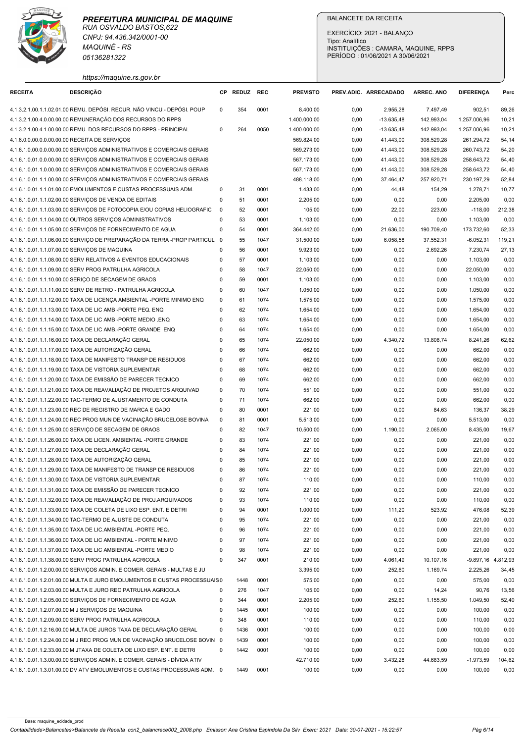**PREFEITURA MUNICIPAL DE MAQUINE**
RUA OSVALDO BASTOS,622
CNPJ: 94.436.342/0001-00
MAQUINÉ - RS
05136281322
https://maquine.rs.gov.br

BALANCETE DA RECEITA

EXERCÍCIO: 2021 - BALANÇO
Tipo: Analítico
INSTITUIÇÕES : CAMARA, MAQUINE, RPPS
PERÍODO : 01/06/2021 A 30/06/2021

| RECEITA | DESCRIÇÃO | CP | REDUZ | REC | PREVISTO | PREV.ADIC. | ARRECADADO | ARREC. ANO | DIFERENÇA | Perc |
|---|---|---|---|---|---|---|---|---|---|---|
| 4.1.3.2.1.00.1.1.02.01.00 | REMU. DEPÓSI. RECUR. NÃO VINCU.- DEPÓSI. POUP | 0 | 354 | 0001 | 8.400,00 | 0,00 | 2.955,28 | 7.497,49 | 902,51 | 89,26 |
| 4.1.3.2.1.00.4.0.00.00.00 | REMUNERAÇÃO DOS RECURSOS DO RPPS | | | | 1.400.000,00 | 0,00 | -13.635,48 | 142.993,04 | 1.257.006,96 | 10,21 |
| 4.1.3.2.1.00.4.1.00.00.00 | REMU. DOS RECURSOS DO RPPS - PRINCIPAL | 0 | 264 | 0050 | 1.400.000,00 | 0,00 | -13.635,48 | 142.993,04 | 1.257.006,96 | 10,21 |
| 4.1.6.0.0.00.0.0.00.00.00 | RECEITA DE SERVIÇOS | | | | 569.824,00 | 0,00 | 41.443,00 | 308.529,28 | 261.294,72 | 54,14 |
| 4.1.6.1.0.00.0.0.00.00.00 | SERVIÇOS ADMINISTRATIVOS E COMERCIAIS GERAIS | | | | 569.273,00 | 0,00 | 41.443,00 | 308.529,28 | 260.743,72 | 54,20 |
| 4.1.6.1.0.01.0.0.00.00.00 | SERVIÇOS ADMINISTRATIVOS E COMERCIAIS GERAIS | | | | 567.173,00 | 0,00 | 41.443,00 | 308.529,28 | 258.643,72 | 54,40 |
| 4.1.6.1.0.01.1.0.00.00.00 | SERVIÇOS ADMINISTRATIVOS E COMERCIAIS GERAIS | | | | 567.173,00 | 0,00 | 41.443,00 | 308.529,28 | 258.643,72 | 54,40 |
| 4.1.6.1.0.01.1.1.00.00.00 | SERVIÇOS ADMINISTRATIVOS E COMERCIAIS GERAIS | | | | 488.118,00 | 0,00 | 37.464,47 | 257.920,71 | 230.197,29 | 52,84 |
| 4.1.6.1.0.01.1.1.01.00.00 | EMOLUMENTOS E CUSTAS PROCESSUAIS ADM. | 0 | 31 | 0001 | 1.433,00 | 0,00 | 44,48 | 154,29 | 1.278,71 | 10,77 |
| 4.1.6.1.0.01.1.1.02.00.00 | SERVIÇOS DE VENDA DE EDITAIS | 0 | 51 | 0001 | 2.205,00 | 0,00 | 0,00 | 0,00 | 2.205,00 | 0,00 |
| 4.1.6.1.0.01.1.1.03.00.00 | SERVIÇOS DE FOTOCOPIA E/OU COPIAS HELIOGRAFIC | 0 | 52 | 0001 | 105,00 | 0,00 | 22,00 | 223,00 | -118,00 | 212,38 |
| 4.1.6.1.0.01.1.1.04.00.00 | OUTROS SERVIÇOS ADMINISTRATIVOS | 0 | 53 | 0001 | 1.103,00 | 0,00 | 0,00 | 0,00 | 1.103,00 | 0,00 |
| 4.1.6.1.0.01.1.1.05.00.00 | SERVIÇOS DE FORNECIMENTO DE AGUA | 0 | 54 | 0001 | 364.442,00 | 0,00 | 21.636,00 | 190.709,40 | 173.732,60 | 52,33 |
| 4.1.6.1.0.01.1.1.06.00.00 | SERVIÇO DE PREPARAÇÃO DA TERRA -PROP PARTICUL | 0 | 55 | 1047 | 31.500,00 | 0,00 | 6.058,58 | 37.552,31 | -6.052,31 | 119,21 |
| 4.1.6.1.0.01.1.1.07.00.00 | SERVIÇOS DE MAQUINA | 0 | 56 | 0001 | 9.923,00 | 0,00 | 0,00 | 2.692,26 | 7.230,74 | 27,13 |
| 4.1.6.1.0.01.1.1.08.00.00 | SERV RELATIVOS A EVENTOS EDUCACIONAIS | 0 | 57 | 0001 | 1.103,00 | 0,00 | 0,00 | 0,00 | 1.103,00 | 0,00 |
| 4.1.6.1.0.01.1.1.09.00.00 | SERV PROG PATRULHA AGRICOLA | 0 | 58 | 1047 | 22.050,00 | 0,00 | 0,00 | 0,00 | 22.050,00 | 0,00 |
| 4.1.6.1.0.01.1.1.10.00.00 | SERIÇO DE SECAGEM DE GRAOS | 0 | 59 | 0001 | 1.103,00 | 0,00 | 0,00 | 0,00 | 1.103,00 | 0,00 |
| 4.1.6.1.0.01.1.1.11.00.00 | SERV DE RETRO - PATRULHA AGRICOLA | 0 | 60 | 1047 | 1.050,00 | 0,00 | 0,00 | 0,00 | 1.050,00 | 0,00 |
| 4.1.6.1.0.01.1.1.12.00.00 | TAXA DE LICENÇA AMBIENTAL -PORTE MINIMO ENQ | 0 | 61 | 1074 | 1.575,00 | 0,00 | 0,00 | 0,00 | 1.575,00 | 0,00 |
| 4.1.6.1.0.01.1.1.13.00.00 | TAXA DE LIC AMB -PORTE PEQ. ENQ | 0 | 62 | 1074 | 1.654,00 | 0,00 | 0,00 | 0,00 | 1.654,00 | 0,00 |
| 4.1.6.1.0.01.1.1.14.00.00 | TAXA DE LIC AMB -PORTE MEDIO .ENQ | 0 | 63 | 1074 | 1.654,00 | 0,00 | 0,00 | 0,00 | 1.654,00 | 0,00 |
| 4.1.6.1.0.01.1.1.15.00.00 | TAXA DE LIC AMB.-PORTE GRANDE ENQ | 0 | 64 | 1074 | 1.654,00 | 0,00 | 0,00 | 0,00 | 1.654,00 | 0,00 |
| 4.1.6.1.0.01.1.1.16.00.00 | TAXA DE DECLARAÇÃO GERAL | 0 | 65 | 1074 | 22.050,00 | 0,00 | 4.340,72 | 13.808,74 | 8.241,26 | 62,62 |
| 4.1.6.1.0.01.1.1.17.00.00 | TAXA DE AUTORIZAÇÃO GERAL | 0 | 66 | 1074 | 662,00 | 0,00 | 0,00 | 0,00 | 662,00 | 0,00 |
| 4.1.6.1.0.01.1.1.18.00.00 | TAXA DE MANIFESTO TRANSP DE RESIDUOS | 0 | 67 | 1074 | 662,00 | 0,00 | 0,00 | 0,00 | 662,00 | 0,00 |
| 4.1.6.1.0.01.1.1.19.00.00 | TAXA DE VISTORIA SUPLEMENTAR | 0 | 68 | 1074 | 662,00 | 0,00 | 0,00 | 0,00 | 662,00 | 0,00 |
| 4.1.6.1.0.01.1.1.20.00.00 | TAXA DE EMISSÃO DE PARECER TECNICO | 0 | 69 | 1074 | 662,00 | 0,00 | 0,00 | 0,00 | 662,00 | 0,00 |
| 4.1.6.1.0.01.1.1.21.00.00 | TAXA DE REAVALIAÇÃO DE PROJETOS ARQUIVAD | 0 | 70 | 1074 | 551,00 | 0,00 | 0,00 | 0,00 | 551,00 | 0,00 |
| 4.1.6.1.0.01.1.1.22.00.00 | TAC-TERMO DE AJUSTAMENTO DE CONDUTA | 0 | 71 | 1074 | 662,00 | 0,00 | 0,00 | 0,00 | 662,00 | 0,00 |
| 4.1.6.1.0.01.1.1.23.00.00 | REC DE REGISTRO DE MARCA E GADO | 0 | 80 | 0001 | 221,00 | 0,00 | 0,00 | 84,63 | 136,37 | 38,29 |
| 4.1.6.1.0.01.1.1.24.00.00 | REC PROG MUN DE VACINAÇÃO BRUCELOSE BOVINA | 0 | 81 | 0001 | 5.513,00 | 0,00 | 0,00 | 0,00 | 5.513,00 | 0,00 |
| 4.1.6.1.0.01.1.1.25.00.00 | SERVIÇO DE SECAGEM DE GRAOS | 0 | 82 | 1047 | 10.500,00 | 0,00 | 1.190,00 | 2.065,00 | 8.435,00 | 19,67 |
| 4.1.6.1.0.01.1.1.26.00.00 | TAXA DE LICEN. AMBIENTAL -PORTE GRANDE | 0 | 83 | 1074 | 221,00 | 0,00 | 0,00 | 0,00 | 221,00 | 0,00 |
| 4.1.6.1.0.01.1.1.27.00.00 | TAXA DE DECLARAÇÃO GERAL | 0 | 84 | 1074 | 221,00 | 0,00 | 0,00 | 0,00 | 221,00 | 0,00 |
| 4.1.6.1.0.01.1.1.28.00.00 | TAXA DE AUTORIZAÇÃO GERAL | 0 | 85 | 1074 | 221,00 | 0,00 | 0,00 | 0,00 | 221,00 | 0,00 |
| 4.1.6.1.0.01.1.1.29.00.00 | TAXA DE MANIFESTO DE TRANSP DE RESIDUOS | 0 | 86 | 1074 | 221,00 | 0,00 | 0,00 | 0,00 | 221,00 | 0,00 |
| 4.1.6.1.0.01.1.1.30.00.00 | TAXA DE VISTORIA SUPLEMENTAR | 0 | 87 | 1074 | 110,00 | 0,00 | 0,00 | 0,00 | 110,00 | 0,00 |
| 4.1.6.1.0.01.1.1.31.00.00 | TAXA DE EMISSÃO DE PARECER TECNICO | 0 | 92 | 1074 | 221,00 | 0,00 | 0,00 | 0,00 | 221,00 | 0,00 |
| 4.1.6.1.0.01.1.1.32.00.00 | TAXA DE REAVALIAÇÃO DE PROJ.ARQUIVADOS | 0 | 93 | 1074 | 110,00 | 0,00 | 0,00 | 0,00 | 110,00 | 0,00 |
| 4.1.6.1.0.01.1.1.33.00.00 | TAXA DE COLETA DE LIXO ESP. ENT. E DETRI | 0 | 94 | 0001 | 1.000,00 | 0,00 | 111,20 | 523,92 | 476,08 | 52,39 |
| 4.1.6.1.0.01.1.1.34.00.00 | TAC-TERMO DE AJUSTE DE CONDUTA | 0 | 95 | 1074 | 221,00 | 0,00 | 0,00 | 0,00 | 221,00 | 0,00 |
| 4.1.6.1.0.01.1.1.35.00.00 | TAXA DE LIC.AMBIENTAL -PORTE PEQ. | 0 | 96 | 1074 | 221,00 | 0,00 | 0,00 | 0,00 | 221,00 | 0,00 |
| 4.1.6.1.0.01.1.1.36.00.00 | TAXA DE LIC AMBIENTAL - PORTE MINIMO | 0 | 97 | 1074 | 221,00 | 0,00 | 0,00 | 0,00 | 221,00 | 0,00 |
| 4.1.6.1.0.01.1.1.37.00.00 | TAXA DE LIC AMBIENTAL -PORTE MEDIO | 0 | 98 | 1074 | 221,00 | 0,00 | 0,00 | 0,00 | 221,00 | 0,00 |
| 4.1.6.1.0.01.1.1.38.00.00 | SERV PROG PATRULHA AGRICOLA | 0 | 347 | 0001 | 210,00 | 0,00 | 4.061,49 | 10.107,16 | -9.897,16 | 4.812,93 |
| 4.1.6.1.0.01.1.2.00.00.00 | SERVIÇOS ADMIN. E COMER. GERAIS - MULTAS E JU | | | | 3.395,00 | 0,00 | 252,60 | 1.169,74 | 2.225,26 | 34,45 |
| 4.1.6.1.0.01.1.2.01.00.00 | MULTA E JURO EMOLUMENTOS E CUSTAS PROCESSUAIS | 0 | 1448 | 0001 | 575,00 | 0,00 | 0,00 | 0,00 | 575,00 | 0,00 |
| 4.1.6.1.0.01.1.2.03.00.00 | MULTA E JURO REC PATRULHA AGRICOLA | 0 | 276 | 1047 | 105,00 | 0,00 | 0,00 | 14,24 | 90,76 | 13,56 |
| 4.1.6.1.0.01.1.2.05.00.00 | SERVIÇOS DE FORNECIMENTO DE AGUA | 0 | 344 | 0001 | 2.205,00 | 0,00 | 252,60 | 1.155,50 | 1.049,50 | 52,40 |
| 4.1.6.1.0.01.1.2.07.00.00 | M J SERVIÇOS DE MAQUINA | 0 | 1445 | 0001 | 100,00 | 0,00 | 0,00 | 0,00 | 100,00 | 0,00 |
| 4.1.6.1.0.01.1.2.09.00.00 | SERV PROG PATRULHA AGRICOLA | 0 | 348 | 0001 | 110,00 | 0,00 | 0,00 | 0,00 | 110,00 | 0,00 |
| 4.1.6.1.0.01.1.2.16.00.00 | MULTA DE JUROS TAXA DE DECLARAÇÃO GERAL | 0 | 1436 | 0001 | 100,00 | 0,00 | 0,00 | 0,00 | 100,00 | 0,00 |
| 4.1.6.1.0.01.1.2.24.00.00 | M J REC PROG MUN DE VACINAÇÃO BRUCELOSE BOVIN | 0 | 1439 | 0001 | 100,00 | 0,00 | 0,00 | 0,00 | 100,00 | 0,00 |
| 4.1.6.1.0.01.1.2.33.00.00 | M JTAXA DE COLETA DE LIXO ESP. ENT. E DETRI | 0 | 1442 | 0001 | 100,00 | 0,00 | 0,00 | 0,00 | 100,00 | 0,00 |
| 4.1.6.1.0.01.1.3.00.00.00 | SERVIÇOS ADMIN. E COMER. GERAIS - DÍVIDA ATIV | | | | 42.710,00 | 0,00 | 3.432,28 | 44.683,59 | -1.973,59 | 104,62 |
| 4.1.6.1.0.01.1.3.01.00.00 | DV ATV EMOLUMENTOS E CUSTAS PROCESSUAIS ADM. | 0 | 1449 | 0001 | 100,00 | 0,00 | 0,00 | 0,00 | 100,00 | 0,00 |

Base: maquine_ecidade_prod

Contabilidade>Balancetes>Balancete da Receita con2_balancrece002_2008.php Emissor: Ana Cristina Espindola Da Silv Exerc: 2021 Data: 30-07-2021 - 15:22:57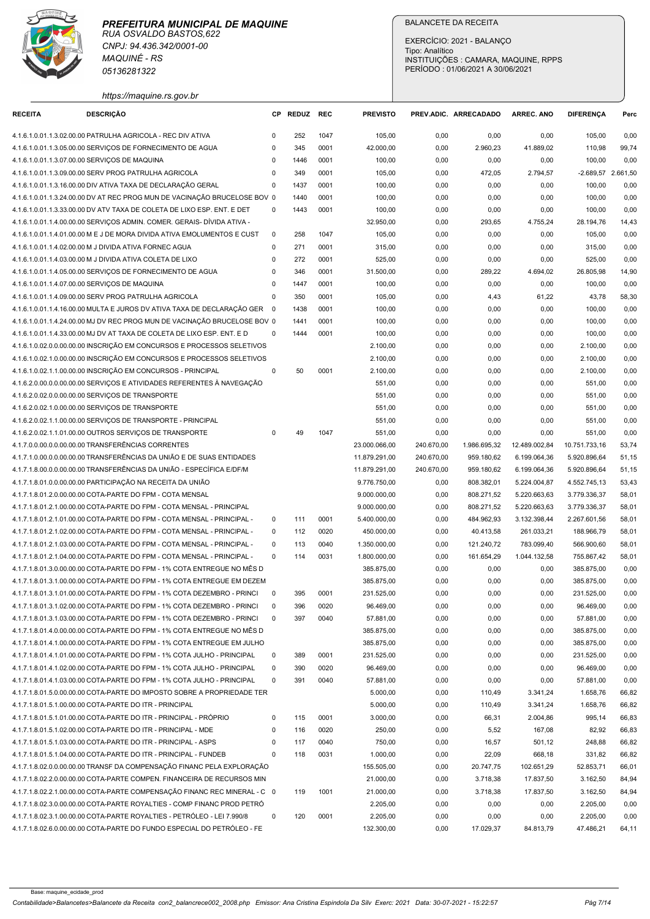**PREFEITURA MUNICIPAL DE MAQUINE**
RUA OSVALDO BASTOS,622
CNPJ: 94.436.342/0001-00
MAQUINÉ - RS
05136281322
https://maquine.rs.gov.br

BALANCETE DA RECEITA
EXERCÍCIO: 2021 - BALANÇO
Tipo: Analítico
INSTITUIÇÕES : CAMARA, MAQUINE, RPPS
PERÍODO : 01/06/2021 A 30/06/2021

| RECEITA | DESCRIÇÃO | CP | REDUZ | REC | PREVISTO | PREV.ADIC. | ARRECADADO | ARREC. ANO | DIFERENÇA | Perc |
|---|---|---|---|---|---|---|---|---|---|---|
| 4.1.6.1.0.01.1.3.02.00.00 | PATRULHA AGRICOLA - REC DIV ATIVA | 0 | 252 | 1047 | 105,00 | 0,00 | 0,00 | 0,00 | 105,00 | 0,00 |
| 4.1.6.1.0.01.1.3.05.00.00 | SERVIÇOS DE FORNECIMENTO DE AGUA | 0 | 345 | 0001 | 42.000,00 | 0,00 | 2.960,23 | 41.889,02 | 110,98 | 99,74 |
| 4.1.6.1.0.01.1.3.07.00.00 | SERVIÇOS DE MAQUINA | 0 | 1446 | 0001 | 100,00 | 0,00 | 0,00 | 0,00 | 100,00 | 0,00 |
| 4.1.6.1.0.01.1.3.09.00.00 | SERV PROG PATRULHA AGRICOLA | 0 | 349 | 0001 | 105,00 | 0,00 | 472,05 | 2.794,57 | -2.689,57 | 2.661,50 |
| 4.1.6.1.0.01.1.3.16.00.00 | DIV ATIVA TAXA DE DECLARAÇÃO GERAL | 0 | 1437 | 0001 | 100,00 | 0,00 | 0,00 | 0,00 | 100,00 | 0,00 |
| 4.1.6.1.0.01.1.3.24.00.00 | DV AT REC PROG MUN DE VACINAÇÃO BRUCELOSE BOV | 0 | 1440 | 0001 | 100,00 | 0,00 | 0,00 | 0,00 | 100,00 | 0,00 |
| 4.1.6.1.0.01.1.3.33.00.00 | DV ATV TAXA DE COLETA DE LIXO ESP. ENT. E DET | 0 | 1443 | 0001 | 100,00 | 0,00 | 0,00 | 0,00 | 100,00 | 0,00 |
| 4.1.6.1.0.01.1.4.00.00.00 | SERVIÇOS ADMIN. COMER. GERAIS- DÍVIDA ATIVA - | | | | 32.950,00 | 0,00 | 293,65 | 4.755,24 | 28.194,76 | 14,43 |
| 4.1.6.1.0.01.1.4.01.00.00 | M E J DE MORA DIVIDA ATIVA EMOLUMENTOS E CUST | 0 | 258 | 1047 | 105,00 | 0,00 | 0,00 | 0,00 | 105,00 | 0,00 |
| 4.1.6.1.0.01.1.4.02.00.00 | M J DIVIDA ATIVA FORNEC AGUA | 0 | 271 | 0001 | 315,00 | 0,00 | 0,00 | 0,00 | 315,00 | 0,00 |
| 4.1.6.1.0.01.1.4.03.00.00 | M J DIVIDA ATIVA COLETA DE LIXO | 0 | 272 | 0001 | 525,00 | 0,00 | 0,00 | 0,00 | 525,00 | 0,00 |
| 4.1.6.1.0.01.1.4.05.00.00 | SERVIÇOS DE FORNECIMENTO DE AGUA | 0 | 346 | 0001 | 31.500,00 | 0,00 | 289,22 | 4.694,02 | 26.805,98 | 14,90 |
| 4.1.6.1.0.01.1.4.07.00.00 | SERVIÇOS DE MAQUINA | 0 | 1447 | 0001 | 100,00 | 0,00 | 0,00 | 0,00 | 100,00 | 0,00 |
| 4.1.6.1.0.01.1.4.09.00.00 | SERV PROG PATRULHA AGRICOLA | 0 | 350 | 0001 | 105,00 | 0,00 | 4,43 | 61,22 | 43,78 | 58,30 |
| 4.1.6.1.0.01.1.4.16.00.00 | MULTA E JUROS DV ATIVA TAXA DE DECLARAÇÃO GER | 0 | 1438 | 0001 | 100,00 | 0,00 | 0,00 | 0,00 | 100,00 | 0,00 |
| 4.1.6.1.0.01.1.4.24.00.00 | MJ DV REC PROG MUN DE VACINAÇÃO BRUCELOSE BOV | 0 | 1441 | 0001 | 100,00 | 0,00 | 0,00 | 0,00 | 100,00 | 0,00 |
| 4.1.6.1.0.01.1.4.33.00.00 | MJ DV AT TAXA DE COLETA DE LIXO ESP. ENT. E D | 0 | 1444 | 0001 | 100,00 | 0,00 | 0,00 | 0,00 | 100,00 | 0,00 |
| 4.1.6.1.0.02.0.0.00.00.00 | INSCRIÇÃO EM CONCURSOS E PROCESSOS SELETIVOS | | | | 2.100,00 | 0,00 | 0,00 | 0,00 | 2.100,00 | 0,00 |
| 4.1.6.1.0.02.1.0.00.00.00 | INSCRIÇÃO EM CONCURSOS E PROCESSOS SELETIVOS | | | | 2.100,00 | 0,00 | 0,00 | 0,00 | 2.100,00 | 0,00 |
| 4.1.6.1.0.02.1.1.00.00.00 | INSCRIÇÃO EM CONCURSOS - PRINCIPAL | 0 | 50 | 0001 | 2.100,00 | 0,00 | 0,00 | 0,00 | 2.100,00 | 0,00 |
| 4.1.6.2.0.00.0.0.00.00.00 | SERVIÇOS E ATIVIDADES REFERENTES À NAVEGAÇÃO | | | | 551,00 | 0,00 | 0,00 | 0,00 | 551,00 | 0,00 |
| 4.1.6.2.0.02.0.0.00.00.00 | SERVIÇOS DE TRANSPORTE | | | | 551,00 | 0,00 | 0,00 | 0,00 | 551,00 | 0,00 |
| 4.1.6.2.0.02.1.0.00.00.00 | SERVIÇOS DE TRANSPORTE | | | | 551,00 | 0,00 | 0,00 | 0,00 | 551,00 | 0,00 |
| 4.1.6.2.0.02.1.1.00.00.00 | SERVIÇOS DE TRANSPORTE - PRINCIPAL | | | | 551,00 | 0,00 | 0,00 | 0,00 | 551,00 | 0,00 |
| 4.1.6.2.0.02.1.1.01.00.00 | OUTROS SERVIÇOS DE TRANSPORTE | 0 | 49 | 1047 | 551,00 | 0,00 | 0,00 | 0,00 | 551,00 | 0,00 |
| 4.1.7.0.0.00.0.0.00.00.00 | TRANSFERÊNCIAS CORRENTES | | | | 23.000.066,00 | 240.670,00 | 1.986.695,32 | 12.489.002,84 | 10.751.733,16 | 53,74 |
| 4.1.7.1.0.00.0.0.00.00.00 | TRANSFERÊNCIAS DA UNIÃO E DE SUAS ENTIDADES | | | | 11.879.291,00 | 240.670,00 | 959.180,62 | 6.199.064,36 | 5.920.896,64 | 51,15 |
| 4.1.7.1.8.00.0.0.00.00.00 | TRANSFERÊNCIAS DA UNIÃO - ESPECÍFICA E/DF/M | | | | 11.879.291,00 | 240.670,00 | 959.180,62 | 6.199.064,36 | 5.920.896,64 | 51,15 |
| 4.1.7.1.8.01.0.0.00.00.00 | PARTICIPAÇÃO NA RECEITA DA UNIÃO | | | | 9.776.750,00 | 0,00 | 808.382,01 | 5.224.004,87 | 4.552.745,13 | 53,43 |
| 4.1.7.1.8.01.2.0.00.00.00 | COTA-PARTE DO FPM - COTA MENSAL | | | | 9.000.000,00 | 0,00 | 808.271,52 | 5.220.663,63 | 3.779.336,37 | 58,01 |
| 4.1.7.1.8.01.2.1.00.00.00 | COTA-PARTE DO FPM - COTA MENSAL - PRINCIPAL | | | | 9.000.000,00 | 0,00 | 808.271,52 | 5.220.663,63 | 3.779.336,37 | 58,01 |
| 4.1.7.1.8.01.2.1.01.00.00 | COTA-PARTE DO FPM - COTA MENSAL - PRINCIPAL - | 0 | 111 | 0001 | 5.400.000,00 | 0,00 | 484.962,93 | 3.132.398,44 | 2.267.601,56 | 58,01 |
| 4.1.7.1.8.01.2.1.02.00.00 | COTA-PARTE DO FPM - COTA MENSAL - PRINCIPAL - | 0 | 112 | 0020 | 450.000,00 | 0,00 | 40.413,58 | 261.033,21 | 188.966,79 | 58,01 |
| 4.1.7.1.8.01.2.1.03.00.00 | COTA-PARTE DO FPM - COTA MENSAL - PRINCIPAL - | 0 | 113 | 0040 | 1.350.000,00 | 0,00 | 121.240,72 | 783.099,40 | 566.900,60 | 58,01 |
| 4.1.7.1.8.01.2.1.04.00.00 | COTA-PARTE DO FPM - COTA MENSAL - PRINCIPAL - | 0 | 114 | 0031 | 1.800.000,00 | 0,00 | 161.654,29 | 1.044.132,58 | 755.867,42 | 58,01 |
| 4.1.7.1.8.01.3.0.00.00.00 | COTA-PARTE DO FPM - 1% COTA ENTREGUE NO MÊS D | | | | 385.875,00 | 0,00 | 0,00 | 0,00 | 385.875,00 | 0,00 |
| 4.1.7.1.8.01.3.1.00.00.00 | COTA-PARTE DO FPM - 1% COTA ENTREGUE EM DEZEM | | | | 385.875,00 | 0,00 | 0,00 | 0,00 | 385.875,00 | 0,00 |
| 4.1.7.1.8.01.3.1.01.00.00 | COTA-PARTE DO FPM - 1% COTA DEZEMBRO - PRINCI | 0 | 395 | 0001 | 231.525,00 | 0,00 | 0,00 | 0,00 | 231.525,00 | 0,00 |
| 4.1.7.1.8.01.3.1.02.00.00 | COTA-PARTE DO FPM - 1% COTA DEZEMBRO - PRINCI | 0 | 396 | 0020 | 96.469,00 | 0,00 | 0,00 | 0,00 | 96.469,00 | 0,00 |
| 4.1.7.1.8.01.3.1.03.00.00 | COTA-PARTE DO FPM - 1% COTA DEZEMBRO - PRINCI | 0 | 397 | 0040 | 57.881,00 | 0,00 | 0,00 | 0,00 | 57.881,00 | 0,00 |
| 4.1.7.1.8.01.4.0.00.00.00 | COTA-PARTE DO FPM - 1% COTA ENTREGUE NO MÊS D | | | | 385.875,00 | 0,00 | 0,00 | 0,00 | 385.875,00 | 0,00 |
| 4.1.7.1.8.01.4.1.00.00.00 | COTA-PARTE DO FPM - 1% COTA ENTREGUE EM JULHO | | | | 385.875,00 | 0,00 | 0,00 | 0,00 | 385.875,00 | 0,00 |
| 4.1.7.1.8.01.4.1.01.00.00 | COTA-PARTE DO FPM - 1% COTA JULHO - PRINCIPAL | 0 | 389 | 0001 | 231.525,00 | 0,00 | 0,00 | 0,00 | 231.525,00 | 0,00 |
| 4.1.7.1.8.01.4.1.02.00.00 | COTA-PARTE DO FPM - 1% COTA JULHO - PRINCIPAL | 0 | 390 | 0020 | 96.469,00 | 0,00 | 0,00 | 0,00 | 96.469,00 | 0,00 |
| 4.1.7.1.8.01.4.1.03.00.00 | COTA-PARTE DO FPM - 1% COTA JULHO - PRINCIPAL | 0 | 391 | 0040 | 57.881,00 | 0,00 | 0,00 | 0,00 | 57.881,00 | 0,00 |
| 4.1.7.1.8.01.5.0.00.00.00 | COTA-PARTE DO IMPOSTO SOBRE A PROPRIEDADE TER | | | | 5.000,00 | 0,00 | 110,49 | 3.341,24 | 1.658,76 | 66,82 |
| 4.1.7.1.8.01.5.1.00.00.00 | COTA-PARTE DO ITR - PRINCIPAL | | | | 5.000,00 | 0,00 | 110,49 | 3.341,24 | 1.658,76 | 66,82 |
| 4.1.7.1.8.01.5.1.01.00.00 | COTA-PARTE DO ITR - PRINCIPAL - PRÓPRIO | 0 | 115 | 0001 | 3.000,00 | 0,00 | 66,31 | 2.004,86 | 995,14 | 66,83 |
| 4.1.7.1.8.01.5.1.02.00.00 | COTA-PARTE DO ITR - PRINCIPAL - MDE | 0 | 116 | 0020 | 250,00 | 0,00 | 5,52 | 167,08 | 82,92 | 66,83 |
| 4.1.7.1.8.01.5.1.03.00.00 | COTA-PARTE DO ITR - PRINCIPAL - ASPS | 0 | 117 | 0040 | 750,00 | 0,00 | 16,57 | 501,12 | 248,88 | 66,82 |
| 4.1.7.1.8.01.5.1.04.00.00 | COTA-PARTE DO ITR - PRINCIPAL - FUNDEB | 0 | 118 | 0031 | 1.000,00 | 0,00 | 22,09 | 668,18 | 331,82 | 66,82 |
| 4.1.7.1.8.02.0.0.00.00.00 | TRANSF DA COMPENSAÇÃO FINANC PELA EXPLORAÇÃO | | | | 155.505,00 | 0,00 | 20.747,75 | 102.651,29 | 52.853,71 | 66,01 |
| 4.1.7.1.8.02.2.0.00.00.00 | COTA-PARTE COMPEN. FINANCEIRA DE RECURSOS MIN | | | | 21.000,00 | 0,00 | 3.718,38 | 17.837,50 | 3.162,50 | 84,94 |
| 4.1.7.1.8.02.2.1.00.00.00 | COTA-PARTE COMPENSAÇÃO FINANC REC MINERAL - C | 0 | 119 | 1001 | 21.000,00 | 0,00 | 3.718,38 | 17.837,50 | 3.162,50 | 84,94 |
| 4.1.7.1.8.02.3.0.00.00.00 | COTA-PARTE ROYALTIES - COMP FINANC PROD PETRÓ | | | | 2.205,00 | 0,00 | 0,00 | 0,00 | 2.205,00 | 0,00 |
| 4.1.7.1.8.02.3.1.00.00.00 | COTA-PARTE ROYALTIES - PETRÓLEO - LEI 7.990/8 | 0 | 120 | 0001 | 2.205,00 | 0,00 | 0,00 | 0,00 | 2.205,00 | 0,00 |
| 4.1.7.1.8.02.6.0.00.00.00 | COTA-PARTE DO FUNDO ESPECIAL DO PETRÓLEO - FE | | | | 132.300,00 | 0,00 | 17.029,37 | 84.813,79 | 47.486,21 | 64,11 |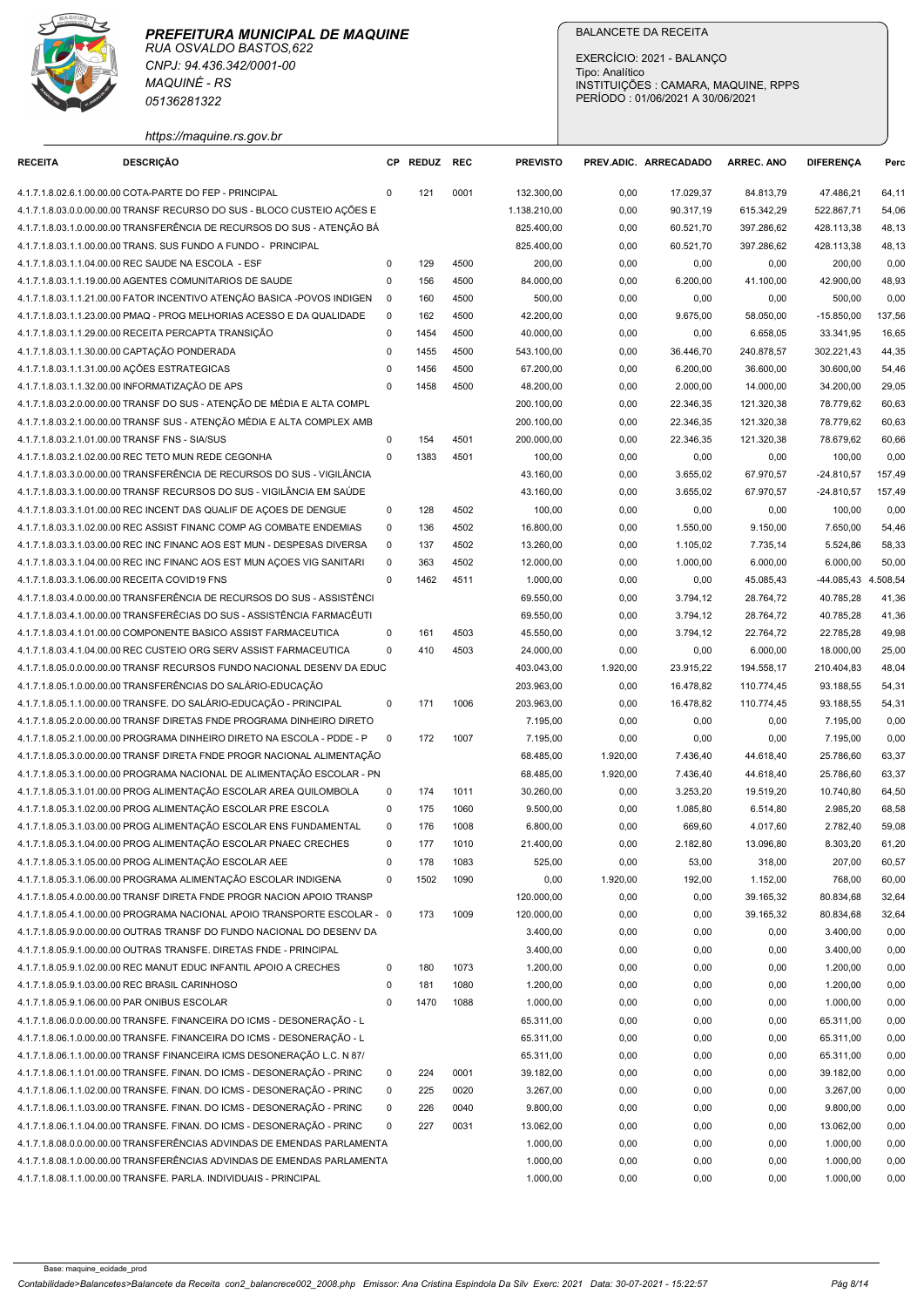**PREFEITURA MUNICIPAL DE MAQUINE**
*RUA OSVALDO BASTOS,622*
*CNPJ: 94.436.342/0001-00*
*MAQUINÉ - RS*
*05136281322*
*https://maquine.rs.gov.br*

BALANCETE DA RECEITA

EXERCÍCIO: 2021 - BALANÇO
Tipo: Analítico
INSTITUIÇÕES : CAMARA, MAQUINE, RPPS
PERÍODO : 01/06/2021 A 30/06/2021

| RECEITA | DESCRIÇÃO | CP | REDUZ | REC | PREVISTO | PREV.ADIC. | ARRECADADO | ARREC. ANO | DIFERENÇA | Perc |
|---|---|---|---|---|---|---|---|---|---|---|
| 4.1.7.1.8.02.6.1.00.00.00 | COTA-PARTE DO FEP - PRINCIPAL | 0 | 121 | 0001 | 132.300,00 | 0,00 | 17.029,37 | 84.813,79 | 47.486,21 | 64,11 |
| 4.1.7.1.8.03.0.0.00.00.00 | TRANSF RECURSO DO SUS - BLOCO CUSTEIO AÇÕES E | | | | 1.138.210,00 | 0,00 | 90.317,19 | 615.342,29 | 522.867,71 | 54,06 |
| 4.1.7.1.8.03.1.0.00.00.00 | TRANSFERÊNCIA DE RECURSOS DO SUS - ATENÇÃO BÁ | | | | 825.400,00 | 0,00 | 60.521,70 | 397.286,62 | 428.113,38 | 48,13 |
| 4.1.7.1.8.03.1.1.00.00.00 | TRANS. SUS FUNDO A FUNDO - PRINCIPAL | | | | 825.400,00 | 0,00 | 60.521,70 | 397.286,62 | 428.113,38 | 48,13 |
| 4.1.7.1.8.03.1.1.04.00.00 | REC SAUDE NA ESCOLA - ESF | 0 | 129 | 4500 | 200,00 | 0,00 | 0,00 | 0,00 | 200,00 | 0,00 |
| 4.1.7.1.8.03.1.1.19.00.00 | AGENTES COMUNITARIOS DE SAUDE | 0 | 156 | 4500 | 84.000,00 | 0,00 | 6.200,00 | 41.100,00 | 42.900,00 | 48,93 |
| 4.1.7.1.8.03.1.1.21.00.00 | FATOR INCENTIVO ATENÇÃO BASICA -POVOS INDIGEN | 0 | 160 | 4500 | 500,00 | 0,00 | 0,00 | 0,00 | 500,00 | 0,00 |
| 4.1.7.1.8.03.1.1.23.00.00 | PMAQ - PROG MELHORIAS ACESSO E DA QUALIDADE | 0 | 162 | 4500 | 42.200,00 | 0,00 | 9.675,00 | 58.050,00 | -15.850,00 | 137,56 |
| 4.1.7.1.8.03.1.1.29.00.00 | RECEITA PERCAPTA TRANSIÇÃO | 0 | 1454 | 4500 | 40.000,00 | 0,00 | 0,00 | 6.658,05 | 33.341,95 | 16,65 |
| 4.1.7.1.8.03.1.1.30.00.00 | CAPTAÇÃO PONDERADA | 0 | 1455 | 4500 | 543.100,00 | 0,00 | 36.446,70 | 240.878,57 | 302.221,43 | 44,35 |
| 4.1.7.1.8.03.1.1.31.00.00 | AÇÕES ESTRATEGICAS | 0 | 1456 | 4500 | 67.200,00 | 0,00 | 6.200,00 | 36.600,00 | 30.600,00 | 54,46 |
| 4.1.7.1.8.03.1.1.32.00.00 | INFORMATIZAÇÃO DE APS | 0 | 1458 | 4500 | 48.200,00 | 0,00 | 2.000,00 | 14.000,00 | 34.200,00 | 29,05 |
| 4.1.7.1.8.03.2.0.00.00.00 | TRANSF DO SUS - ATENÇÃO DE MÉDIA E ALTA COMPL | | | | 200.100,00 | 0,00 | 22.346,35 | 121.320,38 | 78.779,62 | 60,63 |
| 4.1.7.1.8.03.2.1.00.00.00 | TRANSF SUS - ATENÇÃO MÉDIA E ALTA COMPLEX AMB | | | | 200.100,00 | 0,00 | 22.346,35 | 121.320,38 | 78.779,62 | 60,63 |
| 4.1.7.1.8.03.2.1.01.00.00 | TRANSF FNS - SIA/SUS | 0 | 154 | 4501 | 200.000,00 | 0,00 | 22.346,35 | 121.320,38 | 78.679,62 | 60,66 |
| 4.1.7.1.8.03.2.1.02.00.00 | REC TETO MUN REDE CEGONHA | 0 | 1383 | 4501 | 100,00 | 0,00 | 0,00 | 0,00 | 100,00 | 0,00 |
| 4.1.7.1.8.03.3.0.00.00.00 | TRANSFERÊNCIA DE RECURSOS DO SUS - VIGILÂNCIA | | | | 43.160,00 | 0,00 | 3.655,02 | 67.970,57 | -24.810,57 | 157,49 |
| 4.1.7.1.8.03.3.1.00.00.00 | TRANSF RECURSOS DO SUS - VIGILÂNCIA EM SAÚDE | | | | 43.160,00 | 0,00 | 3.655,02 | 67.970,57 | -24.810,57 | 157,49 |
| 4.1.7.1.8.03.3.1.01.00.00 | REC INCENT DAS QUALIF DE AÇOES DE DENGUE | 0 | 128 | 4502 | 100,00 | 0,00 | 0,00 | 0,00 | 100,00 | 0,00 |
| 4.1.7.1.8.03.3.1.02.00.00 | REC ASSIST FINANC COMP AG COMBATE ENDEMIAS | 0 | 136 | 4502 | 16.800,00 | 0,00 | 1.550,00 | 9.150,00 | 7.650,00 | 54,46 |
| 4.1.7.1.8.03.3.1.03.00.00 | REC INC FINANC AOS EST MUN - DESPESAS DIVERSA | 0 | 137 | 4502 | 13.260,00 | 0,00 | 1.105,02 | 7.735,14 | 5.524,86 | 58,33 |
| 4.1.7.1.8.03.3.1.04.00.00 | REC INC FINANC AOS EST MUN AÇOES VIG SANITARI | 0 | 363 | 4502 | 12.000,00 | 0,00 | 1.000,00 | 6.000,00 | 6.000,00 | 50,00 |
| 4.1.7.1.8.03.3.1.06.00.00 | RECEITA COVID19 FNS | 0 | 1462 | 4511 | 1.000,00 | 0,00 | 0,00 | 45.085,43 | -44.085,43 | 4.508,54 |
| 4.1.7.1.8.03.4.0.00.00.00 | TRANSFERÊNCIA DE RECURSOS DO SUS - ASSISTÊNCI | | | | 69.550,00 | 0,00 | 3.794,12 | 28.764,72 | 40.785,28 | 41,36 |
| 4.1.7.1.8.03.4.1.00.00.00 | TRANSFERÊCIAS DO SUS - ASSISTÊNCIA FARMACÊUTI | | | | 69.550,00 | 0,00 | 3.794,12 | 28.764,72 | 40.785,28 | 41,36 |
| 4.1.7.1.8.03.4.1.01.00.00 | COMPONENTE BASICO ASSIST FARMACEUTICA | 0 | 161 | 4503 | 45.550,00 | 0,00 | 3.794,12 | 22.764,72 | 22.785,28 | 49,98 |
| 4.1.7.1.8.03.4.1.04.00.00 | REC CUSTEIO ORG SERV ASSIST FARMACEUTICA | 0 | 410 | 4503 | 24.000,00 | 0,00 | 0,00 | 6.000,00 | 18.000,00 | 25,00 |
| 4.1.7.1.8.05.0.0.00.00.00 | TRANSF RECURSOS FUNDO NACIONAL DESENV DA EDUC | | | | 403.043,00 | 1.920,00 | 23.915,22 | 194.558,17 | 210.404,83 | 48,04 |
| 4.1.7.1.8.05.1.0.00.00.00 | TRANSFERÊNCIAS DO SALÁRIO-EDUCAÇÃO | | | | 203.963,00 | 0,00 | 16.478,82 | 110.774,45 | 93.188,55 | 54,31 |
| 4.1.7.1.8.05.1.1.00.00.00 | TRANSFE. DO SALÁRIO-EDUCAÇÃO - PRINCIPAL | 0 | 171 | 1006 | 203.963,00 | 0,00 | 16.478,82 | 110.774,45 | 93.188,55 | 54,31 |
| 4.1.7.1.8.05.2.0.00.00.00 | TRANSF DIRETAS FNDE PROGRAMA DINHEIRO DIRETO | | | | 7.195,00 | 0,00 | 0,00 | 0,00 | 7.195,00 | 0,00 |
| 4.1.7.1.8.05.2.1.00.00.00 | PROGRAMA DINHEIRO DIRETO NA ESCOLA - PDDE - P | 0 | 172 | 1007 | 7.195,00 | 0,00 | 0,00 | 0,00 | 7.195,00 | 0,00 |
| 4.1.7.1.8.05.3.0.00.00.00 | TRANSF DIRETA FNDE PROGR NACIONAL ALIMENTAÇÃO | | | | 68.485,00 | 1.920,00 | 7.436,40 | 44.618,40 | 25.786,60 | 63,37 |
| 4.1.7.1.8.05.3.1.00.00.00 | PROGRAMA NACIONAL DE ALIMENTAÇÃO ESCOLAR - PN | | | | 68.485,00 | 1.920,00 | 7.436,40 | 44.618,40 | 25.786,60 | 63,37 |
| 4.1.7.1.8.05.3.1.01.00.00 | PROG ALIMENTAÇÃO ESCOLAR AREA QUILOMBOLA | 0 | 174 | 1011 | 30.260,00 | 0,00 | 3.253,20 | 19.519,20 | 10.740,80 | 64,50 |
| 4.1.7.1.8.05.3.1.02.00.00 | PROG ALIMENTAÇÃO ESCOLAR PRE ESCOLA | 0 | 175 | 1060 | 9.500,00 | 0,00 | 1.085,80 | 6.514,80 | 2.985,20 | 68,58 |
| 4.1.7.1.8.05.3.1.03.00.00 | PROG ALIMENTAÇÃO ESCOLAR ENS FUNDAMENTAL | 0 | 176 | 1008 | 6.800,00 | 0,00 | 669,60 | 4.017,60 | 2.782,40 | 59,08 |
| 4.1.7.1.8.05.3.1.04.00.00 | PROG ALIMENTAÇÃO ESCOLAR PNAEC CRECHES | 0 | 177 | 1010 | 21.400,00 | 0,00 | 2.182,80 | 13.096,80 | 8.303,20 | 61,20 |
| 4.1.7.1.8.05.3.1.05.00.00 | PROG ALIMENTAÇÃO ESCOLAR AEE | 0 | 178 | 1083 | 525,00 | 0,00 | 53,00 | 318,00 | 207,00 | 60,57 |
| 4.1.7.1.8.05.3.1.06.00.00 | PROGRAMA ALIMENTAÇÃO ESCOLAR INDIGENA | 0 | 1502 | 1090 | 0,00 | 1.920,00 | 192,00 | 1.152,00 | 768,00 | 60,00 |
| 4.1.7.1.8.05.4.0.00.00.00 | TRANSF DIRETA FNDE PROGR NACION APOIO TRANSP | | | | 120.000,00 | 0,00 | 0,00 | 39.165,32 | 80.834,68 | 32,64 |
| 4.1.7.1.8.05.4.1.00.00.00 | PROGRAMA NACIONAL APOIO TRANSPORTE ESCOLAR - | 0 | 173 | 1009 | 120.000,00 | 0,00 | 0,00 | 39.165,32 | 80.834,68 | 32,64 |
| 4.1.7.1.8.05.9.0.00.00.00 | OUTRAS TRANSF DO FUNDO NACIONAL DO DESENV DA | | | | 3.400,00 | 0,00 | 0,00 | 0,00 | 3.400,00 | 0,00 |
| 4.1.7.1.8.05.9.1.00.00.00 | OUTRAS TRANSFE. DIRETAS FNDE - PRINCIPAL | | | | 3.400,00 | 0,00 | 0,00 | 0,00 | 3.400,00 | 0,00 |
| 4.1.7.1.8.05.9.1.02.00.00 | REC MANUT EDUC INFANTIL APOIO A CRECHES | 0 | 180 | 1073 | 1.200,00 | 0,00 | 0,00 | 0,00 | 1.200,00 | 0,00 |
| 4.1.7.1.8.05.9.1.03.00.00 | REC BRASIL CARINHOSO | 0 | 181 | 1080 | 1.200,00 | 0,00 | 0,00 | 0,00 | 1.200,00 | 0,00 |
| 4.1.7.1.8.05.9.1.06.00.00 | PAR ONIBUS ESCOLAR | 0 | 1470 | 1088 | 1.000,00 | 0,00 | 0,00 | 0,00 | 1.000,00 | 0,00 |
| 4.1.7.1.8.06.0.0.00.00.00 | TRANSFE. FINANCEIRA DO ICMS - DESONERAÇÃO - L | | | | 65.311,00 | 0,00 | 0,00 | 0,00 | 65.311,00 | 0,00 |
| 4.1.7.1.8.06.1.0.00.00.00 | TRANSFE. FINANCEIRA DO ICMS - DESONERAÇÃO - L | | | | 65.311,00 | 0,00 | 0,00 | 0,00 | 65.311,00 | 0,00 |
| 4.1.7.1.8.06.1.1.00.00.00 | TRANSF FINANCEIRA ICMS DESONERAÇÃO L.C. N 87/ | | | | 65.311,00 | 0,00 | 0,00 | 0,00 | 65.311,00 | 0,00 |
| 4.1.7.1.8.06.1.1.01.00.00 | TRANSFE. FINAN. DO ICMS - DESONERAÇÃO - PRINC | 0 | 224 | 0001 | 39.182,00 | 0,00 | 0,00 | 0,00 | 39.182,00 | 0,00 |
| 4.1.7.1.8.06.1.1.02.00.00 | TRANSFE. FINAN. DO ICMS - DESONERAÇÃO - PRINC | 0 | 225 | 0020 | 3.267,00 | 0,00 | 0,00 | 0,00 | 3.267,00 | 0,00 |
| 4.1.7.1.8.06.1.1.03.00.00 | TRANSFE. FINAN. DO ICMS - DESONERAÇÃO - PRINC | 0 | 226 | 0040 | 9.800,00 | 0,00 | 0,00 | 0,00 | 9.800,00 | 0,00 |
| 4.1.7.1.8.06.1.1.04.00.00 | TRANSFE. FINAN. DO ICMS - DESONERAÇÃO - PRINC | 0 | 227 | 0031 | 13.062,00 | 0,00 | 0,00 | 0,00 | 13.062,00 | 0,00 |
| 4.1.7.1.8.08.0.0.00.00.00 | TRANSFERÊNCIAS ADVINDAS DE EMENDAS PARLAMENTA | | | | 1.000,00 | 0,00 | 0,00 | 0,00 | 1.000,00 | 0,00 |
| 4.1.7.1.8.08.1.0.00.00.00 | TRANSFERÊNCIAS ADVINDAS DE EMENDAS PARLAMENTA | | | | 1.000,00 | 0,00 | 0,00 | 0,00 | 1.000,00 | 0,00 |
| 4.1.7.1.8.08.1.1.00.00.00 | TRANSFE. PARLA. INDIVIDUAIS - PRINCIPAL | | | | 1.000,00 | 0,00 | 0,00 | 0,00 | 1.000,00 | 0,00 |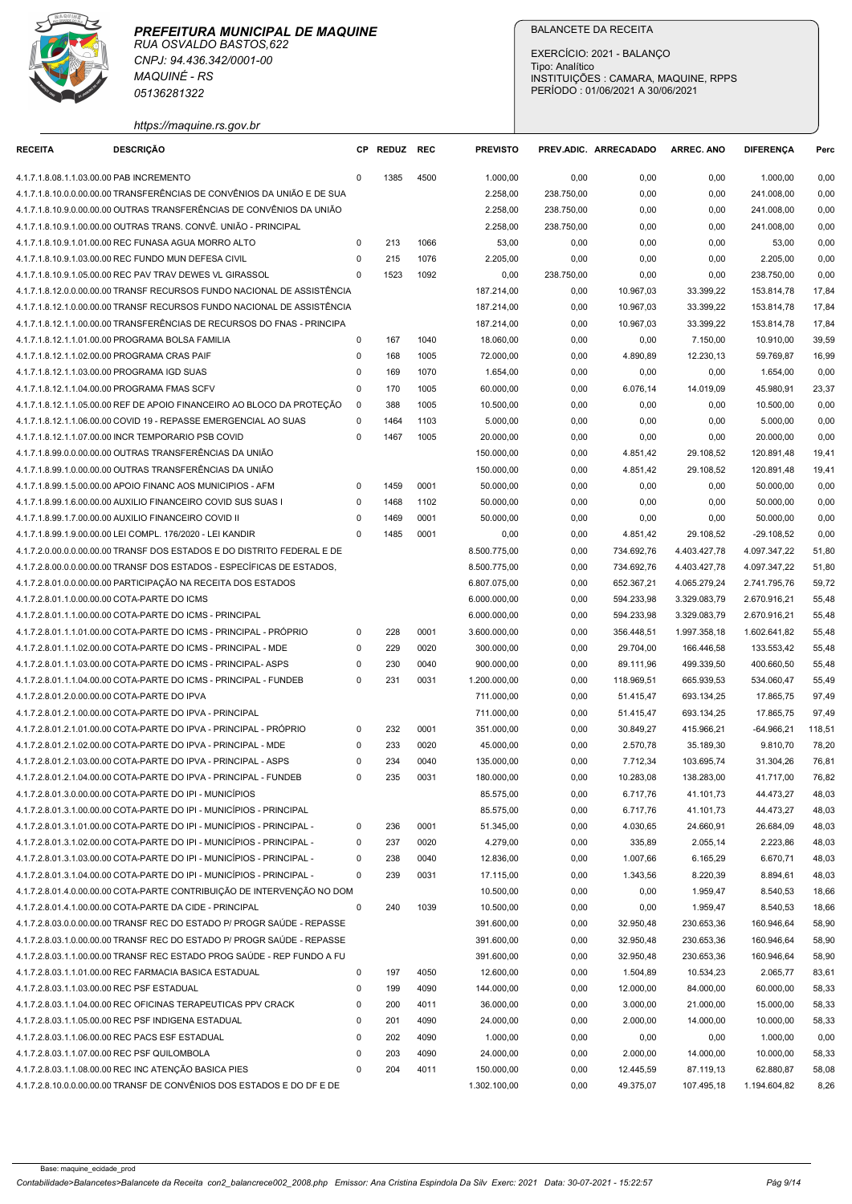**PREFEITURA MUNICIPAL DE MAQUINE**
RUA OSVALDO BASTOS,622
CNPJ: 94.436.342/0001-00
MAQUINÉ - RS
05136281322
https://maquine.rs.gov.br

BALANCETE DA RECEITA
EXERCÍCIO: 2021 - BALANÇO
Tipo: Analítico
INSTITUIÇÕES : CAMARA, MAQUINE, RPPS
PERÍODO : 01/06/2021 A 30/06/2021

| RECEITA | DESCRIÇÃO | CP | REDUZ | REC | PREVISTO | PREV.ADIC. | ARRECADADO | ARREC. ANO | DIFERENÇA | Perc |
|---|---|---|---|---|---|---|---|---|---|---|
| 4.1.7.1.8.08.1.1.03.00.00 | PAB INCREMENTO | 0 | 1385 | 4500 | 1.000,00 | 0,00 | 0,00 | 0,00 | 1.000,00 | 0,00 |
| 4.1.7.1.8.10.0.0.00.00.00 | TRANSFERÊNCIAS DE CONVÊNIOS DA UNIÃO E DE SUA | | | | 2.258,00 | 238.750,00 | 0,00 | 0,00 | 241.008,00 | 0,00 |
| 4.1.7.1.8.10.9.0.00.00.00 | OUTRAS TRANSFERÊNCIAS DE CONVÊNIOS DA UNIÃO | | | | 2.258,00 | 238.750,00 | 0,00 | 0,00 | 241.008,00 | 0,00 |
| 4.1.7.1.8.10.9.1.00.00.00 | OUTRAS TRANS. CONVÊ. UNIÃO - PRINCIPAL | | | | 2.258,00 | 238.750,00 | 0,00 | 0,00 | 241.008,00 | 0,00 |
| 4.1.7.1.8.10.9.1.01.00.00 | REC FUNASA AGUA MORRO ALTO | 0 | 213 | 1066 | 53,00 | 0,00 | 0,00 | 0,00 | 53,00 | 0,00 |
| 4.1.7.1.8.10.9.1.03.00.00 | REC FUNDO MUN DEFESA CIVIL | 0 | 215 | 1076 | 2.205,00 | 0,00 | 0,00 | 0,00 | 2.205,00 | 0,00 |
| 4.1.7.1.8.10.9.1.05.00.00 | REC PAV TRAV DEWES VL GIRASSOL | 0 | 1523 | 1092 | 0,00 | 238.750,00 | 0,00 | 0,00 | 238.750,00 | 0,00 |
| 4.1.7.1.8.12.0.0.00.00.00 | TRANSF RECURSOS FUNDO NACIONAL DE ASSISTÊNCIA | | | | 187.214,00 | 0,00 | 10.967,03 | 33.399,22 | 153.814,78 | 17,84 |
| 4.1.7.1.8.12.1.0.00.00.00 | TRANSF RECURSOS FUNDO NACIONAL DE ASSISTÊNCIA | | | | 187.214,00 | 0,00 | 10.967,03 | 33.399,22 | 153.814,78 | 17,84 |
| 4.1.7.1.8.12.1.1.00.00.00 | TRANSFERÊNCIAS DE RECURSOS DO FNAS - PRINCIPA | | | | 187.214,00 | 0,00 | 10.967,03 | 33.399,22 | 153.814,78 | 17,84 |
| 4.1.7.1.8.12.1.1.01.00.00 | PROGRAMA BOLSA FAMILIA | 0 | 167 | 1040 | 18.060,00 | 0,00 | 0,00 | 7.150,00 | 10.910,00 | 39,59 |
| 4.1.7.1.8.12.1.1.02.00.00 | PROGRAMA CRAS PAIF | 0 | 168 | 1005 | 72.000,00 | 0,00 | 4.890,89 | 12.230,13 | 59.769,87 | 16,99 |
| 4.1.7.1.8.12.1.1.03.00.00 | PROGRAMA IGD SUAS | 0 | 169 | 1070 | 1.654,00 | 0,00 | 0,00 | 0,00 | 1.654,00 | 0,00 |
| 4.1.7.1.8.12.1.1.04.00.00 | PROGRAMA FMAS SCFV | 0 | 170 | 1005 | 60.000,00 | 0,00 | 6.076,14 | 14.019,09 | 45.980,91 | 23,37 |
| 4.1.7.1.8.12.1.1.05.00.00 | REF DE APOIO FINANCEIRO AO BLOCO DA PROTEÇÃO | 0 | 388 | 1005 | 10.500,00 | 0,00 | 0,00 | 0,00 | 10.500,00 | 0,00 |
| 4.1.7.1.8.12.1.1.06.00.00 | COVID 19 - REPASSE EMERGENCIAL AO SUAS | 0 | 1464 | 1103 | 5.000,00 | 0,00 | 0,00 | 0,00 | 5.000,00 | 0,00 |
| 4.1.7.1.8.12.1.1.07.00.00 | INCR TEMPORARIO PSB COVID | 0 | 1467 | 1005 | 20.000,00 | 0,00 | 0,00 | 0,00 | 20.000,00 | 0,00 |
| 4.1.7.1.8.99.0.0.00.00.00 | OUTRAS TRANSFERÊNCIAS DA UNIÃO | | | | 150.000,00 | 0,00 | 4.851,42 | 29.108,52 | 120.891,48 | 19,41 |
| 4.1.7.1.8.99.1.0.00.00.00 | OUTRAS TRANSFERÊNCIAS DA UNIÃO | | | | 150.000,00 | 0,00 | 4.851,42 | 29.108,52 | 120.891,48 | 19,41 |
| 4.1.7.1.8.99.1.5.00.00.00 | APOIO FINANC AOS MUNICIPIOS - AFM | 0 | 1459 | 0001 | 50.000,00 | 0,00 | 0,00 | 0,00 | 50.000,00 | 0,00 |
| 4.1.7.1.8.99.1.6.00.00.00 | AUXILIO FINANCEIRO COVID SUS SUAS I | 0 | 1468 | 1102 | 50.000,00 | 0,00 | 0,00 | 0,00 | 50.000,00 | 0,00 |
| 4.1.7.1.8.99.1.7.00.00.00 | AUXILIO FINANCEIRO COVID II | 0 | 1469 | 0001 | 50.000,00 | 0,00 | 0,00 | 0,00 | 50.000,00 | 0,00 |
| 4.1.7.1.8.99.1.9.00.00.00 | LEI COMPL. 176/2020 - LEI KANDIR | 0 | 1485 | 0001 | 0,00 | 0,00 | 4.851,42 | 29.108,52 | -29.108,52 | 0,00 |
| 4.1.7.2.0.00.0.0.00.00.00 | TRANSF DOS ESTADOS E DO DISTRITO FEDERAL E DE | | | | 8.500.775,00 | 0,00 | 734.692,76 | 4.403.427,78 | 4.097.347,22 | 51,80 |
| 4.1.7.2.8.00.0.0.00.00.00 | TRANSF DOS ESTADOS - ESPECÍFICAS DE ESTADOS, | | | | 8.500.775,00 | 0,00 | 734.692,76 | 4.403.427,78 | 4.097.347,22 | 51,80 |
| 4.1.7.2.8.01.0.0.00.00.00 | PARTICIPAÇÃO NA RECEITA DOS ESTADOS | | | | 6.807.075,00 | 0,00 | 652.367,21 | 4.065.279,24 | 2.741.795,76 | 59,72 |
| 4.1.7.2.8.01.1.0.00.00.00 | COTA-PARTE DO ICMS | | | | 6.000.000,00 | 0,00 | 594.233,98 | 3.329.083,79 | 2.670.916,21 | 55,48 |
| 4.1.7.2.8.01.1.1.00.00.00 | COTA-PARTE DO ICMS - PRINCIPAL | | | | 6.000.000,00 | 0,00 | 594.233,98 | 3.329.083,79 | 2.670.916,21 | 55,48 |
| 4.1.7.2.8.01.1.1.01.00.00 | COTA-PARTE DO ICMS - PRINCIPAL - PRÓPRIO | 0 | 228 | 0001 | 3.600.000,00 | 0,00 | 356.448,51 | 1.997.358,18 | 1.602.641,82 | 55,48 |
| 4.1.7.2.8.01.1.1.02.00.00 | COTA-PARTE DO ICMS - PRINCIPAL - MDE | 0 | 229 | 0020 | 300.000,00 | 0,00 | 29.704,00 | 166.446,58 | 133.553,42 | 55,48 |
| 4.1.7.2.8.01.1.1.03.00.00 | COTA-PARTE DO ICMS - PRINCIPAL- ASPS | 0 | 230 | 0040 | 900.000,00 | 0,00 | 89.111,96 | 499.339,50 | 400.660,50 | 55,48 |
| 4.1.7.2.8.01.1.1.04.00.00 | COTA-PARTE DO ICMS - PRINCIPAL - FUNDEB | 0 | 231 | 0031 | 1.200.000,00 | 0,00 | 118.969,51 | 665.939,53 | 534.060,47 | 55,49 |
| 4.1.7.2.8.01.2.0.00.00.00 | COTA-PARTE DO IPVA | | | | 711.000,00 | 0,00 | 51.415,47 | 693.134,25 | 17.865,75 | 97,49 |
| 4.1.7.2.8.01.2.1.00.00.00 | COTA-PARTE DO IPVA - PRINCIPAL | | | | 711.000,00 | 0,00 | 51.415,47 | 693.134,25 | 17.865,75 | 97,49 |
| 4.1.7.2.8.01.2.1.01.00.00 | COTA-PARTE DO IPVA - PRINCIPAL - PRÓPRIO | 0 | 232 | 0001 | 351.000,00 | 0,00 | 30.849,27 | 415.966,21 | -64.966,21 | 118,51 |
| 4.1.7.2.8.01.2.1.02.00.00 | COTA-PARTE DO IPVA - PRINCIPAL - MDE | 0 | 233 | 0020 | 45.000,00 | 0,00 | 2.570,78 | 35.189,30 | 9.810,70 | 78,20 |
| 4.1.7.2.8.01.2.1.03.00.00 | COTA-PARTE DO IPVA - PRINCIPAL - ASPS | 0 | 234 | 0040 | 135.000,00 | 0,00 | 7.712,34 | 103.695,74 | 31.304,26 | 76,81 |
| 4.1.7.2.8.01.2.1.04.00.00 | COTA-PARTE DO IPVA - PRINCIPAL - FUNDEB | 0 | 235 | 0031 | 180.000,00 | 0,00 | 10.283,08 | 138.283,00 | 41.717,00 | 76,82 |
| 4.1.7.2.8.01.3.0.00.00.00 | COTA-PARTE DO IPI - MUNICÍPIOS | | | | 85.575,00 | 0,00 | 6.717,76 | 41.101,73 | 44.473,27 | 48,03 |
| 4.1.7.2.8.01.3.1.00.00.00 | COTA-PARTE DO IPI - MUNICÍPIOS - PRINCIPAL | | | | 85.575,00 | 0,00 | 6.717,76 | 41.101,73 | 44.473,27 | 48,03 |
| 4.1.7.2.8.01.3.1.01.00.00 | COTA-PARTE DO IPI - MUNICÍPIOS - PRINCIPAL - | 0 | 236 | 0001 | 51.345,00 | 0,00 | 4.030,65 | 24.660,91 | 26.684,09 | 48,03 |
| 4.1.7.2.8.01.3.1.02.00.00 | COTA-PARTE DO IPI - MUNICÍPIOS - PRINCIPAL - | 0 | 237 | 0020 | 4.279,00 | 0,00 | 335,89 | 2.055,14 | 2.223,86 | 48,03 |
| 4.1.7.2.8.01.3.1.03.00.00 | COTA-PARTE DO IPI - MUNICÍPIOS - PRINCIPAL - | 0 | 238 | 0040 | 12.836,00 | 0,00 | 1.007,66 | 6.165,29 | 6.670,71 | 48,03 |
| 4.1.7.2.8.01.3.1.04.00.00 | COTA-PARTE DO IPI - MUNICÍPIOS - PRINCIPAL - | 0 | 239 | 0031 | 17.115,00 | 0,00 | 1.343,56 | 8.220,39 | 8.894,61 | 48,03 |
| 4.1.7.2.8.01.4.0.00.00.00 | COTA-PARTE CONTRIBUIÇÃO DE INTERVENÇÃO NO DOM | | | | 10.500,00 | 0,00 | 0,00 | 1.959,47 | 8.540,53 | 18,66 |
| 4.1.7.2.8.01.4.1.00.00.00 | COTA-PARTE DA CIDE - PRINCIPAL | 0 | 240 | 1039 | 10.500,00 | 0,00 | 0,00 | 1.959,47 | 8.540,53 | 18,66 |
| 4.1.7.2.8.03.0.0.00.00.00 | TRANSF REC DO ESTADO P/ PROGR SAÚDE - REPASSE | | | | 391.600,00 | 0,00 | 32.950,48 | 230.653,36 | 160.946,64 | 58,90 |
| 4.1.7.2.8.03.1.0.00.00.00 | TRANSF REC DO ESTADO P/ PROGR SAÚDE - REPASSE | | | | 391.600,00 | 0,00 | 32.950,48 | 230.653,36 | 160.946,64 | 58,90 |
| 4.1.7.2.8.03.1.1.00.00.00 | TRANSF REC ESTADO PROG SAÚDE - REP FUNDO A FU | | | | 391.600,00 | 0,00 | 32.950,48 | 230.653,36 | 160.946,64 | 58,90 |
| 4.1.7.2.8.03.1.1.01.00.00 | REC FARMACIA BASICA ESTADUAL | 0 | 197 | 4050 | 12.600,00 | 0,00 | 1.504,89 | 10.534,23 | 2.065,77 | 83,61 |
| 4.1.7.2.8.03.1.1.03.00.00 | REC PSF ESTADUAL | 0 | 199 | 4090 | 144.000,00 | 0,00 | 12.000,00 | 84.000,00 | 60.000,00 | 58,33 |
| 4.1.7.2.8.03.1.1.04.00.00 | REC OFICINAS TERAPEUTICAS PPV CRACK | 0 | 200 | 4011 | 36.000,00 | 0,00 | 3.000,00 | 21.000,00 | 15.000,00 | 58,33 |
| 4.1.7.2.8.03.1.1.05.00.00 | REC PSF INDIGENA ESTADUAL | 0 | 201 | 4090 | 24.000,00 | 0,00 | 2.000,00 | 14.000,00 | 10.000,00 | 58,33 |
| 4.1.7.2.8.03.1.1.06.00.00 | REC PACS ESF ESTADUAL | 0 | 202 | 4090 | 1.000,00 | 0,00 | 0,00 | 0,00 | 1.000,00 | 0,00 |
| 4.1.7.2.8.03.1.1.07.00.00 | REC PSF QUILOMBOLA | 0 | 203 | 4090 | 24.000,00 | 0,00 | 2.000,00 | 14.000,00 | 10.000,00 | 58,33 |
| 4.1.7.2.8.03.1.1.08.00.00 | REC INC ATENÇÃO BASICA PIES | 0 | 204 | 4011 | 150.000,00 | 0,00 | 12.445,59 | 87.119,13 | 62.880,87 | 58,08 |
| 4.1.7.2.8.10.0.0.00.00.00 | TRANSF DE CONVÊNIOS DOS ESTADOS E DO DF E DE | | | | 1.302.100,00 | 0,00 | 49.375,07 | 107.495,18 | 1.194.604,82 | 8,26 |

Base: maquine_ecidade_prod
Contabilidade>Balancetes>Balancete da Receita con2_balancrece002_2008.php Emissor: Ana Cristina Espindola Da Silv Exerc: 2021 Data: 30-07-2021 - 15:22:57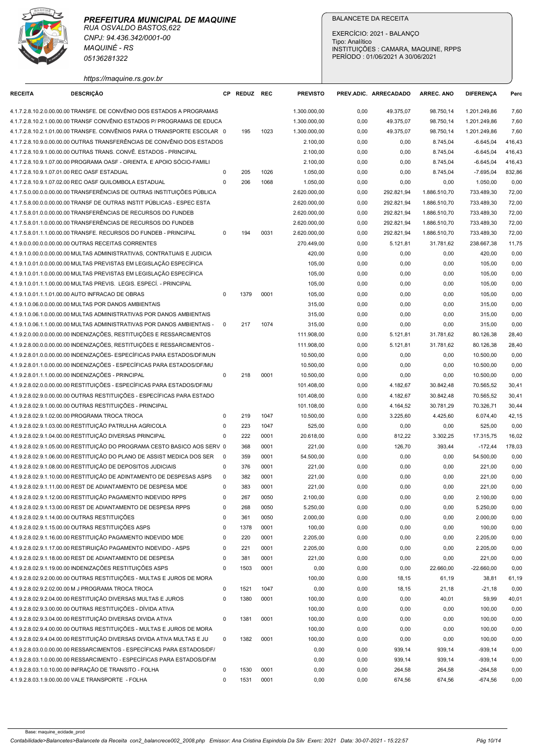**PREFEITURA MUNICIPAL DE MAQUINE**
RUA OSVALDO BASTOS,622
CNPJ: 94.436.342/0001-00
MAQUINÉ - RS
05136281322
https://maquine.rs.gov.br

BALANCETE DA RECEITA
EXERCÍCIO: 2021 - BALANÇO
Tipo: Analítico
INSTITUIÇÕES : CAMARA, MAQUINE, RPPS
PERÍODO : 01/06/2021 A 30/06/2021

| RECEITA | DESCRIÇÃO | CP | REDUZ | REC | PREVISTO | PREV.ADIC. | ARRECADADO | ARREC. ANO | DIFERENÇA | Perc |
|---|---|---|---|---|---|---|---|---|---|---|
| 4.1.7.2.8.10.2.0.00.00.00 | TRANSFE. DE CONVÊNIO DOS ESTADOS A PROGRAMAS | | | | 1.300.000,00 | 0,00 | 49.375,07 | 98.750,14 | 1.201.249,86 | 7,60 |
| 4.1.7.2.8.10.2.1.00.00.00 | TRANSF CONVÊNIO ESTADOS P/ PROGRAMAS DE EDUCA | | | | 1.300.000,00 | 0,00 | 49.375,07 | 98.750,14 | 1.201.249,86 | 7,60 |
| 4.1.7.2.8.10.2.1.01.00.00 | TRANSFE. CONVÊNIOS PARA O TRANSPORTE ESCOLAR | 0 | 195 | 1023 | 1.300.000,00 | 0,00 | 49.375,07 | 98.750,14 | 1.201.249,86 | 7,60 |
| 4.1.7.2.8.10.9.0.00.00.00 | OUTRAS TRANSFERÊNCIAS DE CONVÊNIO DOS ESTADOS | | | | 2.100,00 | 0,00 | 0,00 | 8.745,04 | -6.645,04 | 416,43 |
| 4.1.7.2.8.10.9.1.00.00.00 | OUTRAS TRANS. CONVÊ. ESTADOS - PRINCIPAL | | | | 2.100,00 | 0,00 | 0,00 | 8.745,04 | -6.645,04 | 416,43 |
| 4.1.7.2.8.10.9.1.07.00.00 | PROGRAMA OASF - ORIENTA. E APOIO SÓCIO-FAMILI | | | | 2.100,00 | 0,00 | 0,00 | 8.745,04 | -6.645,04 | 416,43 |
| 4.1.7.2.8.10.9.1.07.01.00 | REC OASF ESTADUAL | 0 | 205 | 1026 | 1.050,00 | 0,00 | 0,00 | 8.745,04 | -7.695,04 | 832,86 |
| 4.1.7.2.8.10.9.1.07.02.00 | REC OASF QUILOMBOLA ESTADUAL | 0 | 206 | 1068 | 1.050,00 | 0,00 | 0,00 | 0,00 | 1.050,00 | 0,00 |
| 4.1.7.5.0.00.0.0.00.00.00 | TRANSFERÊNCIAS DE OUTRAS INSTITUIÇÕES PÚBLICA | | | | 2.620.000,00 | 0,00 | 292.821,94 | 1.886.510,70 | 733.489,30 | 72,00 |
| 4.1.7.5.8.00.0.0.00.00.00 | TRANSF DE OUTRAS INSTIT PÚBLICAS - ESPEC ESTA | | | | 2.620.000,00 | 0,00 | 292.821,94 | 1.886.510,70 | 733.489,30 | 72,00 |
| 4.1.7.5.8.01.0.0.00.00.00 | TRANSFERÊNCIAS DE RECURSOS DO FUNDEB | | | | 2.620.000,00 | 0,00 | 292.821,94 | 1.886.510,70 | 733.489,30 | 72,00 |
| 4.1.7.5.8.01.1.0.00.00.00 | TRANSFERÊNCIAS DE RECURSOS DO FUNDEB | | | | 2.620.000,00 | 0,00 | 292.821,94 | 1.886.510,70 | 733.489,30 | 72,00 |
| 4.1.7.5.8.01.1.1.00.00.00 | TRANSFE. RECURSOS DO FUNDEB - PRINCIPAL | 0 | 194 | 0031 | 2.620.000,00 | 0,00 | 292.821,94 | 1.886.510,70 | 733.489,30 | 72,00 |
| 4.1.9.0.0.00.0.0.00.00.00 | OUTRAS RECEITAS CORRENTES | | | | 270.449,00 | 0,00 | 5.121,81 | 31.781,62 | 238.667,38 | 11,75 |
| 4.1.9.1.0.00.0.0.00.00.00 | MULTAS ADMINISTRATIVAS, CONTRATUAIS E JUDICIA | | | | 420,00 | 0,00 | 0,00 | 0,00 | 420,00 | 0,00 |
| 4.1.9.1.0.01.0.0.00.00.00 | MULTAS PREVISTAS EM LEGISLAÇÃO ESPECÍFICA | | | | 105,00 | 0,00 | 0,00 | 0,00 | 105,00 | 0,00 |
| 4.1.9.1.0.01.1.0.00.00.00 | MULTAS PREVISTAS EM LEGISLAÇÃO ESPECÍFICA | | | | 105,00 | 0,00 | 0,00 | 0,00 | 105,00 | 0,00 |
| 4.1.9.1.0.01.1.1.00.00.00 | MULTAS PREVIS. LEGIS. ESPECÍ. - PRINCIPAL | | | | 105,00 | 0,00 | 0,00 | 0,00 | 105,00 | 0,00 |
| 4.1.9.1.0.01.1.1.01.00.00 | AUTO INFRACAO DE OBRAS | 0 | 1379 | 0001 | 105,00 | 0,00 | 0,00 | 0,00 | 105,00 | 0,00 |
| 4.1.9.1.0.06.0.0.00.00.00 | MULTAS POR DANOS AMBIENTAIS | | | | 315,00 | 0,00 | 0,00 | 0,00 | 315,00 | 0,00 |
| 4.1.9.1.0.06.1.0.00.00.00 | MULTAS ADMINISTRATIVAS POR DANOS AMBIENTAIS | | | | 315,00 | 0,00 | 0,00 | 0,00 | 315,00 | 0,00 |
| 4.1.9.1.0.06.1.1.00.00.00 | MULTAS ADMINISTRATIVAS POR DANOS AMBIENTAIS - | 0 | 217 | 1074 | 315,00 | 0,00 | 0,00 | 0,00 | 315,00 | 0,00 |
| 4.1.9.2.0.00.0.0.00.00.00 | INDENIZAÇÕES, RESTITUIÇÕES E RESSARCIMENTOS | | | | 111.908,00 | 0,00 | 5.121,81 | 31.781,62 | 80.126,38 | 28,40 |
| 4.1.9.2.8.00.0.0.00.00.00 | INDENIZAÇÕES, RESTITUIÇÕES E RESSARCIMENTOS - | | | | 111.908,00 | 0,00 | 5.121,81 | 31.781,62 | 80.126,38 | 28,40 |
| 4.1.9.2.8.01.0.0.00.00.00 | INDENIZAÇÕES- ESPECÍFICAS PARA ESTADOS/DF/MUN | | | | 10.500,00 | 0,00 | 0,00 | 0,00 | 10.500,00 | 0,00 |
| 4.1.9.2.8.01.1.0.00.00.00 | INDENIZAÇÕES - ESPECÍFICAS PARA ESTADOS/DF/MU | | | | 10.500,00 | 0,00 | 0,00 | 0,00 | 10.500,00 | 0,00 |
| 4.1.9.2.8.01.1.1.00.00.00 | INDENIZAÇÕES - PRINCIPAL | 0 | 218 | 0001 | 10.500,00 | 0,00 | 0,00 | 0,00 | 10.500,00 | 0,00 |
| 4.1.9.2.8.02.0.0.00.00.00 | RESTITUIÇÕES - ESPECÍFICAS PARA ESTADOS/DF/MU | | | | 101.408,00 | 0,00 | 4.182,67 | 30.842,48 | 70.565,52 | 30,41 |
| 4.1.9.2.8.02.9.0.00.00.00 | OUTRAS RESTITUIÇÕES - ESPECÍFICAS PARA ESTADO | | | | 101.408,00 | 0,00 | 4.182,67 | 30.842,48 | 70.565,52 | 30,41 |
| 4.1.9.2.8.02.9.1.00.00.00 | OUTRAS RESTITUIÇÕES - PRINCIPAL | | | | 101.108,00 | 0,00 | 4.164,52 | 30.781,29 | 70.326,71 | 30,44 |
| 4.1.9.2.8.02.9.1.02.00.00 | PROGRAMA TROCA TROCA | 0 | 219 | 1047 | 10.500,00 | 0,00 | 3.225,60 | 4.425,60 | 6.074,40 | 42,15 |
| 4.1.9.2.8.02.9.1.03.00.00 | RESTITUIÇÃO PATRULHA AGRICOLA | 0 | 223 | 1047 | 525,00 | 0,00 | 0,00 | 0,00 | 525,00 | 0,00 |
| 4.1.9.2.8.02.9.1.04.00.00 | RESTITUIÇÃO DIVERSAS PRINCIPAL | 0 | 222 | 0001 | 20.618,00 | 0,00 | 812,22 | 3.302,25 | 17.315,75 | 16,02 |
| 4.1.9.2.8.02.9.1.05.00.00 | RESTITUIÇÃO DO PROGRAMA CESTO BASICO AOS SERV | 0 | 368 | 0001 | 221,00 | 0,00 | 126,70 | 393,44 | -172,44 | 178,03 |
| 4.1.9.2.8.02.9.1.06.00.00 | RESTITUIÇÃO DO PLANO DE ASSIST MEDICA DOS SER | 0 | 359 | 0001 | 54.500,00 | 0,00 | 0,00 | 0,00 | 54.500,00 | 0,00 |
| 4.1.9.2.8.02.9.1.08.00.00 | RESTITUIÇÃO DE DEPOSITOS JUDICIAIS | 0 | 376 | 0001 | 221,00 | 0,00 | 0,00 | 0,00 | 221,00 | 0,00 |
| 4.1.9.2.8.02.9.1.10.00.00 | RESTITUIÇÃO DE ADINTAMENTO DE DESPESAS ASPS | 0 | 382 | 0001 | 221,00 | 0,00 | 0,00 | 0,00 | 221,00 | 0,00 |
| 4.1.9.2.8.02.9.1.11.00.00 | REST DE ADIANTAMENTO DE DESPESA MDE | 0 | 383 | 0001 | 221,00 | 0,00 | 0,00 | 0,00 | 221,00 | 0,00 |
| 4.1.9.2.8.02.9.1.12.00.00 | RESTITUIÇÃO PAGAMENTO INDEVIDO RPPS | 0 | 267 | 0050 | 2.100,00 | 0,00 | 0,00 | 0,00 | 2.100,00 | 0,00 |
| 4.1.9.2.8.02.9.1.13.00.00 | REST DE ADIANTAMENTO DE DESPESA RPPS | 0 | 268 | 0050 | 5.250,00 | 0,00 | 0,00 | 0,00 | 5.250,00 | 0,00 |
| 4.1.9.2.8.02.9.1.14.00.00 | OUTRAS RESTITUIÇÕES | 0 | 361 | 0050 | 2.000,00 | 0,00 | 0,00 | 0,00 | 2.000,00 | 0,00 |
| 4.1.9.2.8.02.9.1.15.00.00 | OUTRAS RESTITUIÇÕES ASPS | 0 | 1378 | 0001 | 100,00 | 0,00 | 0,00 | 0,00 | 100,00 | 0,00 |
| 4.1.9.2.8.02.9.1.16.00.00 | RESTITUIÇÃO PAGAMENTO INDEVIDO MDE | 0 | 220 | 0001 | 2.205,00 | 0,00 | 0,00 | 0,00 | 2.205,00 | 0,00 |
| 4.1.9.2.8.02.9.1.17.00.00 | RESTIRUIÇÃO PAGAMENTO INDEVIDO - ASPS | 0 | 221 | 0001 | 2.205,00 | 0,00 | 0,00 | 0,00 | 2.205,00 | 0,00 |
| 4.1.9.2.8.02.9.1.18.00.00 | REST DE ADIANTAMENTO DE DESPESA | 0 | 381 | 0001 | 221,00 | 0,00 | 0,00 | 0,00 | 221,00 | 0,00 |
| 4.1.9.2.8.02.9.1.19.00.00 | INDENIZAÇÕES RESTITUIÇÕES ASPS | 0 | 1503 | 0001 | 0,00 | 0,00 | 0,00 | 22.660,00 | -22.660,00 | 0,00 |
| 4.1.9.2.8.02.9.2.00.00.00 | OUTRAS RESTITUIÇÕES - MULTAS E JUROS DE MORA | | | | 100,00 | 0,00 | 18,15 | 61,19 | 38,81 | 61,19 |
| 4.1.9.2.8.02.9.2.02.00.00 | M J PROGRAMA TROCA TROCA | 0 | 1521 | 1047 | 0,00 | 0,00 | 18,15 | 21,18 | -21,18 | 0,00 |
| 4.1.9.2.8.02.9.2.04.00.00 | RESTITUIÇÃO DIVERSAS MULTAS E JUROS | 0 | 1380 | 0001 | 100,00 | 0,00 | 0,00 | 40,01 | 59,99 | 40,01 |
| 4.1.9.2.8.02.9.3.00.00.00 | OUTRAS RESTITUIÇÕES - DÍVIDA ATIVA | | | | 100,00 | 0,00 | 0,00 | 0,00 | 100,00 | 0,00 |
| 4.1.9.2.8.02.9.3.04.00.00 | RESTITUIÇÃO DIVERSAS DIVIDA ATIVA | 0 | 1381 | 0001 | 100,00 | 0,00 | 0,00 | 0,00 | 100,00 | 0,00 |
| 4.1.9.2.8.02.9.4.00.00.00 | OUTRAS RESTITUIÇÕES - MULTAS E JUROS DE MORA | | | | 100,00 | 0,00 | 0,00 | 0,00 | 100,00 | 0,00 |
| 4.1.9.2.8.02.9.4.04.00.00 | RESTITUIÇÃO DIVERSAS DIVIDA ATIVA MULTAS E JU | 0 | 1382 | 0001 | 100,00 | 0,00 | 0,00 | 0,00 | 100,00 | 0,00 |
| 4.1.9.2.8.03.0.0.00.00.00 | RESSARCIMENTOS - ESPECÍFICAS PARA ESTADOS/DF/ | | | | 0,00 | 0,00 | 939,14 | 939,14 | -939,14 | 0,00 |
| 4.1.9.2.8.03.1.0.00.00.00 | RESSARCIMENTO - ESPECÍFICAS PARA ESTADOS/DF/M | | | | 0,00 | 0,00 | 939,14 | 939,14 | -939,14 | 0,00 |
| 4.1.9.2.8.03.1.0.10.00.00 | INFRAÇÃO DE TRANSITO - FOLHA | 0 | 1530 | 0001 | 0,00 | 0,00 | 264,58 | 264,58 | -264,58 | 0,00 |
| 4.1.9.2.8.03.1.9.00.00.00 | VALE TRANSPORTE - FOLHA | 0 | 1531 | 0001 | 0,00 | 0,00 | 674,56 | 674,56 | -674,56 | 0,00 |

Base: maquine_ecidade_prod
Contabilidade>Balancetes>Balancete da Receita con2_balancrece002_2008.php Emissor: Ana Cristina Espindola Da Silv Exerc: 2021 Data: 30-07-2021 - 15:22:57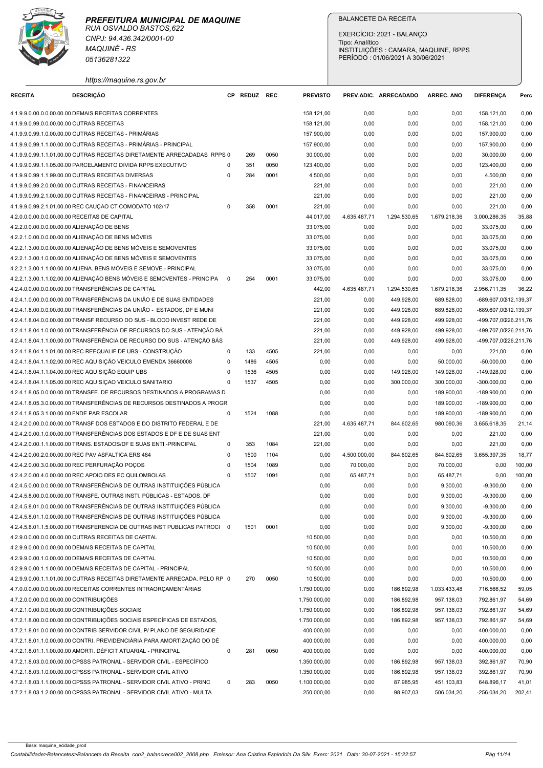**PREFEITURA MUNICIPAL DE MAQUINE**
RUA OSVALDO BASTOS,622
CNPJ: 94.436.342/0001-00
MAQUINÉ - RS
05136281322
https://maquine.rs.gov.br

BALANCETE DA RECEITA

EXERCÍCIO: 2021 - BALANÇO
Tipo: Analítico
INSTITUIÇÕES : CAMARA, MAQUINE, RPPS
PERÍODO : 01/06/2021 A 30/06/2021

| RECEITA | DESCRIÇÃO | CP | REDUZ | REC | PREVISTO | PREV.ADIC. | ARRECADADO | ARREC. ANO | DIFERENÇA | Perc |
|---|---|---|---|---|---|---|---|---|---|---|
| 4.1.9.9.0.00.0.0.00.00.00 | DEMAIS RECEITAS CORRENTES | | | | 158.121,00 | 0,00 | 0,00 | 0,00 | 158.121,00 | 0,00 |
| 4.1.9.9.0.99.0.0.00.00.00 | OUTRAS RECEITAS | | | | 158.121,00 | 0,00 | 0,00 | 0,00 | 158.121,00 | 0,00 |
| 4.1.9.9.0.99.1.0.00.00.00 | OUTRAS RECEITAS - PRIMÁRIAS | | | | 157.900,00 | 0,00 | 0,00 | 0,00 | 157.900,00 | 0,00 |
| 4.1.9.9.0.99.1.1.00.00.00 | OUTRAS RECEITAS - PRIMÁRIAS - PRINCIPAL | | | | 157.900,00 | 0,00 | 0,00 | 0,00 | 157.900,00 | 0,00 |
| 4.1.9.9.0.99.1.1.01.00.00 | OUTRAS RECEITAS DIRETAMENTE ARRECADADAS RPPS | 0 | 269 | 0050 | 30.000,00 | 0,00 | 0,00 | 0,00 | 30.000,00 | 0,00 |
| 4.1.9.9.0.99.1.1.05.00.00 | PARCELAMENTO DIVIDA RPPS EXECUTIVO | 0 | 351 | 0050 | 123.400,00 | 0,00 | 0,00 | 0,00 | 123.400,00 | 0,00 |
| 4.1.9.9.0.99.1.1.99.00.00 | OUTRAS RECEITAS DIVERSAS | 0 | 284 | 0001 | 4.500,00 | 0,00 | 0,00 | 0,00 | 4.500,00 | 0,00 |
| 4.1.9.9.0.99.2.0.00.00.00 | OUTRAS RECEITAS - FINANCEIRAS | | | | 221,00 | 0,00 | 0,00 | 0,00 | 221,00 | 0,00 |
| 4.1.9.9.0.99.2.1.00.00.00 | OUTRAS RECEITAS - FINANCEIRAS - PRINCIPAL | | | | 221,00 | 0,00 | 0,00 | 0,00 | 221,00 | 0,00 |
| 4.1.9.9.0.99.2.1.01.00.00 | REC CAUÇAO CT COMODATO 102/17 | 0 | 358 | 0001 | 221,00 | 0,00 | 0,00 | 0,00 | 221,00 | 0,00 |
| 4.2.0.0.0.00.0.0.00.00.00 | RECEITAS DE CAPITAL | | | | 44.017,00 | 4.635.487,71 | 1.294.530,65 | 1.679.218,36 | 3.000.286,35 | 35,88 |
| 4.2.2.0.0.00.0.0.00.00.00 | ALIENAÇÃO DE BENS | | | | 33.075,00 | 0,00 | 0,00 | 0,00 | 33.075,00 | 0,00 |
| 4.2.2.1.0.00.0.0.00.00.00 | ALIENAÇÃO DE BENS MÓVEIS | | | | 33.075,00 | 0,00 | 0,00 | 0,00 | 33.075,00 | 0,00 |
| 4.2.2.1.3.00.0.0.00.00.00 | ALIENAÇÃO DE BENS MÓVEIS E SEMOVENTES | | | | 33.075,00 | 0,00 | 0,00 | 0,00 | 33.075,00 | 0,00 |
| 4.2.2.1.3.00.1.0.00.00.00 | ALIENAÇÃO DE BENS MÓVEIS E SEMOVENTES | | | | 33.075,00 | 0,00 | 0,00 | 0,00 | 33.075,00 | 0,00 |
| 4.2.2.1.3.00.1.1.00.00.00 | ALIENA. BENS MÓVEIS E SEMOVE.- PRINCIPAL | | | | 33.075,00 | 0,00 | 0,00 | 0,00 | 33.075,00 | 0,00 |
| 4.2.2.1.3.00.1.1.02.00.00 | ALIENAÇÃO BENS MÓVEIS E SEMOVENTES - PRINCIPA | 0 | 254 | 0001 | 33.075,00 | 0,00 | 0,00 | 0,00 | 33.075,00 | 0,00 |
| 4.2.4.0.0.00.0.0.00.00.00 | TRANSFERÊNCIAS DE CAPITAL | | | | 442,00 | 4.635.487,71 | 1.294.530,65 | 1.679.218,36 | 2.956.711,35 | 36,22 |
| 4.2.4.1.0.00.0.0.00.00.00 | TRANSFERÊNCIAS DA UNIÃO E DE SUAS ENTIDADES | | | | 221,00 | 0,00 | 449.928,00 | 689.828,00 | -689.607,00 | 312.139,37 |
| 4.2.4.1.8.00.0.0.00.00.00 | TRANSFERÊNCIAS DA UNIÃO - ESTADOS, DF E MUNI | | | | 221,00 | 0,00 | 449.928,00 | 689.828,00 | -689.607,00 | 312.139,37 |
| 4.2.4.1.8.04.0.0.00.00.00 | TRANSF RECURSO DO SUS - BLOCO INVEST REDE DE | | | | 221,00 | 0,00 | 449.928,00 | 499.928,00 | -499.707,00 | 226.211,76 |
| 4.2.4.1.8.04.1.0.00.00.00 | TRANSFERÊNCIA DE RECURSOS DO SUS - ATENÇÃO BÁ | | | | 221,00 | 0,00 | 449.928,00 | 499.928,00 | -499.707,00 | 226.211,76 |
| 4.2.4.1.8.04.1.1.00.00.00 | TRANSFERÊNCIA DE RECURSO DO SUS - ATENÇÃO BÁS | | | | 221,00 | 0,00 | 449.928,00 | 499.928,00 | -499.707,00 | 226.211,76 |
| 4.2.4.1.8.04.1.1.01.00.00 | REC REEQUALIF DE UBS - CONSTRUÇÃO | 0 | 133 | 4505 | 221,00 | 0,00 | 0,00 | 0,00 | 221,00 | 0,00 |
| 4.2.4.1.8.04.1.1.02.00.00 | REC AQUISIÇÃO VEICULO EMENDA 36660008 | 0 | 1486 | 4505 | 0,00 | 0,00 | 0,00 | 50.000,00 | -50.000,00 | 0,00 |
| 4.2.4.1.8.04.1.1.04.00.00 | REC AQUISIÇÃO EQUIP UBS | 0 | 1536 | 4505 | 0,00 | 0,00 | 149.928,00 | 149.928,00 | -149.928,00 | 0,00 |
| 4.2.4.1.8.04.1.1.05.00.00 | REC AQUISIÇAO VEICULO SANITARIO | 0 | 1537 | 4505 | 0,00 | 0,00 | 300.000,00 | 300.000,00 | -300.000,00 | 0,00 |
| 4.2.4.1.8.05.0.0.00.00.00 | TRANSFE. DE RECURSOS DESTINADOS A PROGRAMAS D | | | | 0,00 | 0,00 | 0,00 | 189.900,00 | -189.900,00 | 0,00 |
| 4.2.4.1.8.05.3.0.00.00.00 | TRANSFERÊNCIAS DE RECURSOS DESTINADOS A PROGR | | | | 0,00 | 0,00 | 0,00 | 189.900,00 | -189.900,00 | 0,00 |
| 4.2.4.1.8.05.3.1.00.00.00 | FNDE PAR ESCOLAR | 0 | 1524 | 1088 | 0,00 | 0,00 | 0,00 | 189.900,00 | -189.900,00 | 0,00 |
| 4.2.4.2.0.00.0.0.00.00.00 | TRANSF DOS ESTADOS E DO DISTRITO FEDERAL E DE | | | | 221,00 | 4.635.487,71 | 844.602,65 | 980.090,36 | 3.655.618,35 | 21,14 |
| 4.2.4.2.0.00.1.0.00.00.00 | TRANSFERÊNCIAS DOS ESTADOS E DF E DE SUAS ENT | | | | 221,00 | 0,00 | 0,00 | 0,00 | 221,00 | 0,00 |
| 4.2.4.2.0.00.1.1.00.00.00 | TRANS. ESTADOS/DF E SUAS ENTI.-PRINCIPAL | 0 | 353 | 1084 | 221,00 | 0,00 | 0,00 | 0,00 | 221,00 | 0,00 |
| 4.2.4.2.0.00.2.0.00.00.00 | REC PAV ASFALTICA ERS 484 | 0 | 1500 | 1104 | 0,00 | 4.500.000,00 | 844.602,65 | 844.602,65 | 3.655.397,35 | 18,77 |
| 4.2.4.2.0.00.3.0.00.00.00 | REC PERFURAÇÃO POÇOS | 0 | 1504 | 1089 | 0,00 | 70.000,00 | 0,00 | 70.000,00 | 0,00 | 100,00 |
| 4.2.4.2.0.00.4.0.00.00.00 | REC APOIO DES EC QUILOMBOLAS | 0 | 1507 | 1091 | 0,00 | 65.487,71 | 0,00 | 65.487,71 | 0,00 | 100,00 |
| 4.2.4.5.0.00.0.0.00.00.00 | TRANSFERÊNCIAS DE OUTRAS INSTITUIÇÕES PÚBLICA | | | | 0,00 | 0,00 | 0,00 | 9.300,00 | -9.300,00 | 0,00 |
| 4.2.4.5.8.00.0.0.00.00.00 | TRANSFE. OUTRAS INSTI. PÚBLICAS - ESTADOS, DF | | | | 0,00 | 0,00 | 0,00 | 9.300,00 | -9.300,00 | 0,00 |
| 4.2.4.5.8.01.0.0.00.00.00 | TRANSFERÊNCIAS DE OUTRAS INSTITUIÇÕES PÚBLICA | | | | 0,00 | 0,00 | 0,00 | 9.300,00 | -9.300,00 | 0,00 |
| 4.2.4.5.8.01.1.0.00.00.00 | TRANSFERÊNCIAS DE OUTRAS INSTITUIÇÕES PÚBLICA | | | | 0,00 | 0,00 | 0,00 | 9.300,00 | -9.300,00 | 0,00 |
| 4.2.4.5.8.01.1.5.00.00.00 | TRANSFERENCIA DE OUTRAS INST PUBLICAS PATROCI | 0 | 1501 | 0001 | 0,00 | 0,00 | 0,00 | 9.300,00 | -9.300,00 | 0,00 |
| 4.2.9.0.0.00.0.0.00.00.00 | OUTRAS RECEITAS DE CAPITAL | | | | 10.500,00 | 0,00 | 0,00 | 0,00 | 10.500,00 | 0,00 |
| 4.2.9.9.0.00.0.0.00.00.00 | DEMAIS RECEITAS DE CAPITAL | | | | 10.500,00 | 0,00 | 0,00 | 0,00 | 10.500,00 | 0,00 |
| 4.2.9.9.0.00.1.0.00.00.00 | DEMAIS RECEITAS DE CAPITAL | | | | 10.500,00 | 0,00 | 0,00 | 0,00 | 10.500,00 | 0,00 |
| 4.2.9.9.0.00.1.1.00.00.00 | DEMAIS RECEITAS DE CAPITAL - PRINCIPAL | | | | 10.500,00 | 0,00 | 0,00 | 0,00 | 10.500,00 | 0,00 |
| 4.2.9.9.0.00.1.1.01.00.00 | OUTRAS RECEITAS DIRETAMENTE ARRECADA. PELO RP | 0 | 270 | 0050 | 10.500,00 | 0,00 | 0,00 | 0,00 | 10.500,00 | 0,00 |
| 4.7.0.0.0.00.0.0.00.00.00 | RECEITAS CORRENTES INTRAORÇAMENTÁRIAS | | | | 1.750.000,00 | 0,00 | 186.892,98 | 1.033.433,48 | 716.566,52 | 59,05 |
| 4.7.2.0.0.00.0.0.00.00.00 | CONTRIBUIÇÕES | | | | 1.750.000,00 | 0,00 | 186.892,98 | 957.138,03 | 792.861,97 | 54,69 |
| 4.7.2.1.0.00.0.0.00.00.00 | CONTRIBUIÇÕES SOCIAIS | | | | 1.750.000,00 | 0,00 | 186.892,98 | 957.138,03 | 792.861,97 | 54,69 |
| 4.7.2.1.8.00.0.0.00.00.00 | CONTRIBUIÇÕES SOCIAIS ESPECÍFICAS DE ESTADOS, | | | | 1.750.000,00 | 0,00 | 186.892,98 | 957.138,03 | 792.861,97 | 54,69 |
| 4.7.2.1.8.01.0.0.00.00.00 | CONTRIB SERVIDOR CIVIL P/ PLANO DE SEGURIDADE | | | | 400.000,00 | 0,00 | 0,00 | 0,00 | 400.000,00 | 0,00 |
| 4.7.2.1.8.01.1.0.00.00.00 | CONTRI. PREVIDENCIÁRIA PARA AMORTIZAÇÃO DO DÉ | | | | 400.000,00 | 0,00 | 0,00 | 0,00 | 400.000,00 | 0,00 |
| 4.7.2.1.8.01.1.1.00.00.00 | AMORTI. DÉFICIT ATUARIAL - PRINCIPAL | 0 | 281 | 0050 | 400.000,00 | 0,00 | 0,00 | 0,00 | 400.000,00 | 0,00 |
| 4.7.2.1.8.03.0.0.00.00.00 | CPSSS PATRONAL - SERVIDOR CIVIL - ESPECÍFICO | | | | 1.350.000,00 | 0,00 | 186.892,98 | 957.138,03 | 392.861,97 | 70,90 |
| 4.7.2.1.8.03.1.0.00.00.00 | CPSSS PATRONAL - SERVIDOR CIVIL ATIVO | | | | 1.350.000,00 | 0,00 | 186.892,98 | 957.138,03 | 392.861,97 | 70,90 |
| 4.7.2.1.8.03.1.1.00.00.00 | CPSSS PATRONAL - SERVIDOR CIVIL ATIVO - PRINC | 0 | 283 | 0050 | 1.100.000,00 | 0,00 | 87.985,95 | 451.103,83 | 648.896,17 | 41,01 |
| 4.7.2.1.8.03.1.2.00.00.00 | CPSSS PATRONAL - SERVIDOR CIVIL ATIVO - MULTA | | | | 250.000,00 | 0,00 | 98.907,03 | 506.034,20 | -256.034,20 | 202,41 |

Base: maquine_ecidade_prod
Contabilidade>Balancetes>Balancete da Receita con2_balancrece002_2008.php Emissor: Ana Cristina Espindola Da Silv Exerc: 2021 Data: 30-07-2021 - 15:22:57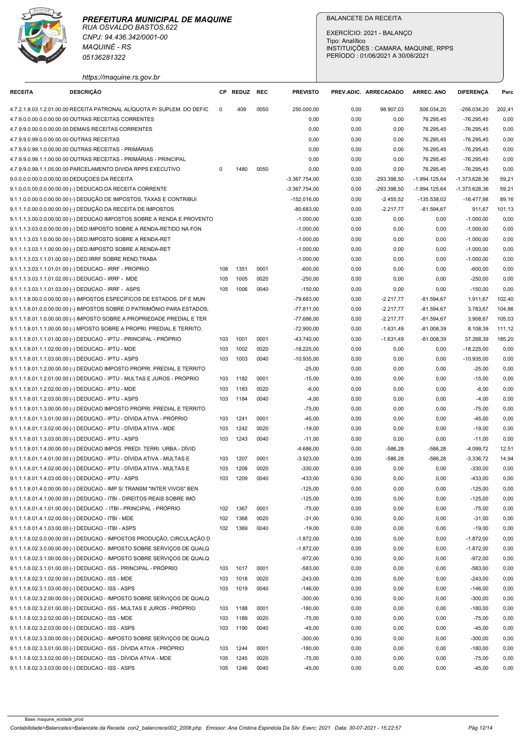**PREFEITURA MUNICIPAL DE MAQUINE**
*RUA OSVALDO BASTOS,622*
*CNPJ: 94.436.342/0001-00*
*MAQUINÉ - RS*
*05136281322*
*https://maquine.rs.gov.br*

BALANCETE DA RECEITA

EXERCÍCIO: 2021 - BALANÇO
Tipo: Analítico
INSTITUIÇÕES : CAMARA, MAQUINE, RPPS
PERÍODO : 01/06/2021 A 30/06/2021

| RECEITA | DESCRIÇÃO | CP | REDUZ | REC | PREVISTO | PREV.ADIC. | ARRECADADO | ARREC. ANO | DIFERENÇA | Perc |
|---|---|---|---|---|---|---|---|---|---|---|
| 4.7.2.1.8.03.1.2.01.00.00 | RECEITA PATRONAL ALÍQUOTA P/ SUPLEM. DO DEFIC | 0 | 409 | 0050 | 250.000,00 | 0,00 | 98.907,03 | 506.034,20 | -256.034,20 | 202,41 |
| 4.7.9.0.0.00.0.0.00.00.00 | OUTRAS RECEITAS CORRENTES | | | | 0,00 | 0,00 | 0,00 | 76.295,45 | -76.295,45 | 0,00 |
| 4.7.9.9.0.00.0.0.00.00.00 | DEMAIS RECEITAS CORRENTES | | | | 0,00 | 0,00 | 0,00 | 76.295,45 | -76.295,45 | 0,00 |
| 4.7.9.9.0.99.0.0.00.00.00 | OUTRAS RECEITAS | | | | 0,00 | 0,00 | 0,00 | 76.295,45 | -76.295,45 | 0,00 |
| 4.7.9.9.0.99.1.0.00.00.00 | OUTRAS RECEITAS - PRIMÁRIAS | | | | 0,00 | 0,00 | 0,00 | 76.295,45 | -76.295,45 | 0,00 |
| 4.7.9.9.0.99.1.1.00.00.00 | OUTRAS RECEITAS - PRIMÁRIAS - PRINCIPAL | | | | 0,00 | 0,00 | 0,00 | 76.295,45 | -76.295,45 | 0,00 |
| 4.7.9.9.0.99.1.1.05.00.00 | PARCELAMENTO DIVIDA RPPS EXECUTIVO | 0 | 1480 | 0050 | 0,00 | 0,00 | 0,00 | 76.295,45 | -76.295,45 | 0,00 |
| 9.0.0.0.0.00.0.0.00.00.00 | DEDUÇOES DA RECEITA | | | | -3.367.754,00 | 0,00 | -293.398,50 | -1.994.125,64 | -1.373.628,36 | 59,21 |
| 9.1.0.0.0.00.0.0.00.00.00 | (-) DEDUCAO DA RECEITA CORRENTE | | | | -3.367.754,00 | 0,00 | -293.398,50 | -1.994.125,64 | -1.373.628,36 | 59,21 |
| 9.1.1.0.0.00.0.0.00.00.00 | (-) DEDUÇÃO DE IMPOSTOS, TAXAS E CONTRIBUI | | | | -152.016,00 | 0,00 | -2.455,52 | -135.538,02 | -16.477,98 | 89,16 |
| 9.1.1.1.0.00.0.0.00.00.00 | (-) DEDUÇÃO DA RECEITA DE IMPOSTOS | | | | -80.683,00 | 0,00 | -2.217,77 | -81.594,67 | 911,67 | 101,13 |
| 9.1.1.1.3.00.0.0.00.00.00 | (-) DEDUCAO IMPOSTOS SOBRE A RENDA E PROVENTO | | | | -1.000,00 | 0,00 | 0,00 | 0,00 | -1.000,00 | 0,00 |
| 9.1.1.1.3.03.0.0.00.00.00 | (-) DED.IMPOSTO SOBRE A RENDA-RETIDO NA FON | | | | -1.000,00 | 0,00 | 0,00 | 0,00 | -1.000,00 | 0,00 |
| 9.1.1.1.3.03.1.0.00.00.00 | (-) DED.IMPOSTO SOBRE A RENDA-RET | | | | -1.000,00 | 0,00 | 0,00 | 0,00 | -1.000,00 | 0,00 |
| 9.1.1.1.3.03.1.1.00.00.00 | (-) DED.IMPOSTO SOBRE A RENDA-RET | | | | -1.000,00 | 0,00 | 0,00 | 0,00 | -1.000,00 | 0,00 |
| 9.1.1.1.3.03.1.1.01.00.00 | (-) DED.IRRF SOBRE REND.TRABA | | | | -1.000,00 | 0,00 | 0,00 | 0,00 | -1.000,00 | 0,00 |
| 9.1.1.1.3.03.1.1.01.01.00 | (-) DEDUCAO - IRRF - PROPRIO | 108 | 1351 | 0001 | -600,00 | 0,00 | 0,00 | 0,00 | -600,00 | 0,00 |
| 9.1.1.1.3.03.1.1.01.02.00 | (-) DEDUCAO - IRRF - MDE | 105 | 1005 | 0020 | -250,00 | 0,00 | 0,00 | 0,00 | -250,00 | 0,00 |
| 9.1.1.1.3.03.1.1.01.03.00 | (-) DEDUCAO - IRRF - ASPS | 105 | 1006 | 0040 | -150,00 | 0,00 | 0,00 | 0,00 | -150,00 | 0,00 |
| 9.1.1.1.8.00.0.0.00.00.00 | (-) IMPOSTOS ESPECÍFICOS DE ESTADOS, DF E MUN | | | | -79.683,00 | 0,00 | -2.217,77 | -81.594,67 | 1.911,67 | 102,40 |
| 9.1.1.1.8.01.0.0.00.00.00 | (-) IMPOSTOS SOBRE O PATRIMÔNIO PARA ESTADOS, | | | | -77.811,00 | 0,00 | -2.217,77 | -81.594,67 | 3.783,67 | 104,86 |
| 9.1.1.1.8.01.1.0.00.00.00 | (-) IMPOSTO SOBRE A PROPRIEDADE PREDIAL E TER | | | | -77.686,00 | 0,00 | -2.217,77 | -81.594,67 | 3.908,67 | 105,03 |
| 9.1.1.1.8.01.1.1.00.00.00 | (-) MPOSTO SOBRE A PROPRI. PREDIAL E TERRITO. | | | | -72.900,00 | 0,00 | -1.631,49 | -81.008,39 | 8.108,39 | 111,12 |
| 9.1.1.1.8.01.1.1.01.00.00 | (-) DEDUCAO - IPTU - PRINCIPAL - PRÓPRIO | 103 | 1001 | 0001 | -43.740,00 | 0,00 | -1.631,49 | -81.008,39 | 37.268,39 | 185,20 |
| 9.1.1.1.8.01.1.1.02.00.00 | (-) DEDUCAO - IPTU - MDE | 103 | 1002 | 0020 | -18.225,00 | 0,00 | 0,00 | 0,00 | -18.225,00 | 0,00 |
| 9.1.1.1.8.01.1.1.03.00.00 | (-) DEDUCAO - IPTU - ASPS | 103 | 1003 | 0040 | -10.935,00 | 0,00 | 0,00 | 0,00 | -10.935,00 | 0,00 |
| 9.1.1.1.8.01.1.2.00.00.00 | (-) DEDUCAO IMPOSTO PROPRI. PREDIAL E TERRITO | | | | -25,00 | 0,00 | 0,00 | 0,00 | -25,00 | 0,00 |
| 9.1.1.1.8.01.1.2.01.00.00 | (-) DEDUCAO - IPTU - MULTAS E JUROS - PRÓPRIO | 103 | 1182 | 0001 | -15,00 | 0,00 | 0,00 | 0,00 | -15,00 | 0,00 |
| 9.1.1.1.8.01.1.2.02.00.00 | (-) DEDUCAO - IPTU - MDE | 103 | 1183 | 0020 | -6,00 | 0,00 | 0,00 | 0,00 | -6,00 | 0,00 |
| 9.1.1.1.8.01.1.2.03.00.00 | (-) DEDUCAO - IPTU - ASPS | 103 | 1184 | 0040 | -4,00 | 0,00 | 0,00 | 0,00 | -4,00 | 0,00 |
| 9.1.1.1.8.01.1.3.00.00.00 | (-) DEDUCAO IMPOSTO PROPRI. PREDIAL E TERRITO | | | | -75,00 | 0,00 | 0,00 | 0,00 | -75,00 | 0,00 |
| 9.1.1.1.8.01.1.3.01.00.00 | (-) DEDUCAO - IPTU - DÍVIDA ATIVA - PRÓPRIO | 103 | 1241 | 0001 | -45,00 | 0,00 | 0,00 | 0,00 | -45,00 | 0,00 |
| 9.1.1.1.8.01.1.3.02.00.00 | (-) DEDUCAO - IPTU - DÍVIDA ATIVA - MDE | 103 | 1242 | 0020 | -19,00 | 0,00 | 0,00 | 0,00 | -19,00 | 0,00 |
| 9.1.1.1.8.01.1.3.03.00.00 | (-) DEDUCAO - IPTU - ASPS | 103 | 1243 | 0040 | -11,00 | 0,00 | 0,00 | 0,00 | -11,00 | 0,00 |
| 9.1.1.1.8.01.1.4.00.00.00 | (-) DEDUCAO IMPOS. PREDI. TERRI. URBA.- DÍVID | | | | -4.686,00 | 0,00 | -586,28 | -586,28 | -4.099,72 | 12,51 |
| 9.1.1.1.8.01.1.4.01.00.00 | (-) DEDUCAO - IPTU - DÍVIDA ATIVA - MULTAS E | 103 | 1207 | 0001 | -3.923,00 | 0,00 | -586,28 | -586,28 | -3.336,72 | 14,94 |
| 9.1.1.1.8.01.1.4.02.00.00 | (-) DEDUCAO - IPTU - DÍVIDA ATIVA - MULTAS E | 103 | 1208 | 0020 | -330,00 | 0,00 | 0,00 | 0,00 | -330,00 | 0,00 |
| 9.1.1.1.8.01.1.4.03.00.00 | (-) DEDUCAO - IPTU - ASPS | 103 | 1209 | 0040 | -433,00 | 0,00 | 0,00 | 0,00 | -433,00 | 0,00 |
| 9.1.1.1.8.01.4.0.00.00.00 | (-) DEDUCAO - IMP S/ TRANSM "INTER VIVOS" BEN | | | | -125,00 | 0,00 | 0,00 | 0,00 | -125,00 | 0,00 |
| 9.1.1.1.8.01.4.1.00.00.00 | (-) DEDUCAO - ITBI - DIREITOS REAIS SOBRE IMÓ | | | | -125,00 | 0,00 | 0,00 | 0,00 | -125,00 | 0,00 |
| 9.1.1.1.8.01.4.1.01.00.00 | (-) DEDUCAO - ITBI - PRINCIPAL - PRÓPRIO | 102 | 1367 | 0001 | -75,00 | 0,00 | 0,00 | 0,00 | -75,00 | 0,00 |
| 9.1.1.1.8.01.4.1.02.00.00 | (-) DEDUCAO - ITBI - MDE | 102 | 1368 | 0020 | -31,00 | 0,00 | 0,00 | 0,00 | -31,00 | 0,00 |
| 9.1.1.1.8.01.4.1.03.00.00 | (-) DEDUCAO - ITBI - ASPS | 102 | 1369 | 0040 | -19,00 | 0,00 | 0,00 | 0,00 | -19,00 | 0,00 |
| 9.1.1.1.8.02.0.0.00.00.00 | (-) DEDUCAO - IMPOSTOS PRODUÇÃO, CIRCULAÇÃO D | | | | -1.872,00 | 0,00 | 0,00 | 0,00 | -1.872,00 | 0,00 |
| 9.1.1.1.8.02.3.0.00.00.00 | (-) DEDUCAO - IMPOSTO SOBRE SERVIÇOS DE QUALQ | | | | -1.872,00 | 0,00 | 0,00 | 0,00 | -1.872,00 | 0,00 |
| 9.1.1.1.8.02.3.1.00.00.00 | (-) DEDUCAO - IMPOSTO SOBRE SERVIÇOS DE QUALQ | | | | -972,00 | 0,00 | 0,00 | 0,00 | -972,00 | 0,00 |
| 9.1.1.1.8.02.3.1.01.00.00 | (-) DEDUCAO - ISS - PRINCIPAL - PRÓPRIO | 103 | 1017 | 0001 | -583,00 | 0,00 | 0,00 | 0,00 | -583,00 | 0,00 |
| 9.1.1.1.8.02.3.1.02.00.00 | (-) DEDUCAO - ISS - MDE | 103 | 1018 | 0020 | -243,00 | 0,00 | 0,00 | 0,00 | -243,00 | 0,00 |
| 9.1.1.1.8.02.3.1.03.00.00 | (-) DEDUCAO - ISS - ASPS | 103 | 1019 | 0040 | -146,00 | 0,00 | 0,00 | 0,00 | -146,00 | 0,00 |
| 9.1.1.1.8.02.3.2.00.00.00 | (-) DEDUCAO - IMPOSTO SOBRE SERVIÇOS DE QUALQ | | | | -300,00 | 0,00 | 0,00 | 0,00 | -300,00 | 0,00 |
| 9.1.1.1.8.02.3.2.01.00.00 | (-) DEDUCAO - ISS - MULTAS E JUROS - PRÓPRIO | 103 | 1188 | 0001 | -180,00 | 0,00 | 0,00 | 0,00 | -180,00 | 0,00 |
| 9.1.1.1.8.02.3.2.02.00.00 | (-) DEDUCAO - ISS - MDE | 103 | 1189 | 0020 | -75,00 | 0,00 | 0,00 | 0,00 | -75,00 | 0,00 |
| 9.1.1.1.8.02.3.2.03.00.00 | (-) DEDUCAO - ISS - ASPS | 103 | 1190 | 0040 | -45,00 | 0,00 | 0,00 | 0,00 | -45,00 | 0,00 |
| 9.1.1.1.8.02.3.3.00.00.00 | (-) DEDUCAO - IMPOSTO SOBRE SERVIÇOS DE QUALQ | | | | -300,00 | 0,00 | 0,00 | 0,00 | -300,00 | 0,00 |
| 9.1.1.1.8.02.3.3.01.00.00 | (-) DEDUCAO - ISS - DÍVIDA ATIVA - PRÓPRIO | 103 | 1244 | 0001 | -180,00 | 0,00 | 0,00 | 0,00 | -180,00 | 0,00 |
| 9.1.1.1.8.02.3.3.02.00.00 | (-) DEDUCAO - ISS - DÍVIDA ATIVA - MDE | 105 | 1245 | 0020 | -75,00 | 0,00 | 0,00 | 0,00 | -75,00 | 0,00 |
| 9.1.1.1.8.02.3.3.03.00.00 | (-) DEDUCAO - ISS - ASPS | 105 | 1246 | 0040 | -45,00 | 0,00 | 0,00 | 0,00 | -45,00 | 0,00 |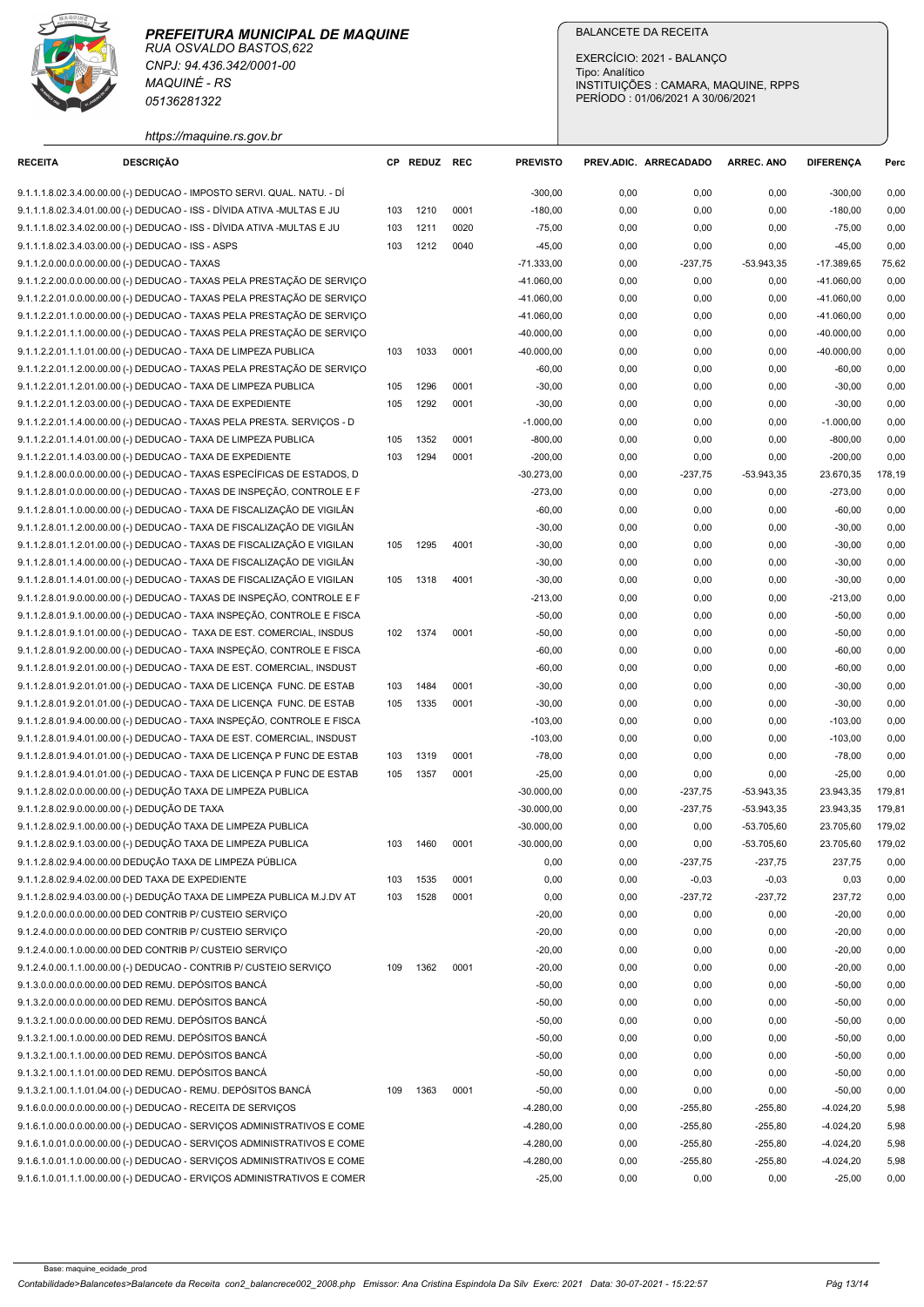**PREFEITURA MUNICIPAL DE MAQUINE**
RUA OSVALDO BASTOS,622
CNPJ: 94.436.342/0001-00
MAQUINÉ - RS
05136281322
https://maquine.rs.gov.br

BALANCETE DA RECEITA
EXERCÍCIO: 2021 - BALANÇO
Tipo: Analítico
INSTITUIÇÕES : CAMARA, MAQUINE, RPPS
PERÍODO : 01/06/2021 A 30/06/2021

| RECEITA | DESCRIÇÃO | CP | REDUZ | REC | PREVISTO | PREV.ADIC. | ARRECADADO | ARREC. ANO | DIFERENÇA | Perc |
|---|---|---|---|---|---|---|---|---|---|---|
| 9.1.1.1.8.02.3.4.00.00.00 | (-) DEDUCAO - IMPOSTO SERVI. QUAL. NATU. - DÍ | | | | -300,00 | 0,00 | 0,00 | 0,00 | -300,00 | 0,00 |
| 9.1.1.1.8.02.3.4.01.00.00 | (-) DEDUCAO - ISS - DÍVIDA ATIVA -MULTAS E JU | 103 | 1210 | 0001 | -180,00 | 0,00 | 0,00 | 0,00 | -180,00 | 0,00 |
| 9.1.1.1.8.02.3.4.02.00.00 | (-) DEDUCAO - ISS - DÍVIDA ATIVA -MULTAS E JU | 103 | 1211 | 0020 | -75,00 | 0,00 | 0,00 | 0,00 | -75,00 | 0,00 |
| 9.1.1.1.8.02.3.4.03.00.00 | (-) DEDUCAO - ISS - ASPS | 103 | 1212 | 0040 | -45,00 | 0,00 | 0,00 | 0,00 | -45,00 | 0,00 |
| 9.1.1.2.0.00.0.0.00.00.00 | (-) DEDUCAO - TAXAS | | | | -71.333,00 | 0,00 | -237,75 | -53.943,35 | -17.389,65 | 75,62 |
| 9.1.1.2.2.00.0.0.00.00.00 | (-) DEDUCAO - TAXAS PELA PRESTAÇÃO DE SERVIÇO | | | | -41.060,00 | 0,00 | 0,00 | 0,00 | -41.060,00 | 0,00 |
| 9.1.1.2.2.01.0.0.00.00.00 | (-) DEDUCAO - TAXAS PELA PRESTAÇÃO DE SERVIÇO | | | | -41.060,00 | 0,00 | 0,00 | 0,00 | -41.060,00 | 0,00 |
| 9.1.1.2.2.01.1.0.00.00.00 | (-) DEDUCAO - TAXAS PELA PRESTAÇÃO DE SERVIÇO | | | | -41.060,00 | 0,00 | 0,00 | 0,00 | -41.060,00 | 0,00 |
| 9.1.1.2.2.01.1.1.00.00.00 | (-) DEDUCAO - TAXAS PELA PRESTAÇÃO DE SERVIÇO | | | | -40.000,00 | 0,00 | 0,00 | 0,00 | -40.000,00 | 0,00 |
| 9.1.1.2.2.01.1.1.01.00.00 | (-) DEDUCAO - TAXA DE LIMPEZA PUBLICA | 103 | 1033 | 0001 | -40.000,00 | 0,00 | 0,00 | 0,00 | -40.000,00 | 0,00 |
| 9.1.1.2.2.01.1.2.00.00.00 | (-) DEDUCAO - TAXAS PELA PRESTAÇÃO DE SERVIÇO | | | | -60,00 | 0,00 | 0,00 | 0,00 | -60,00 | 0,00 |
| 9.1.1.2.2.01.1.2.01.00.00 | (-) DEDUCAO - TAXA DE LIMPEZA PUBLICA | 105 | 1296 | 0001 | -30,00 | 0,00 | 0,00 | 0,00 | -30,00 | 0,00 |
| 9.1.1.2.2.01.1.2.03.00.00 | (-) DEDUCAO - TAXA DE EXPEDIENTE | 105 | 1292 | 0001 | -30,00 | 0,00 | 0,00 | 0,00 | -30,00 | 0,00 |
| 9.1.1.2.2.01.1.4.00.00.00 | (-) DEDUCAO - TAXAS PELA PRESTA. SERVIÇOS - D | | | | -1.000,00 | 0,00 | 0,00 | 0,00 | -1.000,00 | 0,00 |
| 9.1.1.2.2.01.1.4.01.00.00 | (-) DEDUCAO - TAXA DE LIMPEZA PUBLICA | 105 | 1352 | 0001 | -800,00 | 0,00 | 0,00 | 0,00 | -800,00 | 0,00 |
| 9.1.1.2.2.01.1.4.03.00.00 | (-) DEDUCAO - TAXA DE EXPEDIENTE | 103 | 1294 | 0001 | -200,00 | 0,00 | 0,00 | 0,00 | -200,00 | 0,00 |
| 9.1.1.2.8.00.0.0.00.00.00 | (-) DEDUCAO - TAXAS ESPECÍFICAS DE ESTADOS, D | | | | -30.273,00 | 0,00 | -237,75 | -53.943,35 | 23.670,35 | 178,19 |
| 9.1.1.2.8.01.0.0.00.00.00 | (-) DEDUCAO - TAXAS DE INSPEÇÃO, CONTROLE E F | | | | -273,00 | 0,00 | 0,00 | 0,00 | -273,00 | 0,00 |
| 9.1.1.2.8.01.1.0.00.00.00 | (-) DEDUCAO - TAXA DE FISCALIZAÇÃO DE VIGILÂN | | | | -60,00 | 0,00 | 0,00 | 0,00 | -60,00 | 0,00 |
| 9.1.1.2.8.01.1.2.00.00.00 | (-) DEDUCAO - TAXA DE FISCALIZAÇÃO DE VIGILÂN | | | | -30,00 | 0,00 | 0,00 | 0,00 | -30,00 | 0,00 |
| 9.1.1.2.8.01.1.2.01.00.00 | (-) DEDUCAO - TAXAS DE FISCALIZAÇÃO E VIGILAN | 105 | 1295 | 4001 | -30,00 | 0,00 | 0,00 | 0,00 | -30,00 | 0,00 |
| 9.1.1.2.8.01.1.4.00.00.00 | (-) DEDUCAO - TAXA DE FISCALIZAÇÃO DE VIGILÂN | | | | -30,00 | 0,00 | 0,00 | 0,00 | -30,00 | 0,00 |
| 9.1.1.2.8.01.1.4.01.00.00 | (-) DEDUCAO - TAXAS DE FISCALIZAÇÃO E VIGILAN | 105 | 1318 | 4001 | -30,00 | 0,00 | 0,00 | 0,00 | -30,00 | 0,00 |
| 9.1.1.2.8.01.9.0.00.00.00 | (-) DEDUCAO - TAXAS DE INSPEÇÃO, CONTROLE E F | | | | -213,00 | 0,00 | 0,00 | 0,00 | -213,00 | 0,00 |
| 9.1.1.2.8.01.9.1.00.00.00 | (-) DEDUCAO - TAXA INSPEÇÃO, CONTROLE E FISCA | | | | -50,00 | 0,00 | 0,00 | 0,00 | -50,00 | 0,00 |
| 9.1.1.2.8.01.9.1.01.00.00 | (-) DEDUCAO - TAXA DE EST. COMERCIAL, INSDUS | 102 | 1374 | 0001 | -50,00 | 0,00 | 0,00 | 0,00 | -50,00 | 0,00 |
| 9.1.1.2.8.01.9.2.00.00.00 | (-) DEDUCAO - TAXA INSPEÇÃO, CONTROLE E FISCA | | | | -60,00 | 0,00 | 0,00 | 0,00 | -60,00 | 0,00 |
| 9.1.1.2.8.01.9.2.01.00.00 | (-) DEDUCAO - TAXA DE EST. COMERCIAL, INSDUST | | | | -60,00 | 0,00 | 0,00 | 0,00 | -60,00 | 0,00 |
| 9.1.1.2.8.01.9.2.01.01.00 | (-) DEDUCAO - TAXA DE LICENÇA FUNC. DE ESTAB | 103 | 1484 | 0001 | -30,00 | 0,00 | 0,00 | 0,00 | -30,00 | 0,00 |
| 9.1.1.2.8.01.9.2.01.01.00 | (-) DEDUCAO - TAXA DE LICENÇA FUNC. DE ESTAB | 105 | 1335 | 0001 | -30,00 | 0,00 | 0,00 | 0,00 | -30,00 | 0,00 |
| 9.1.1.2.8.01.9.4.00.00.00 | (-) DEDUCAO - TAXA INSPEÇÃO, CONTROLE E FISCA | | | | -103,00 | 0,00 | 0,00 | 0,00 | -103,00 | 0,00 |
| 9.1.1.2.8.01.9.4.01.00.00 | (-) DEDUCAO - TAXA DE EST. COMERCIAL, INSDUST | | | | -103,00 | 0,00 | 0,00 | 0,00 | -103,00 | 0,00 |
| 9.1.1.2.8.01.9.4.01.01.00 | (-) DEDUCAO - TAXA DE LICENÇA P FUNC DE ESTAB | 103 | 1319 | 0001 | -78,00 | 0,00 | 0,00 | 0,00 | -78,00 | 0,00 |
| 9.1.1.2.8.01.9.4.01.01.00 | (-) DEDUCAO - TAXA DE LICENÇA P FUNC DE ESTAB | 105 | 1357 | 0001 | -25,00 | 0,00 | 0,00 | 0,00 | -25,00 | 0,00 |
| 9.1.1.2.8.02.0.0.00.00.00 | (-) DEDUÇÃO TAXA DE LIMPEZA PUBLICA | | | | -30.000,00 | 0,00 | -237,75 | -53.943,35 | 23.943,35 | 179,81 |
| 9.1.1.2.8.02.9.0.00.00.00 | (-) DEDUÇÃO DE TAXA | | | | -30.000,00 | 0,00 | -237,75 | -53.943,35 | 23.943,35 | 179,81 |
| 9.1.1.2.8.02.9.1.00.00.00 | (-) DEDUÇÃO TAXA DE LIMPEZA PUBLICA | | | | -30.000,00 | 0,00 | 0,00 | -53.705,60 | 23.705,60 | 179,02 |
| 9.1.1.2.8.02.9.1.03.00.00 | (-) DEDUÇÃO TAXA DE LIMPEZA PUBLICA | 103 | 1460 | 0001 | -30.000,00 | 0,00 | 0,00 | -53.705,60 | 23.705,60 | 179,02 |
| 9.1.1.2.8.02.9.4.00.00.00 | DEDUÇÃO TAXA DE LIMPEZA PÚBLICA | | | | 0,00 | 0,00 | -237,75 | -237,75 | 237,75 | 0,00 |
| 9.1.1.2.8.02.9.4.02.00.00 | DED TAXA DE EXPEDIENTE | 103 | 1535 | 0001 | 0,00 | 0,00 | -0,03 | -0,03 | 0,03 | 0,00 |
| 9.1.1.2.8.02.9.4.03.00.00 | (-) DEDUÇÃO TAXA DE LIMPEZA PUBLICA M.J.DV AT | 103 | 1528 | 0001 | 0,00 | 0,00 | -237,72 | -237,72 | 237,72 | 0,00 |
| 9.1.2.0.0.00.0.0.00.00.00 | DED CONTRIB P/ CUSTEIO SERVIÇO | | | | -20,00 | 0,00 | 0,00 | 0,00 | -20,00 | 0,00 |
| 9.1.2.4.0.00.0.0.00.00.00 | DED CONTRIB P/ CUSTEIO SERVIÇO | | | | -20,00 | 0,00 | 0,00 | 0,00 | -20,00 | 0,00 |
| 9.1.2.4.0.00.1.0.00.00.00 | DED CONTRIB P/ CUSTEIO SERVIÇO | | | | -20,00 | 0,00 | 0,00 | 0,00 | -20,00 | 0,00 |
| 9.1.2.4.0.00.1.1.00.00.00 | (-) DEDUCAO - CONTRIB P/ CUSTEIO SERVIÇO | 109 | 1362 | 0001 | -20,00 | 0,00 | 0,00 | 0,00 | -20,00 | 0,00 |
| 9.1.3.0.0.00.0.0.00.00.00 | DED REMU. DEPÓSITOS BANCÁ | | | | -50,00 | 0,00 | 0,00 | 0,00 | -50,00 | 0,00 |
| 9.1.3.2.0.00.0.0.00.00.00 | DED REMU. DEPÓSITOS BANCÁ | | | | -50,00 | 0,00 | 0,00 | 0,00 | -50,00 | 0,00 |
| 9.1.3.2.1.00.0.0.00.00.00 | DED REMU. DEPÓSITOS BANCÁ | | | | -50,00 | 0,00 | 0,00 | 0,00 | -50,00 | 0,00 |
| 9.1.3.2.1.00.1.0.00.00.00 | DED REMU. DEPÓSITOS BANCÁ | | | | -50,00 | 0,00 | 0,00 | 0,00 | -50,00 | 0,00 |
| 9.1.3.2.1.00.1.1.00.00.00 | DED REMU. DEPÓSITOS BANCÁ | | | | -50,00 | 0,00 | 0,00 | 0,00 | -50,00 | 0,00 |
| 9.1.3.2.1.00.1.1.01.00.00 | DED REMU. DEPÓSITOS BANCÁ | | | | -50,00 | 0,00 | 0,00 | 0,00 | -50,00 | 0,00 |
| 9.1.3.2.1.00.1.1.01.04.00 | (-) DEDUCAO - REMU. DEPÓSITOS BANCÁ | 109 | 1363 | 0001 | -50,00 | 0,00 | 0,00 | 0,00 | -50,00 | 0,00 |
| 9.1.6.0.0.00.0.0.00.00.00 | (-) DEDUCAO - RECEITA DE SERVIÇOS | | | | -4.280,00 | 0,00 | -255,80 | -255,80 | -4.024,20 | 5,98 |
| 9.1.6.1.0.00.0.0.00.00.00 | (-) DEDUCAO - SERVIÇOS ADMINISTRATIVOS E COME | | | | -4.280,00 | 0,00 | -255,80 | -255,80 | -4.024,20 | 5,98 |
| 9.1.6.1.0.01.0.0.00.00.00 | (-) DEDUCAO - SERVIÇOS ADMINISTRATIVOS E COME | | | | -4.280,00 | 0,00 | -255,80 | -255,80 | -4.024,20 | 5,98 |
| 9.1.6.1.0.01.1.0.00.00.00 | (-) DEDUCAO - SERVIÇOS ADMINISTRATIVOS E COME | | | | -4.280,00 | 0,00 | -255,80 | -255,80 | -4.024,20 | 5,98 |
| 9.1.6.1.0.01.1.1.00.00.00 | (-) DEDUCAO - ERVIÇOS ADMINISTRATIVOS E COMER | | | | -25,00 | 0,00 | 0,00 | 0,00 | -25,00 | 0,00 |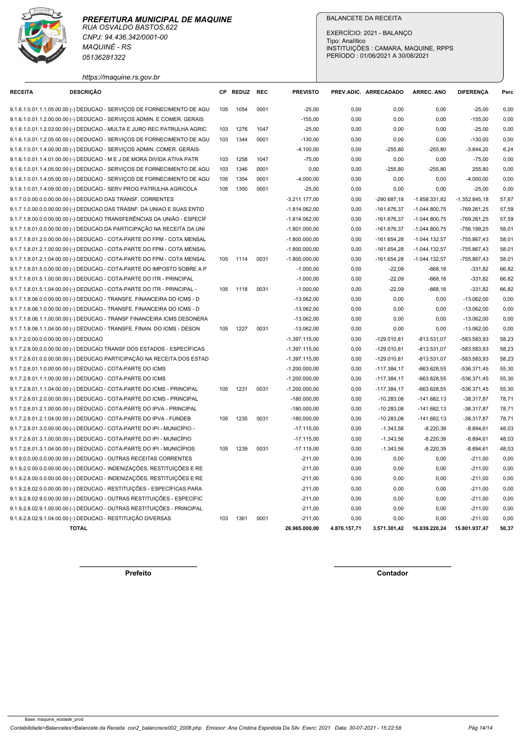**PREFEITURA MUNICIPAL DE MAQUINE**
*RUA OSVALDO BASTOS,622*
*CNPJ: 94.436.342/0001-00*
*MAQUINÉ - RS*
*05136281322*
*https://maquine.rs.gov.br*

BALANCETE DA RECEITA

EXERCÍCIO: 2021 - BALANÇO
Tipo: Analítico
INSTITUIÇÕES : CAMARA, MAQUINE, RPPS
PERÍODO : 01/06/2021 A 30/06/2021

| RECEITA | DESCRIÇÃO | CP | REDUZ | REC | PREVISTO | PREV.ADIC. | ARRECADADO | ARREC. ANO | DIFERENÇA | Perc |
|---|---|---|---|---|---|---|---|---|---|---|
| 9.1.6.1.0.01.1.1.05.00.00 | (-) DEDUCAO - SERVIÇOS DE FORNECIMENTO DE AGU | 105 | 1054 | 0001 | -25,00 | 0,00 | 0,00 | 0,00 | -25,00 | 0,00 |
| 9.1.6.1.0.01.1.2.00.00.00 | (-) DEDUCAO - SERVIÇOS ADMIN. E COMER. GERAIS | | | | -155,00 | 0,00 | 0,00 | 0,00 | -155,00 | 0,00 |
| 9.1.6.1.0.01.1.2.03.00.00 | (-) DEDUCAO - MULTA E JURO REC PATRULHA AGRIC | 103 | 1276 | 1047 | -25,00 | 0,00 | 0,00 | 0,00 | -25,00 | 0,00 |
| 9.1.6.1.0.01.1.2.05.00.00 | (-) DEDUCAO - SERVIÇOS DE FORNECIMENTO DE AGU | 103 | 1344 | 0001 | -130,00 | 0,00 | 0,00 | 0,00 | -130,00 | 0,00 |
| 9.1.6.1.0.01.1.4.00.00.00 | (-) DEDUCAO - SERVIÇOS ADMIN. COMER. GERAIS- | | | | -4.100,00 | 0,00 | -255,80 | -255,80 | -3.844,20 | 6,24 |
| 9.1.6.1.0.01.1.4.01.00.00 | (-) DEDUCAO - M E J DE MORA DIVIDA ATIVA PATR | 103 | 1258 | 1047 | -75,00 | 0,00 | 0,00 | 0,00 | -75,00 | 0,00 |
| 9.1.6.1.0.01.1.4.05.00.00 | (-) DEDUCAO - SERVIÇOS DE FORNECIMENTO DE AGU | 103 | 1346 | 0001 | 0,00 | 0,00 | -255,80 | -255,80 | 255,80 | 0,00 |
| 9.1.6.1.0.01.1.4.05.00.00 | (-) DEDUCAO - SERVIÇOS DE FORNECIMENTO DE AGU | 105 | 1354 | 0001 | -4.000,00 | 0,00 | 0,00 | 0,00 | -4.000,00 | 0,00 |
| 9.1.6.1.0.01.1.4.09.00.00 | (-) DEDUCAO - SERV PROG PATRULHA AGRICOLA | 105 | 1350 | 0001 | -25,00 | 0,00 | 0,00 | 0,00 | -25,00 | 0,00 |
| 9.1.7.0.0.00.0.0.00.00.00 | (-) DEDUCAO DAS TRANSF. CORRENTES | | | | -3.211.177,00 | 0,00 | -290.687,18 | -1.858.331,82 | -1.352.845,18 | 57,87 |
| 9.1.7.1.0.00.0.0.00.00.00 | (-) DEDUCAO DAS TRASNF. DA UNIAO E SUAS ENTID | | | | -1.814.062,00 | 0,00 | -161.676,37 | -1.044.800,75 | -769.261,25 | 57,59 |
| 9.1.7.1.8.00.0.0.00.00.00 | (-) DEDUCAO TRANSFERÊNCIAS DA UNIÃO - ESPECÍF | | | | -1.814.062,00 | 0,00 | -161.676,37 | -1.044.800,75 | -769.261,25 | 57,59 |
| 9.1.7.1.8.01.0.0.00.00.00 | (-) DEDUCAO DA PARTICIPAÇÃO NA RECEITA DA UNI | | | | -1.801.000,00 | 0,00 | -161.676,37 | -1.044.800,75 | -756.199,25 | 58,01 |
| 9.1.7.1.8.01.2.0.00.00.00 | (-) DEDUCAO - COTA-PARTE DO FPM - COTA MENSAL | | | | -1.800.000,00 | 0,00 | -161.654,28 | -1.044.132,57 | -755.867,43 | 58,01 |
| 9.1.7.1.8.01.2.1.00.00.00 | (-) DEDUCAO - COTA-PARTE DO FPM - COTA MENSAL | | | | -1.800.000,00 | 0,00 | -161.654,28 | -1.044.132,57 | -755.867,43 | 58,01 |
| 9.1.7.1.8.01.2.1.04.00.00 | (-) DEDUCAO - COTA-PARTE DO FPM - COTA MENSAL | 105 | 1114 | 0031 | -1.800.000,00 | 0,00 | -161.654,28 | -1.044.132,57 | -755.867,43 | 58,01 |
| 9.1.7.1.8.01.5.0.00.00.00 | (-) DEDUCAO - COTA-PARTE DO IMPOSTO SOBRE A P | | | | -1.000,00 | 0,00 | -22,09 | -668,18 | -331,82 | 66,82 |
| 9.1.7.1.8.01.5.1.00.00.00 | (-) DEDUCAO - COTA-PARTE DO ITR - PRINCIPAL | | | | -1.000,00 | 0,00 | -22,09 | -668,18 | -331,82 | 66,82 |
| 9.1.7.1.8.01.5.1.04.00.00 | (-) DEDUCAO - COTA-PARTE DO ITR - PRINCIPAL - | 105 | 1118 | 0031 | -1.000,00 | 0,00 | -22,09 | -668,18 | -331,82 | 66,82 |
| 9.1.7.1.8.06.0.0.00.00.00 | (-) DEDUCAO - TRANSFE. FINANCEIRA DO ICMS - D | | | | -13.062,00 | 0,00 | 0,00 | 0,00 | -13.062,00 | 0,00 |
| 9.1.7.1.8.06.1.0.00.00.00 | (-) DEDUCAO - TRANSFE. FINANCEIRA DO ICMS - D | | | | -13.062,00 | 0,00 | 0,00 | 0,00 | -13.062,00 | 0,00 |
| 9.1.7.1.8.06.1.1.00.00.00 | (-) DEDUCAO - TRANSF FINANCEIRA ICMS DESONERA | | | | -13.062,00 | 0,00 | 0,00 | 0,00 | -13.062,00 | 0,00 |
| 9.1.7.1.8.06.1.1.04.00.00 | (-) DEDUCAO - TRANSFE. FINAN. DO ICMS - DESON | 105 | 1227 | 0031 | -13.062,00 | 0,00 | 0,00 | 0,00 | -13.062,00 | 0,00 |
| 9.1.7.2.0.00.0.0.00.00.00 | (-) DEDUCAO | | | | -1.397.115,00 | 0,00 | -129.010,81 | -813.531,07 | -583.583,93 | 58,23 |
| 9.1.7.2.8.00.0.0.00.00.00 | (-) DEDUCAO TRANSF DOS ESTADOS - ESPECÍFICAS | | | | -1.397.115,00 | 0,00 | -129.010,81 | -813.531,07 | -583.583,93 | 58,23 |
| 9.1.7.2.8.01.0.0.00.00.00 | (-) DEDUCAO PARTICIPAÇÃO NA RECEITA DOS ESTAD | | | | -1.397.115,00 | 0,00 | -129.010,81 | -813.531,07 | -583.583,93 | 58,23 |
| 9.1.7.2.8.01.1.0.00.00.00 | (-) DEDUCAO - COTA-PARTE DO ICMS | | | | -1.200.000,00 | 0,00 | -117.384,17 | -663.628,55 | -536.371,45 | 55,30 |
| 9.1.7.2.8.01.1.1.00.00.00 | (-) DEDUCAO - COTA-PARTE DO ICMS | | | | -1.200.000,00 | 0,00 | -117.384,17 | -663.628,55 | -536.371,45 | 55,30 |
| 9.1.7.2.8.01.1.1.04.00.00 | (-) DEDUCAO - COTA-PARTE DO ICMS - PRINCIPAL | 105 | 1231 | 0031 | -1.200.000,00 | 0,00 | -117.384,17 | -663.628,55 | -536.371,45 | 55,30 |
| 9.1.7.2.8.01.2.0.00.00.00 | (-) DEDUCAO - COTA-PARTE DO ICMS - PRINCIPAL | | | | -180.000,00 | 0,00 | -10.283,08 | -141.682,13 | -38.317,87 | 78,71 |
| 9.1.7.2.8.01.2.1.00.00.00 | (-) DEDUCAO - COTA-PARTE DO IPVA - PRINCIPAL | | | | -180.000,00 | 0,00 | -10.283,08 | -141.682,13 | -38.317,87 | 78,71 |
| 9.1.7.2.8.01.2.1.04.00.00 | (-) DEDUCAO - COTA-PARTE DO IPVA - FUNDEB | 105 | 1235 | 0031 | -180.000,00 | 0,00 | -10.283,08 | -141.682,13 | -38.317,87 | 78,71 |
| 9.1.7.2.8.01.3.0.00.00.00 | (-) DEDUCAO - COTA-PARTE DO IPI - MUNICÍPIO - | | | | -17.115,00 | 0,00 | -1.343,56 | -8.220,39 | -8.894,61 | 48,03 |
| 9.1.7.2.8.01.3.1.00.00.00 | (-) DEDUCAO - COTA-PARTE DO IPI - MUNICÍPIO | | | | -17.115,00 | 0,00 | -1.343,56 | -8.220,39 | -8.894,61 | 48,03 |
| 9.1.7.2.8.01.3.1.04.00.00 | (-) DEDUCAO - COTA-PARTE DO IPI - MUNICÍPIOS | 105 | 1239 | 0031 | -17.115,00 | 0,00 | -1.343,56 | -8.220,39 | -8.894,61 | 48,03 |
| 9.1.9.0.0.00.0.0.00.00.00 | (-) DEDUCAO - OUTRAS RECEITAS CORRENTES | | | | -211,00 | 0,00 | 0,00 | 0,00 | -211,00 | 0,00 |
| 9.1.9.2.0.00.0.0.00.00.00 | (-) DEDUCAO - INDENIZAÇÕES, RESTITUIÇÕES E RE | | | | -211,00 | 0,00 | 0,00 | 0,00 | -211,00 | 0,00 |
| 9.1.9.2.8.00.0.0.00.00.00 | (-) DEDUCAO - INDENIZAÇÕES, RESTITUIÇÕES E RE | | | | -211,00 | 0,00 | 0,00 | 0,00 | -211,00 | 0,00 |
| 9.1.9.2.8.02.0.0.00.00.00 | (-) DEDUCAO - RESTITUIÇÕES - ESPECÍFICAS PARA | | | | -211,00 | 0,00 | 0,00 | 0,00 | -211,00 | 0,00 |
| 9.1.9.2.8.02.9.0.00.00.00 | (-) DEDUCAO - OUTRAS RESTITUIÇÕES - ESPECÍFIC | | | | -211,00 | 0,00 | 0,00 | 0,00 | -211,00 | 0,00 |
| 9.1.9.2.8.02.9.1.00.00.00 | (-) DEDUCAO - OUTRAS RESTITUIÇÕES - PRINCIPAL | | | | -211,00 | 0,00 | 0,00 | 0,00 | -211,00 | 0,00 |
| 9.1.9.2.8.02.9.1.04.00.00 | (-) DEDUCAO - RESTITUIÇÃO DIVERSAS | 103 | 1361 | 0001 | -211,00 | 0,00 | 0,00 | 0,00 | -211,00 | 0,00 |
| | **TOTAL** | | | | **26.965.000,00** | **4.876.157,71** | **3.571.301,42** | **16.039.220,24** | **15.801.937,47** | **50,37** |

\_\_\_\_\_\_\_\_\_\_\_\_\_\_\_\_\_\_\_\_\_\_\_\_\_\_\_\_\_\_
**Prefeito**

\_\_\_\_\_\_\_\_\_\_\_\_\_\_\_\_\_\_\_\_\_\_\_\_\_\_\_\_\_\_
**Contador**

Base: maquine_ecidade_prod
*Contabilidade>Balancetes>Balancete da Receita con2_balancrece002_2008.php Emissor: Ana Cristina Espindola Da Silv Exerc: 2021 Data: 30-07-2021 - 15:22:58*